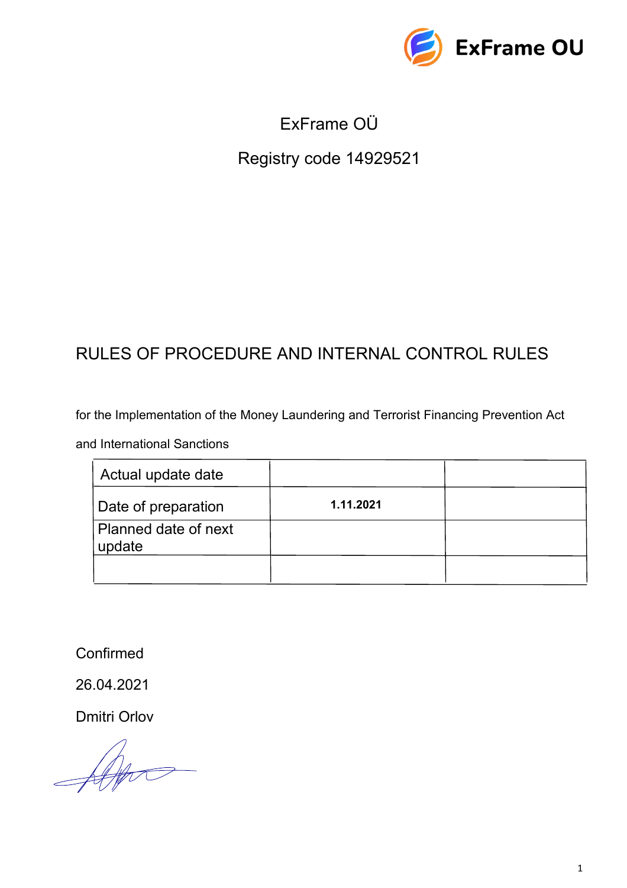ExFrame OU

ExFrame OÜ

Registry code 14929521

# RULES OF PROCEDURE AND INTERNAL CONTROL RULES

for the Implementation of the Money Laundering and Terrorist Financing Prevention Act

and International Sanctions

| Actual update date | | |
|---|---|---|
| Date of preparation | **1.11.2021** | |
| Planned date of next update | | |
| | | |

Confirmed

26.04.2021

Dmitri Orlov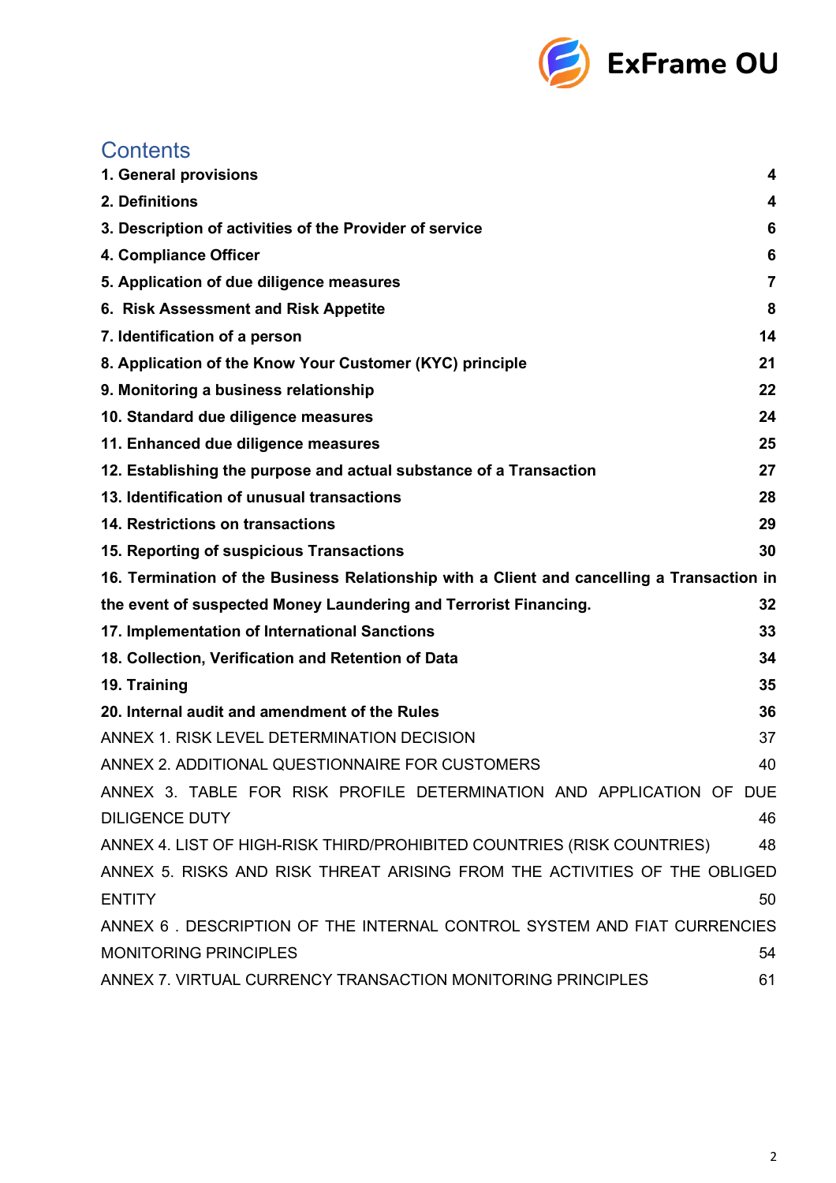## Contents

| | |
|---|---|
| **1. General provisions** | **4** |
| **2. Definitions** | **4** |
| **3. Description of activities of the Provider of service** | **6** |
| **4. Compliance Officer** | **6** |
| **5. Application of due diligence measures** | **7** |
| **6. Risk Assessment and Risk Appetite** | **8** |
| **7. Identification of a person** | **14** |
| **8. Application of the Know Your Customer (KYC) principle** | **21** |
| **9. Monitoring a business relationship** | **22** |
| **10. Standard due diligence measures** | **24** |
| **11. Enhanced due diligence measures** | **25** |
| **12. Establishing the purpose and actual substance of a Transaction** | **27** |
| **13. Identification of unusual transactions** | **28** |
| **14. Restrictions on transactions** | **29** |
| **15. Reporting of suspicious Transactions** | **30** |
| **16. Termination of the Business Relationship with a Client and cancelling a Transaction in the event of suspected Money Laundering and Terrorist Financing.** | **32** |
| **17. Implementation of International Sanctions** | **33** |
| **18. Collection, Verification and Retention of Data** | **34** |
| **19. Training** | **35** |
| **20. Internal audit and amendment of the Rules** | **36** |
| ANNEX 1. RISK LEVEL DETERMINATION DECISION | 37 |
| ANNEX 2. ADDITIONAL QUESTIONNAIRE FOR CUSTOMERS | 40 |
| ANNEX 3. TABLE FOR RISK PROFILE DETERMINATION AND APPLICATION OF DUE DILIGENCE DUTY | 46 |
| ANNEX 4. LIST OF HIGH-RISK THIRD/PROHIBITED COUNTRIES (RISK COUNTRIES) | 48 |
| ANNEX 5. RISKS AND RISK THREAT ARISING FROM THE ACTIVITIES OF THE OBLIGED ENTITY | 50 |
| ANNEX 6 . DESCRIPTION OF THE INTERNAL CONTROL SYSTEM AND FIAT CURRENCIES MONITORING PRINCIPLES | 54 |
| ANNEX 7. VIRTUAL CURRENCY TRANSACTION MONITORING PRINCIPLES | 61 |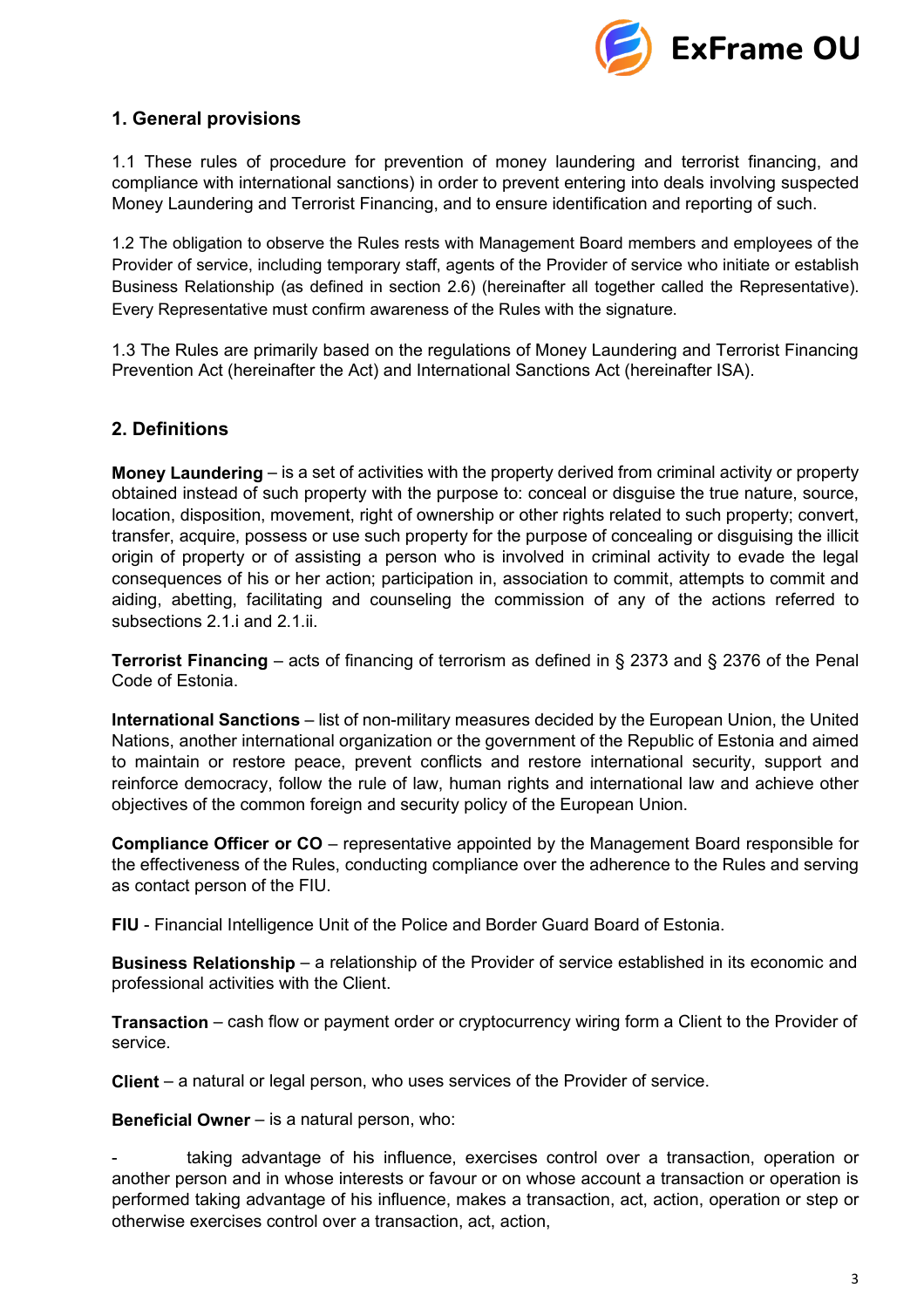## 1. General provisions

1.1 These rules of procedure for prevention of money laundering and terrorist financing, and compliance with international sanctions) in order to prevent entering into deals involving suspected Money Laundering and Terrorist Financing, and to ensure identification and reporting of such.

1.2 The obligation to observe the Rules rests with Management Board members and employees of the Provider of service, including temporary staff, agents of the Provider of service who initiate or establish Business Relationship (as defined in section 2.6) (hereinafter all together called the Representative). Every Representative must confirm awareness of the Rules with the signature.

1.3 The Rules are primarily based on the regulations of Money Laundering and Terrorist Financing Prevention Act (hereinafter the Act) and International Sanctions Act (hereinafter ISA).

## 2. Definitions

**Money Laundering** – is a set of activities with the property derived from criminal activity or property obtained instead of such property with the purpose to: conceal or disguise the true nature, source, location, disposition, movement, right of ownership or other rights related to such property; convert, transfer, acquire, possess or use such property for the purpose of concealing or disguising the illicit origin of property or of assisting a person who is involved in criminal activity to evade the legal consequences of his or her action; participation in, association to commit, attempts to commit and aiding, abetting, facilitating and counseling the commission of any of the actions referred to subsections 2.1.i and 2.1.ii.

**Terrorist Financing** – acts of financing of terrorism as defined in § 2373 and § 2376 of the Penal Code of Estonia.

**International Sanctions** – list of non-military measures decided by the European Union, the United Nations, another international organization or the government of the Republic of Estonia and aimed to maintain or restore peace, prevent conflicts and restore international security, support and reinforce democracy, follow the rule of law, human rights and international law and achieve other objectives of the common foreign and security policy of the European Union.

**Compliance Officer or CO** – representative appointed by the Management Board responsible for the effectiveness of the Rules, conducting compliance over the adherence to the Rules and serving as contact person of the FIU.

**FIU** - Financial Intelligence Unit of the Police and Border Guard Board of Estonia.

**Business Relationship** – a relationship of the Provider of service established in its economic and professional activities with the Client.

**Transaction** – cash flow or payment order or cryptocurrency wiring form a Client to the Provider of service.

**Client** – a natural or legal person, who uses services of the Provider of service.

**Beneficial Owner** – is a natural person, who:

- taking advantage of his influence, exercises control over a transaction, operation or another person and in whose interests or favour or on whose account a transaction or operation is performed taking advantage of his influence, makes a transaction, act, action, operation or step or otherwise exercises control over a transaction, act, action,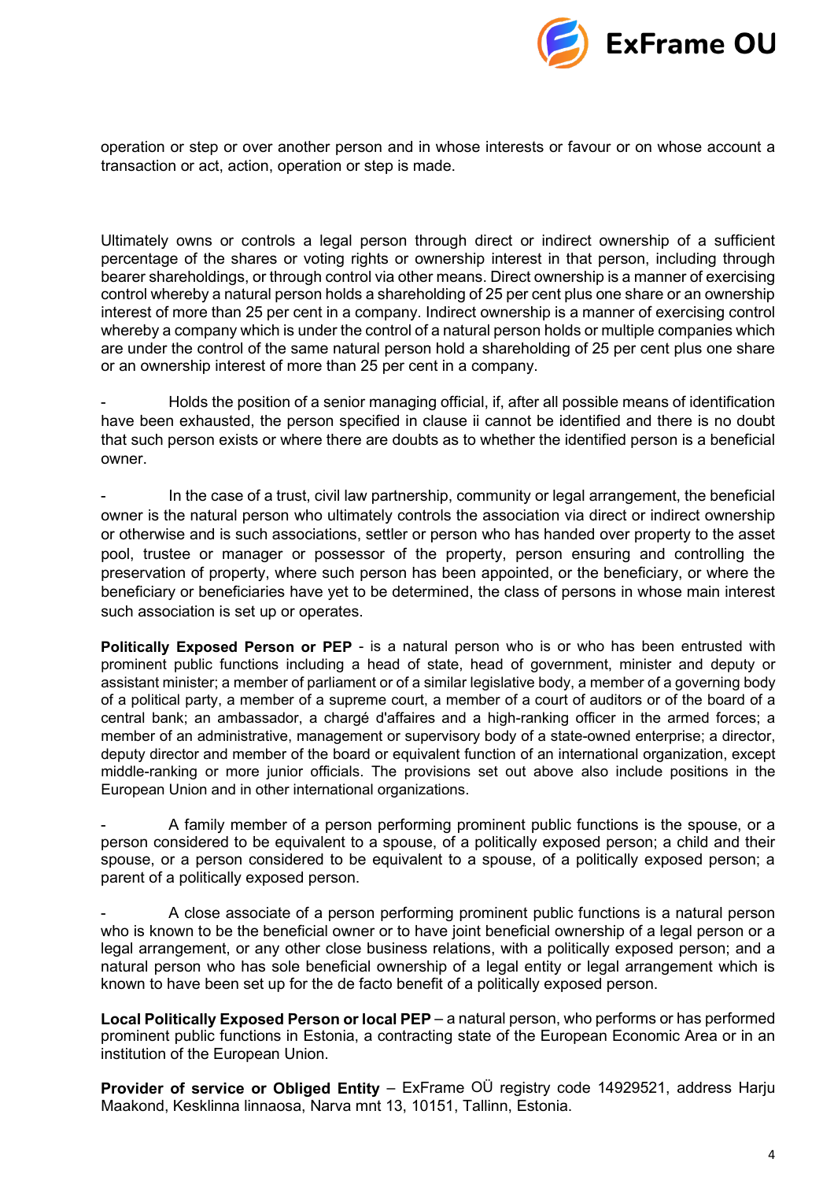operation or step or over another person and in whose interests or favour or on whose account a transaction or act, action, operation or step is made.

Ultimately owns or controls a legal person through direct or indirect ownership of a sufficient percentage of the shares or voting rights or ownership interest in that person, including through bearer shareholdings, or through control via other means. Direct ownership is a manner of exercising control whereby a natural person holds a shareholding of 25 per cent plus one share or an ownership interest of more than 25 per cent in a company. Indirect ownership is a manner of exercising control whereby a company which is under the control of a natural person holds or multiple companies which are under the control of the same natural person hold a shareholding of 25 per cent plus one share or an ownership interest of more than 25 per cent in a company.

- Holds the position of a senior managing official, if, after all possible means of identification have been exhausted, the person specified in clause ii cannot be identified and there is no doubt that such person exists or where there are doubts as to whether the identified person is a beneficial owner.

- In the case of a trust, civil law partnership, community or legal arrangement, the beneficial owner is the natural person who ultimately controls the association via direct or indirect ownership or otherwise and is such associations, settler or person who has handed over property to the asset pool, trustee or manager or possessor of the property, person ensuring and controlling the preservation of property, where such person has been appointed, or the beneficiary, or where the beneficiary or beneficiaries have yet to be determined, the class of persons in whose main interest such association is set up or operates.

**Politically Exposed Person or PEP** - is a natural person who is or who has been entrusted with prominent public functions including a head of state, head of government, minister and deputy or assistant minister; a member of parliament or of a similar legislative body, a member of a governing body of a political party, a member of a supreme court, a member of a court of auditors or of the board of a central bank; an ambassador, a chargé d'affaires and a high-ranking officer in the armed forces; a member of an administrative, management or supervisory body of a state-owned enterprise; a director, deputy director and member of the board or equivalent function of an international organization, except middle-ranking or more junior officials. The provisions set out above also include positions in the European Union and in other international organizations.

- A family member of a person performing prominent public functions is the spouse, or a person considered to be equivalent to a spouse, of a politically exposed person; a child and their spouse, or a person considered to be equivalent to a spouse, of a politically exposed person; a parent of a politically exposed person.

- A close associate of a person performing prominent public functions is a natural person who is known to be the beneficial owner or to have joint beneficial ownership of a legal person or a legal arrangement, or any other close business relations, with a politically exposed person; and a natural person who has sole beneficial ownership of a legal entity or legal arrangement which is known to have been set up for the de facto benefit of a politically exposed person.

**Local Politically Exposed Person or local PEP** – a natural person, who performs or has performed prominent public functions in Estonia, a contracting state of the European Economic Area or in an institution of the European Union.

**Provider of service or Obliged Entity** – ExFrame OÜ registry code 14929521, address Harju Maakond, Kesklinna linnaosa, Narva mnt 13, 10151, Tallinn, Estonia.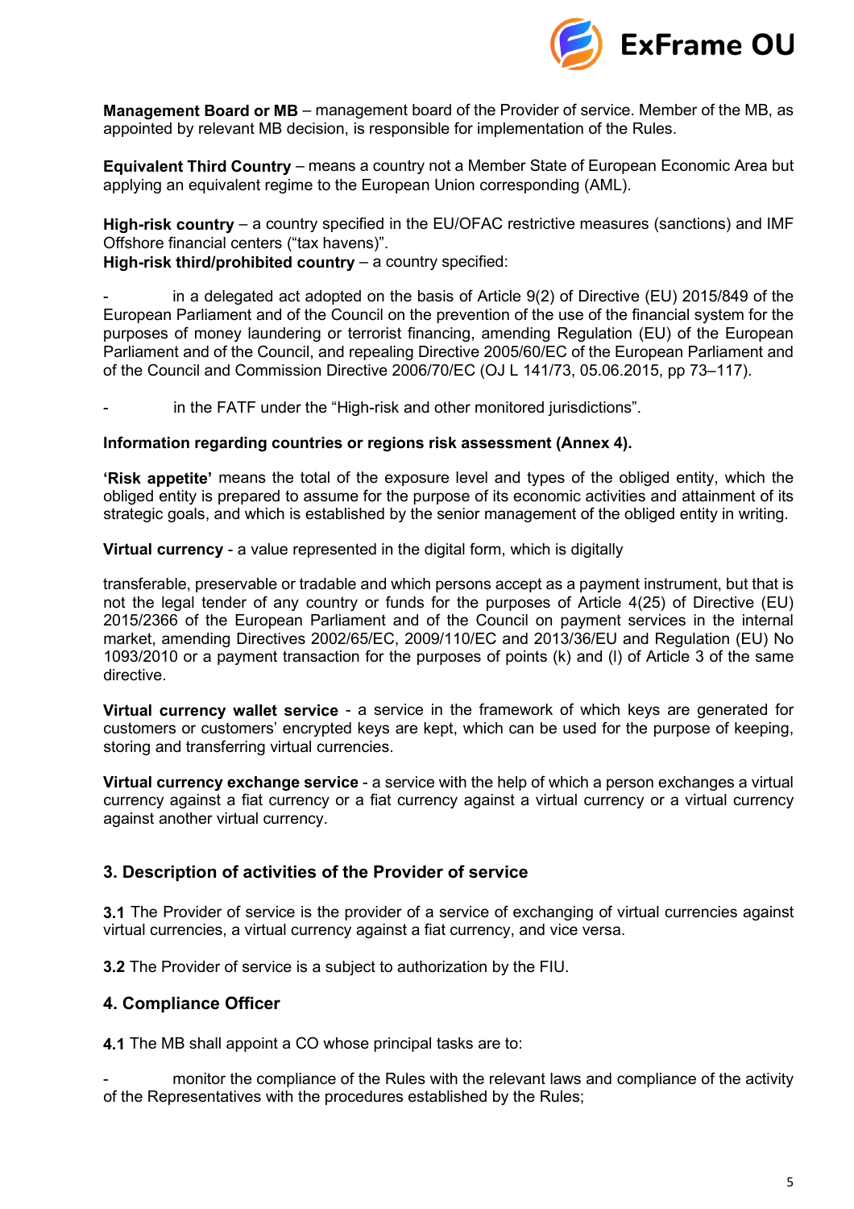**Management Board or MB** – management board of the Provider of service. Member of the MB, as appointed by relevant MB decision, is responsible for implementation of the Rules.

**Equivalent Third Country** – means a country not a Member State of European Economic Area but applying an equivalent regime to the European Union corresponding (AML).

**High-risk country** – a country specified in the EU/OFAC restrictive measures (sanctions) and IMF Offshore financial centers ("tax havens").
**High-risk third/prohibited country** – a country specified:

- in a delegated act adopted on the basis of Article 9(2) of Directive (EU) 2015/849 of the European Parliament and of the Council on the prevention of the use of the financial system for the purposes of money laundering or terrorist financing, amending Regulation (EU) of the European Parliament and of the Council, and repealing Directive 2005/60/EC of the European Parliament and of the Council and Commission Directive 2006/70/EC (OJ L 141/73, 05.06.2015, pp 73–117).

- in the FATF under the "High-risk and other monitored jurisdictions".

**Information regarding countries or regions risk assessment (Annex 4).**

**'Risk appetite'** means the total of the exposure level and types of the obliged entity, which the obliged entity is prepared to assume for the purpose of its economic activities and attainment of its strategic goals, and which is established by the senior management of the obliged entity in writing.

**Virtual currency** - a value represented in the digital form, which is digitally

transferable, preservable or tradable and which persons accept as a payment instrument, but that is not the legal tender of any country or funds for the purposes of Article 4(25) of Directive (EU) 2015/2366 of the European Parliament and of the Council on payment services in the internal market, amending Directives 2002/65/EC, 2009/110/EC and 2013/36/EU and Regulation (EU) No 1093/2010 or a payment transaction for the purposes of points (k) and (l) of Article 3 of the same directive.

**Virtual currency wallet service** - a service in the framework of which keys are generated for customers or customers' encrypted keys are kept, which can be used for the purpose of keeping, storing and transferring virtual currencies.

**Virtual currency exchange service** - a service with the help of which a person exchanges a virtual currency against a fiat currency or a fiat currency against a virtual currency or a virtual currency against another virtual currency.

## 3. Description of activities of the Provider of service

**3.1** The Provider of service is the provider of a service of exchanging of virtual currencies against virtual currencies, a virtual currency against a fiat currency, and vice versa.

**3.2** The Provider of service is a subject to authorization by the FIU.

## 4. Compliance Officer

**4.1** The MB shall appoint a CO whose principal tasks are to:

- monitor the compliance of the Rules with the relevant laws and compliance of the activity of the Representatives with the procedures established by the Rules;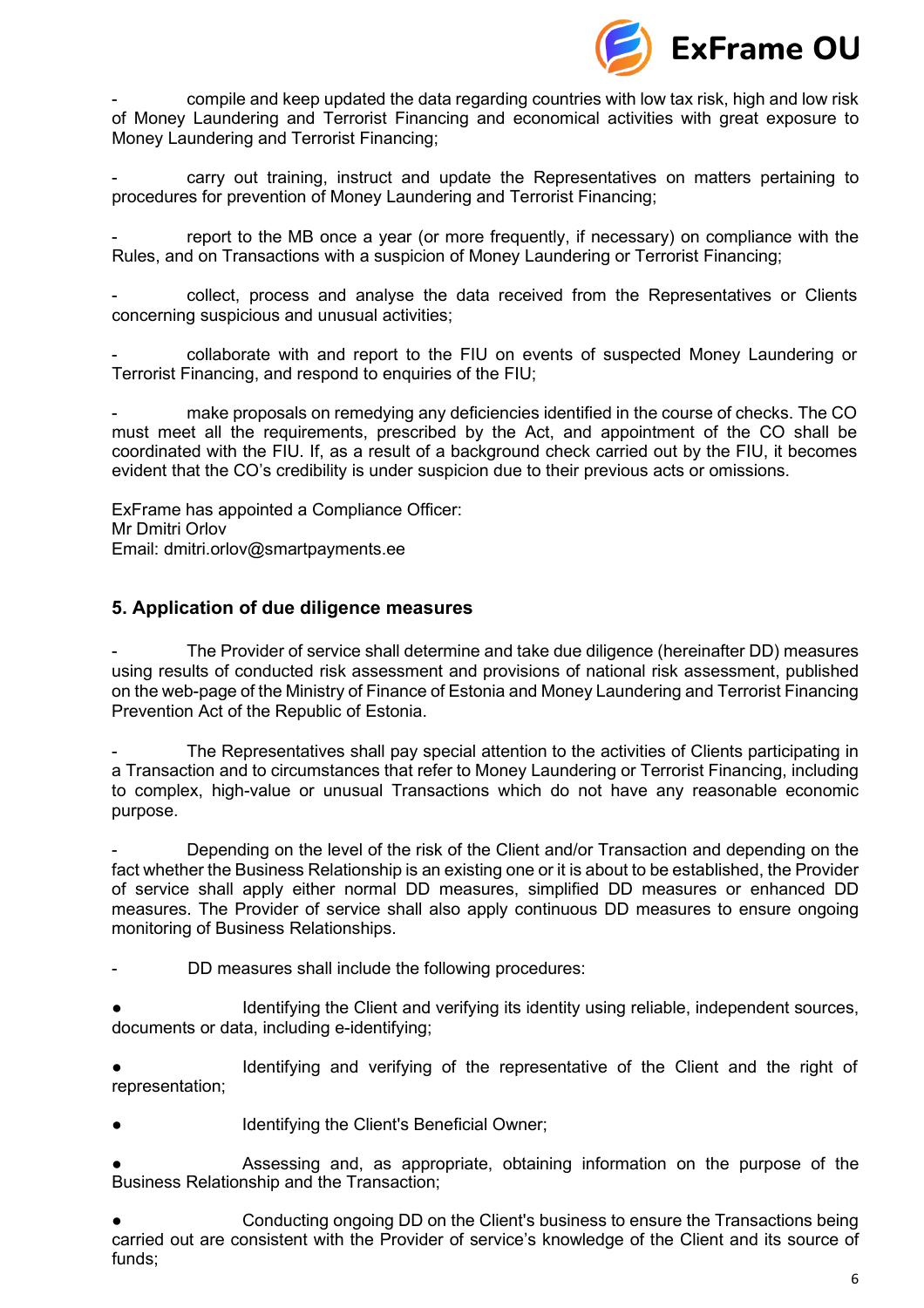- compile and keep updated the data regarding countries with low tax risk, high and low risk of Money Laundering and Terrorist Financing and economical activities with great exposure to Money Laundering and Terrorist Financing;

- carry out training, instruct and update the Representatives on matters pertaining to procedures for prevention of Money Laundering and Terrorist Financing;

- report to the MB once a year (or more frequently, if necessary) on compliance with the Rules, and on Transactions with a suspicion of Money Laundering or Terrorist Financing;

- collect, process and analyse the data received from the Representatives or Clients concerning suspicious and unusual activities;

- collaborate with and report to the FIU on events of suspected Money Laundering or Terrorist Financing, and respond to enquiries of the FIU;

- make proposals on remedying any deficiencies identified in the course of checks. The CO must meet all the requirements, prescribed by the Act, and appointment of the CO shall be coordinated with the FIU. If, as a result of a background check carried out by the FIU, it becomes evident that the CO's credibility is under suspicion due to their previous acts or omissions.

ExFrame has appointed a Compliance Officer:
Mr Dmitri Orlov
Email: dmitri.orlov@smartpayments.ee

## 5. Application of due diligence measures

- The Provider of service shall determine and take due diligence (hereinafter DD) measures using results of conducted risk assessment and provisions of national risk assessment, published on the web-page of the Ministry of Finance of Estonia and Money Laundering and Terrorist Financing Prevention Act of the Republic of Estonia.

- The Representatives shall pay special attention to the activities of Clients participating in a Transaction and to circumstances that refer to Money Laundering or Terrorist Financing, including to complex, high-value or unusual Transactions which do not have any reasonable economic purpose.

- Depending on the level of the risk of the Client and/or Transaction and depending on the fact whether the Business Relationship is an existing one or it is about to be established, the Provider of service shall apply either normal DD measures, simplified DD measures or enhanced DD measures. The Provider of service shall also apply continuous DD measures to ensure ongoing monitoring of Business Relationships.

- DD measures shall include the following procedures:

● Identifying the Client and verifying its identity using reliable, independent sources, documents or data, including e-identifying;

● Identifying and verifying of the representative of the Client and the right of representation;

● Identifying the Client's Beneficial Owner;

● Assessing and, as appropriate, obtaining information on the purpose of the Business Relationship and the Transaction;

● Conducting ongoing DD on the Client's business to ensure the Transactions being carried out are consistent with the Provider of service's knowledge of the Client and its source of funds;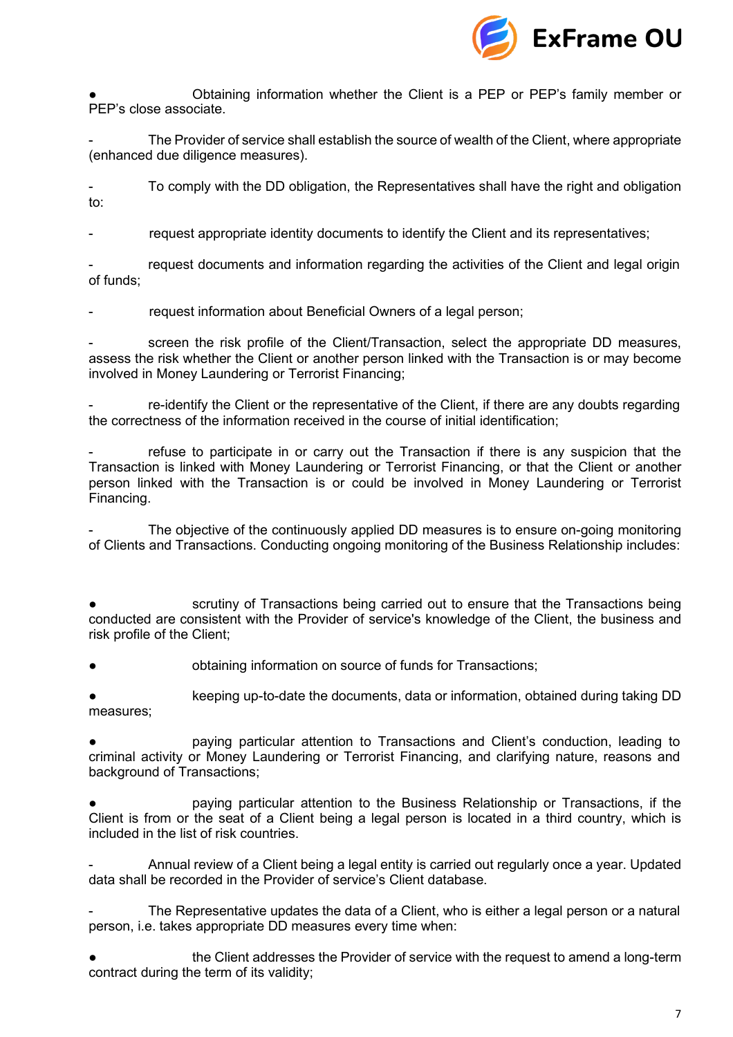- Obtaining information whether the Client is a PEP or PEP's family member or PEP's close associate.

- The Provider of service shall establish the source of wealth of the Client, where appropriate (enhanced due diligence measures).

- To comply with the DD obligation, the Representatives shall have the right and obligation to:

- request appropriate identity documents to identify the Client and its representatives;

- request documents and information regarding the activities of the Client and legal origin of funds;

- request information about Beneficial Owners of a legal person;

- screen the risk profile of the Client/Transaction, select the appropriate DD measures, assess the risk whether the Client or another person linked with the Transaction is or may become involved in Money Laundering or Terrorist Financing;

- re-identify the Client or the representative of the Client, if there are any doubts regarding the correctness of the information received in the course of initial identification;

- refuse to participate in or carry out the Transaction if there is any suspicion that the Transaction is linked with Money Laundering or Terrorist Financing, or that the Client or another person linked with the Transaction is or could be involved in Money Laundering or Terrorist Financing.

- The objective of the continuously applied DD measures is to ensure on-going monitoring of Clients and Transactions. Conducting ongoing monitoring of the Business Relationship includes:

- scrutiny of Transactions being carried out to ensure that the Transactions being conducted are consistent with the Provider of service's knowledge of the Client, the business and risk profile of the Client;
- obtaining information on source of funds for Transactions;
- keeping up-to-date the documents, data or information, obtained during taking DD measures;
- paying particular attention to Transactions and Client's conduction, leading to criminal activity or Money Laundering or Terrorist Financing, and clarifying nature, reasons and background of Transactions;
- paying particular attention to the Business Relationship or Transactions, if the Client is from or the seat of a Client being a legal person is located in a third country, which is included in the list of risk countries.

- Annual review of a Client being a legal entity is carried out regularly once a year. Updated data shall be recorded in the Provider of service's Client database.

- The Representative updates the data of a Client, who is either a legal person or a natural person, i.e. takes appropriate DD measures every time when:

- the Client addresses the Provider of service with the request to amend a long-term contract during the term of its validity;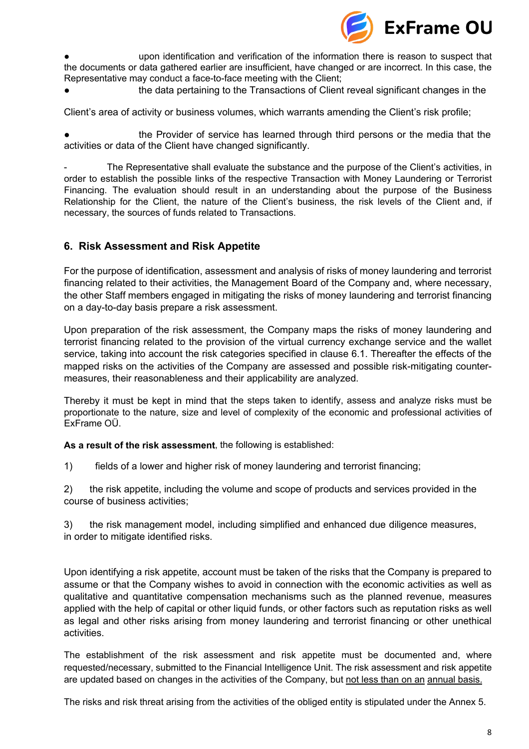- upon identification and verification of the information there is reason to suspect that the documents or data gathered earlier are insufficient, have changed or are incorrect. In this case, the Representative may conduct a face-to-face meeting with the Client;
- the data pertaining to the Transactions of Client reveal significant changes in the Client's area of activity or business volumes, which warrants amending the Client's risk profile;
- the Provider of service has learned through third persons or the media that the activities or data of the Client have changed significantly.

- The Representative shall evaluate the substance and the purpose of the Client's activities, in order to establish the possible links of the respective Transaction with Money Laundering or Terrorist Financing. The evaluation should result in an understanding about the purpose of the Business Relationship for the Client, the nature of the Client's business, the risk levels of the Client and, if necessary, the sources of funds related to Transactions.

## 6. Risk Assessment and Risk Appetite

For the purpose of identification, assessment and analysis of risks of money laundering and terrorist financing related to their activities, the Management Board of the Company and, where necessary, the other Staff members engaged in mitigating the risks of money laundering and terrorist financing on a day-to-day basis prepare a risk assessment.

Upon preparation of the risk assessment, the Company maps the risks of money laundering and terrorist financing related to the provision of the virtual currency exchange service and the wallet service, taking into account the risk categories specified in clause 6.1. Thereafter the effects of the mapped risks on the activities of the Company are assessed and possible risk-mitigating counter-measures, their reasonableness and their applicability are analyzed.

Thereby it must be kept in mind that the steps taken to identify, assess and analyze risks must be proportionate to the nature, size and level of complexity of the economic and professional activities of ExFrame OÜ.

**As a result of the risk assessment**, the following is established:

1) fields of a lower and higher risk of money laundering and terrorist financing;

2) the risk appetite, including the volume and scope of products and services provided in the course of business activities;

3) the risk management model, including simplified and enhanced due diligence measures, in order to mitigate identified risks.

Upon identifying a risk appetite, account must be taken of the risks that the Company is prepared to assume or that the Company wishes to avoid in connection with the economic activities as well as qualitative and quantitative compensation mechanisms such as the planned revenue, measures applied with the help of capital or other liquid funds, or other factors such as reputation risks as well as legal and other risks arising from money laundering and terrorist financing or other unethical activities.

The establishment of the risk assessment and risk appetite must be documented and, where requested/necessary, submitted to the Financial Intelligence Unit. The risk assessment and risk appetite are updated based on changes in the activities of the Company, but not less than on an annual basis.

The risks and risk threat arising from the activities of the obliged entity is stipulated under the Annex 5.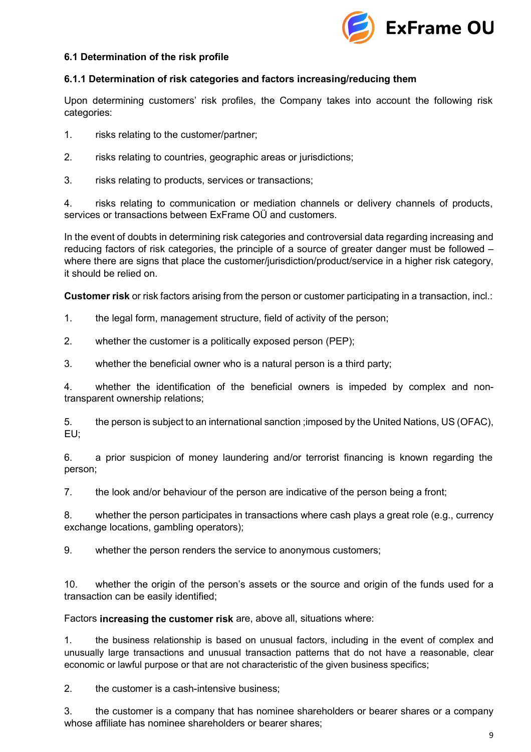### 6.1 Determination of the risk profile

#### 6.1.1 Determination of risk categories and factors increasing/reducing them

Upon determining customers' risk profiles, the Company takes into account the following risk categories:

1. risks relating to the customer/partner;
2. risks relating to countries, geographic areas or jurisdictions;
3. risks relating to products, services or transactions;
4. risks relating to communication or mediation channels or delivery channels of products, services or transactions between ExFrame OÜ and customers.

In the event of doubts in determining risk categories and controversial data regarding increasing and reducing factors of risk categories, the principle of a source of greater danger must be followed – where there are signs that place the customer/jurisdiction/product/service in a higher risk category, it should be relied on.

**Customer risk** or risk factors arising from the person or customer participating in a transaction, incl.:

1. the legal form, management structure, field of activity of the person;
2. whether the customer is a politically exposed person (PEP);
3. whether the beneficial owner who is a natural person is a third party;
4. whether the identification of the beneficial owners is impeded by complex and non-transparent ownership relations;
5. the person is subject to an international sanction ;imposed by the United Nations, US (OFAC), EU;
6. a prior suspicion of money laundering and/or terrorist financing is known regarding the person;
7. the look and/or behaviour of the person are indicative of the person being a front;
8. whether the person participates in transactions where cash plays a great role (e.g., currency exchange locations, gambling operators);
9. whether the person renders the service to anonymous customers;
10. whether the origin of the person's assets or the source and origin of the funds used for a transaction can be easily identified;

Factors **increasing the customer risk** are, above all, situations where:

1. the business relationship is based on unusual factors, including in the event of complex and unusually large transactions and unusual transaction patterns that do not have a reasonable, clear economic or lawful purpose or that are not characteristic of the given business specifics;
2. the customer is a cash-intensive business;
3. the customer is a company that has nominee shareholders or bearer shares or a company whose affiliate has nominee shareholders or bearer shares;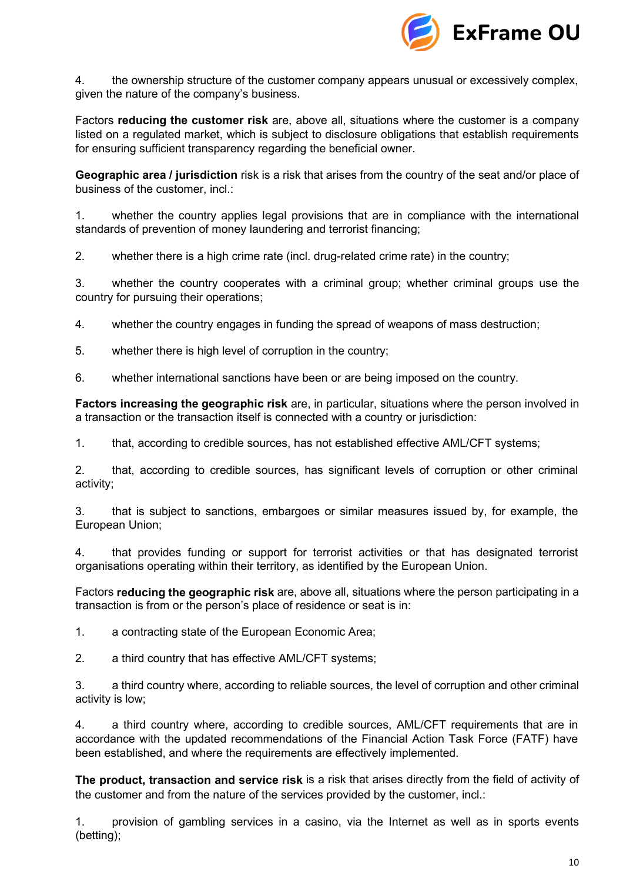4. the ownership structure of the customer company appears unusual or excessively complex, given the nature of the company's business.

Factors **reducing the customer risk** are, above all, situations where the customer is a company listed on a regulated market, which is subject to disclosure obligations that establish requirements for ensuring sufficient transparency regarding the beneficial owner.

**Geographic area / jurisdiction** risk is a risk that arises from the country of the seat and/or place of business of the customer, incl.:

1. whether the country applies legal provisions that are in compliance with the international standards of prevention of money laundering and terrorist financing;

2. whether there is a high crime rate (incl. drug-related crime rate) in the country;

3. whether the country cooperates with a criminal group; whether criminal groups use the country for pursuing their operations;

4. whether the country engages in funding the spread of weapons of mass destruction;

5. whether there is high level of corruption in the country;

6. whether international sanctions have been or are being imposed on the country.

**Factors increasing the geographic risk** are, in particular, situations where the person involved in a transaction or the transaction itself is connected with a country or jurisdiction:

1. that, according to credible sources, has not established effective AML/CFT systems;

2. that, according to credible sources, has significant levels of corruption or other criminal activity;

3. that is subject to sanctions, embargoes or similar measures issued by, for example, the European Union;

4. that provides funding or support for terrorist activities or that has designated terrorist organisations operating within their territory, as identified by the European Union.

Factors **reducing the geographic risk** are, above all, situations where the person participating in a transaction is from or the person's place of residence or seat is in:

1. a contracting state of the European Economic Area;

2. a third country that has effective AML/CFT systems;

3. a third country where, according to reliable sources, the level of corruption and other criminal activity is low;

4. a third country where, according to credible sources, AML/CFT requirements that are in accordance with the updated recommendations of the Financial Action Task Force (FATF) have been established, and where the requirements are effectively implemented.

**The product, transaction and service risk** is a risk that arises directly from the field of activity of the customer and from the nature of the services provided by the customer, incl.:

1. provision of gambling services in a casino, via the Internet as well as in sports events (betting);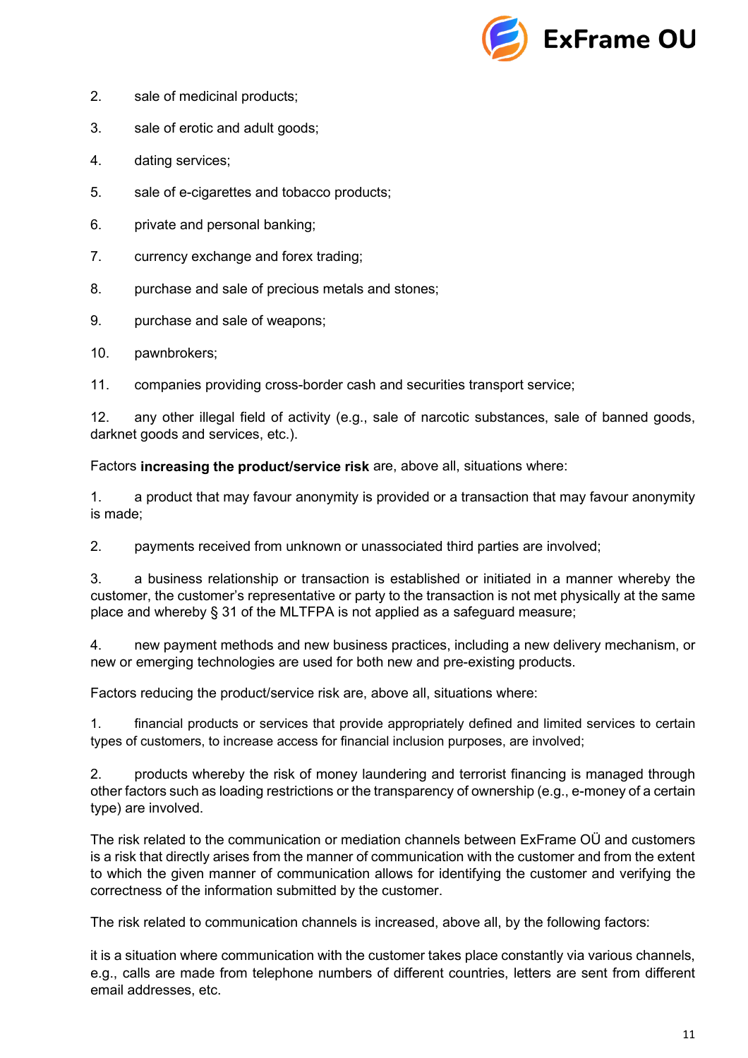2. sale of medicinal products;

3. sale of erotic and adult goods;

4. dating services;

5. sale of e-cigarettes and tobacco products;

6. private and personal banking;

7. currency exchange and forex trading;

8. purchase and sale of precious metals and stones;

9. purchase and sale of weapons;

10. pawnbrokers;

11. companies providing cross-border cash and securities transport service;

12. any other illegal field of activity (e.g., sale of narcotic substances, sale of banned goods, darknet goods and services, etc.).

Factors **increasing the product/service risk** are, above all, situations where:

1. a product that may favour anonymity is provided or a transaction that may favour anonymity is made;

2. payments received from unknown or unassociated third parties are involved;

3. a business relationship or transaction is established or initiated in a manner whereby the customer, the customer's representative or party to the transaction is not met physically at the same place and whereby § 31 of the MLTFPA is not applied as a safeguard measure;

4. new payment methods and new business practices, including a new delivery mechanism, or new or emerging technologies are used for both new and pre-existing products.

Factors reducing the product/service risk are, above all, situations where:

1. financial products or services that provide appropriately defined and limited services to certain types of customers, to increase access for financial inclusion purposes, are involved;

2. products whereby the risk of money laundering and terrorist financing is managed through other factors such as loading restrictions or the transparency of ownership (e.g., e-money of a certain type) are involved.

The risk related to the communication or mediation channels between ExFrame OÜ and customers is a risk that directly arises from the manner of communication with the customer and from the extent to which the given manner of communication allows for identifying the customer and verifying the correctness of the information submitted by the customer.

The risk related to communication channels is increased, above all, by the following factors:

it is a situation where communication with the customer takes place constantly via various channels, e.g., calls are made from telephone numbers of different countries, letters are sent from different email addresses, etc.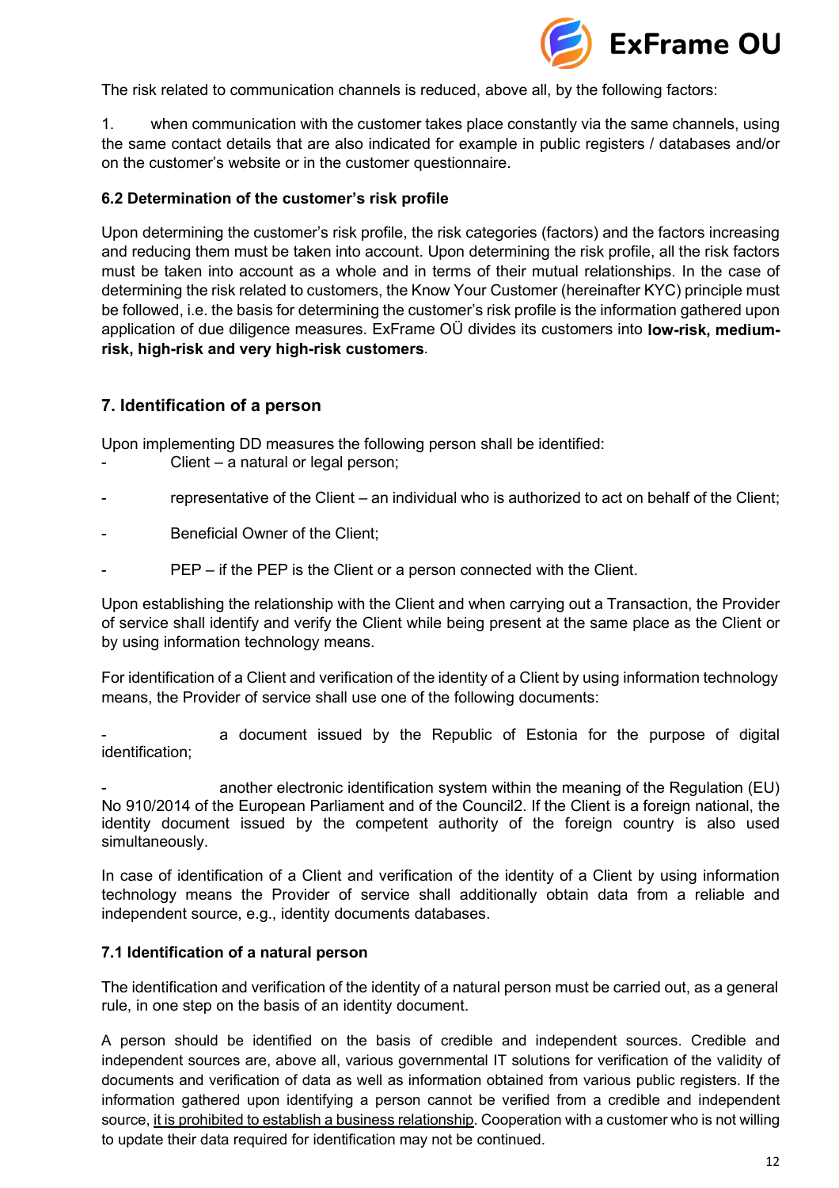The risk related to communication channels is reduced, above all, by the following factors:

1. when communication with the customer takes place constantly via the same channels, using the same contact details that are also indicated for example in public registers / databases and/or on the customer's website or in the customer questionnaire.

### 6.2 Determination of the customer's risk profile

Upon determining the customer's risk profile, the risk categories (factors) and the factors increasing and reducing them must be taken into account. Upon determining the risk profile, all the risk factors must be taken into account as a whole and in terms of their mutual relationships. In the case of determining the risk related to customers, the Know Your Customer (hereinafter KYC) principle must be followed, i.e. the basis for determining the customer's risk profile is the information gathered upon application of due diligence measures. ExFrame OÜ divides its customers into **low-risk, medium-risk, high-risk and very high-risk customers**.

## 7. Identification of a person

Upon implementing DD measures the following person shall be identified:

- Client – a natural or legal person;
- representative of the Client – an individual who is authorized to act on behalf of the Client;
- Beneficial Owner of the Client;
- PEP – if the PEP is the Client or a person connected with the Client.

Upon establishing the relationship with the Client and when carrying out a Transaction, the Provider of service shall identify and verify the Client while being present at the same place as the Client or by using information technology means.

For identification of a Client and verification of the identity of a Client by using information technology means, the Provider of service shall use one of the following documents:

- a document issued by the Republic of Estonia for the purpose of digital identification;
- another electronic identification system within the meaning of the Regulation (EU) No 910/2014 of the European Parliament and of the Council2. If the Client is a foreign national, the identity document issued by the competent authority of the foreign country is also used simultaneously.

In case of identification of a Client and verification of the identity of a Client by using information technology means the Provider of service shall additionally obtain data from a reliable and independent source, e.g., identity documents databases.

### 7.1 Identification of a natural person

The identification and verification of the identity of a natural person must be carried out, as a general rule, in one step on the basis of an identity document.

A person should be identified on the basis of credible and independent sources. Credible and independent sources are, above all, various governmental IT solutions for verification of the validity of documents and verification of data as well as information obtained from various public registers. If the information gathered upon identifying a person cannot be verified from a credible and independent source, it is prohibited to establish a business relationship. Cooperation with a customer who is not willing to update their data required for identification may not be continued.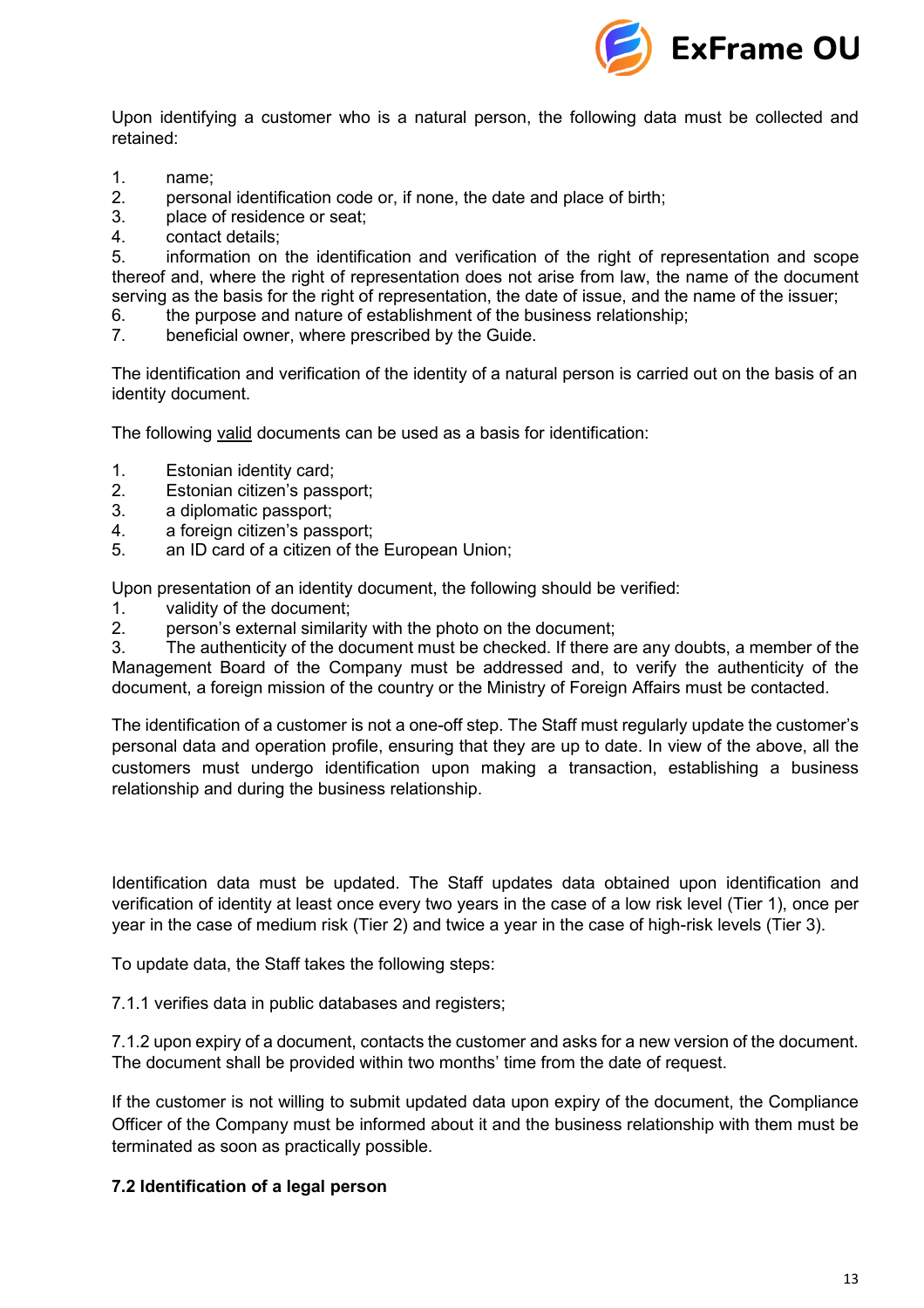Upon identifying a customer who is a natural person, the following data must be collected and retained:

1. name;
2. personal identification code or, if none, the date and place of birth;
3. place of residence or seat;
4. contact details;
5. information on the identification and verification of the right of representation and scope thereof and, where the right of representation does not arise from law, the name of the document serving as the basis for the right of representation, the date of issue, and the name of the issuer;
6. the purpose and nature of establishment of the business relationship;
7. beneficial owner, where prescribed by the Guide.

The identification and verification of the identity of a natural person is carried out on the basis of an identity document.

The following valid documents can be used as a basis for identification:

1. Estonian identity card;
2. Estonian citizen's passport;
3. a diplomatic passport;
4. a foreign citizen's passport;
5. an ID card of a citizen of the European Union;

Upon presentation of an identity document, the following should be verified:

1. validity of the document;
2. person's external similarity with the photo on the document;
3. The authenticity of the document must be checked. If there are any doubts, a member of the Management Board of the Company must be addressed and, to verify the authenticity of the document, a foreign mission of the country or the Ministry of Foreign Affairs must be contacted.

The identification of a customer is not a one-off step. The Staff must regularly update the customer's personal data and operation profile, ensuring that they are up to date. In view of the above, all the customers must undergo identification upon making a transaction, establishing a business relationship and during the business relationship.

Identification data must be updated. The Staff updates data obtained upon identification and verification of identity at least once every two years in the case of a low risk level (Tier 1), once per year in the case of medium risk (Tier 2) and twice a year in the case of high-risk levels (Tier 3).

To update data, the Staff takes the following steps:

7.1.1 verifies data in public databases and registers;

7.1.2 upon expiry of a document, contacts the customer and asks for a new version of the document. The document shall be provided within two months' time from the date of request.

If the customer is not willing to submit updated data upon expiry of the document, the Compliance Officer of the Company must be informed about it and the business relationship with them must be terminated as soon as practically possible.

### 7.2 Identification of a legal person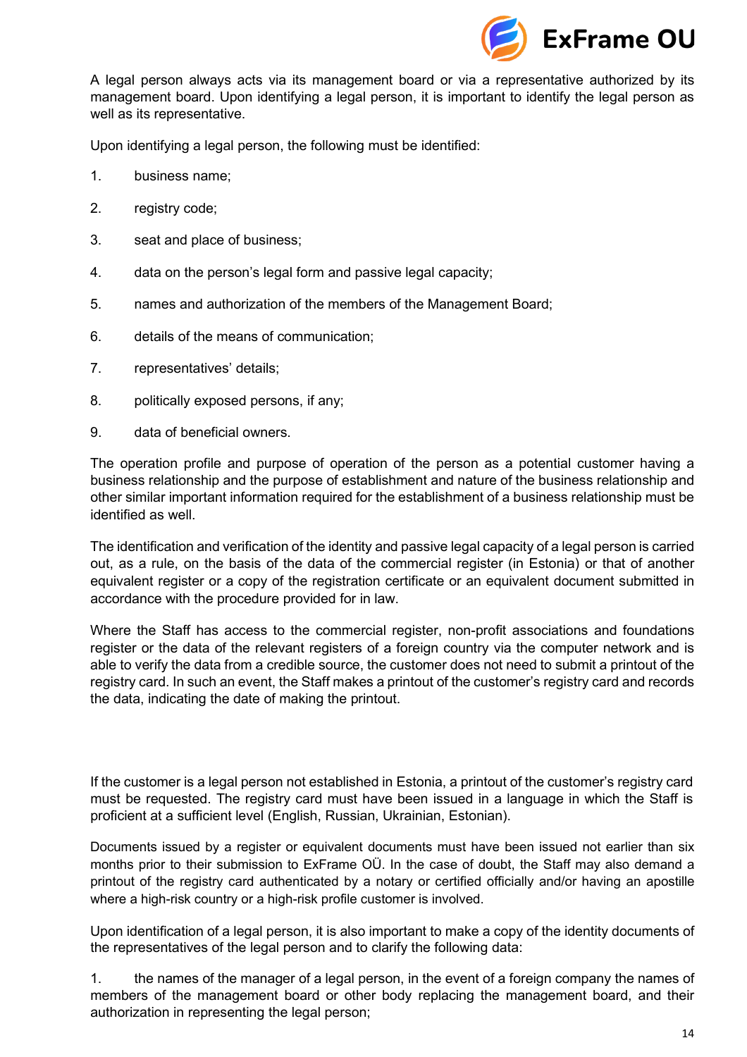A legal person always acts via its management board or via a representative authorized by its management board. Upon identifying a legal person, it is important to identify the legal person as well as its representative.

Upon identifying a legal person, the following must be identified:

1. business name;
2. registry code;
3. seat and place of business;
4. data on the person's legal form and passive legal capacity;
5. names and authorization of the members of the Management Board;
6. details of the means of communication;
7. representatives' details;
8. politically exposed persons, if any;
9. data of beneficial owners.

The operation profile and purpose of operation of the person as a potential customer having a business relationship and the purpose of establishment and nature of the business relationship and other similar important information required for the establishment of a business relationship must be identified as well.

The identification and verification of the identity and passive legal capacity of a legal person is carried out, as a rule, on the basis of the data of the commercial register (in Estonia) or that of another equivalent register or a copy of the registration certificate or an equivalent document submitted in accordance with the procedure provided for in law.

Where the Staff has access to the commercial register, non-profit associations and foundations register or the data of the relevant registers of a foreign country via the computer network and is able to verify the data from a credible source, the customer does not need to submit a printout of the registry card. In such an event, the Staff makes a printout of the customer's registry card and records the data, indicating the date of making the printout.

If the customer is a legal person not established in Estonia, a printout of the customer's registry card must be requested. The registry card must have been issued in a language in which the Staff is proficient at a sufficient level (English, Russian, Ukrainian, Estonian).

Documents issued by a register or equivalent documents must have been issued not earlier than six months prior to their submission to ExFrame OÜ. In the case of doubt, the Staff may also demand a printout of the registry card authenticated by a notary or certified officially and/or having an apostille where a high-risk country or a high-risk profile customer is involved.

Upon identification of a legal person, it is also important to make a copy of the identity documents of the representatives of the legal person and to clarify the following data:

1. the names of the manager of a legal person, in the event of a foreign company the names of members of the management board or other body replacing the management board, and their authorization in representing the legal person;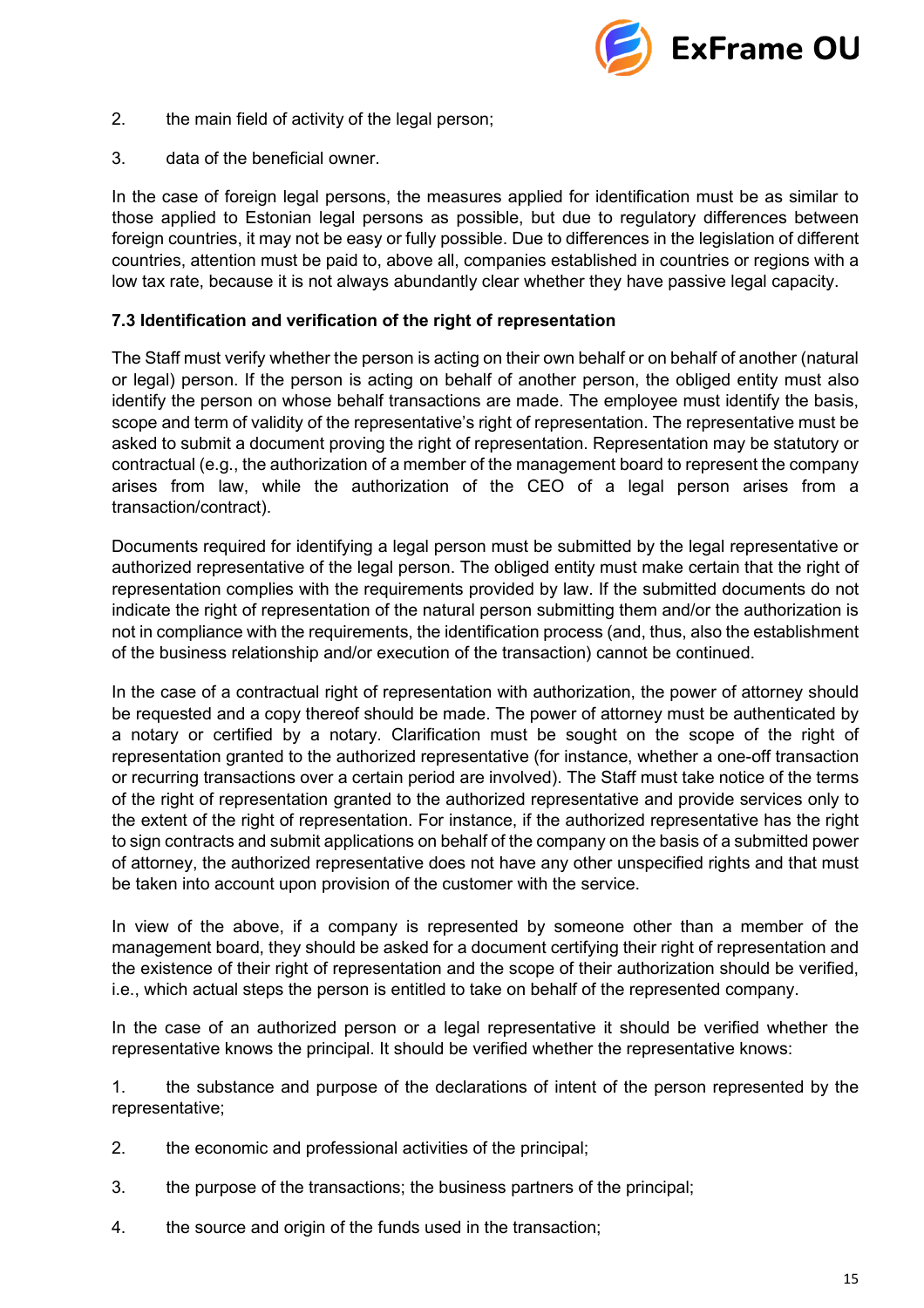2. the main field of activity of the legal person;

3. data of the beneficial owner.

In the case of foreign legal persons, the measures applied for identification must be as similar to those applied to Estonian legal persons as possible, but due to regulatory differences between foreign countries, it may not be easy or fully possible. Due to differences in the legislation of different countries, attention must be paid to, above all, companies established in countries or regions with a low tax rate, because it is not always abundantly clear whether they have passive legal capacity.

### 7.3 Identification and verification of the right of representation

The Staff must verify whether the person is acting on their own behalf or on behalf of another (natural or legal) person. If the person is acting on behalf of another person, the obliged entity must also identify the person on whose behalf transactions are made. The employee must identify the basis, scope and term of validity of the representative's right of representation. The representative must be asked to submit a document proving the right of representation. Representation may be statutory or contractual (e.g., the authorization of a member of the management board to represent the company arises from law, while the authorization of the CEO of a legal person arises from a transaction/contract).

Documents required for identifying a legal person must be submitted by the legal representative or authorized representative of the legal person. The obliged entity must make certain that the right of representation complies with the requirements provided by law. If the submitted documents do not indicate the right of representation of the natural person submitting them and/or the authorization is not in compliance with the requirements, the identification process (and, thus, also the establishment of the business relationship and/or execution of the transaction) cannot be continued.

In the case of a contractual right of representation with authorization, the power of attorney should be requested and a copy thereof should be made. The power of attorney must be authenticated by a notary or certified by a notary. Clarification must be sought on the scope of the right of representation granted to the authorized representative (for instance, whether a one-off transaction or recurring transactions over a certain period are involved). The Staff must take notice of the terms of the right of representation granted to the authorized representative and provide services only to the extent of the right of representation. For instance, if the authorized representative has the right to sign contracts and submit applications on behalf of the company on the basis of a submitted power of attorney, the authorized representative does not have any other unspecified rights and that must be taken into account upon provision of the customer with the service.

In view of the above, if a company is represented by someone other than a member of the management board, they should be asked for a document certifying their right of representation and the existence of their right of representation and the scope of their authorization should be verified, i.e., which actual steps the person is entitled to take on behalf of the represented company.

In the case of an authorized person or a legal representative it should be verified whether the representative knows the principal. It should be verified whether the representative knows:

1. the substance and purpose of the declarations of intent of the person represented by the representative;

2. the economic and professional activities of the principal;

3. the purpose of the transactions; the business partners of the principal;

4. the source and origin of the funds used in the transaction;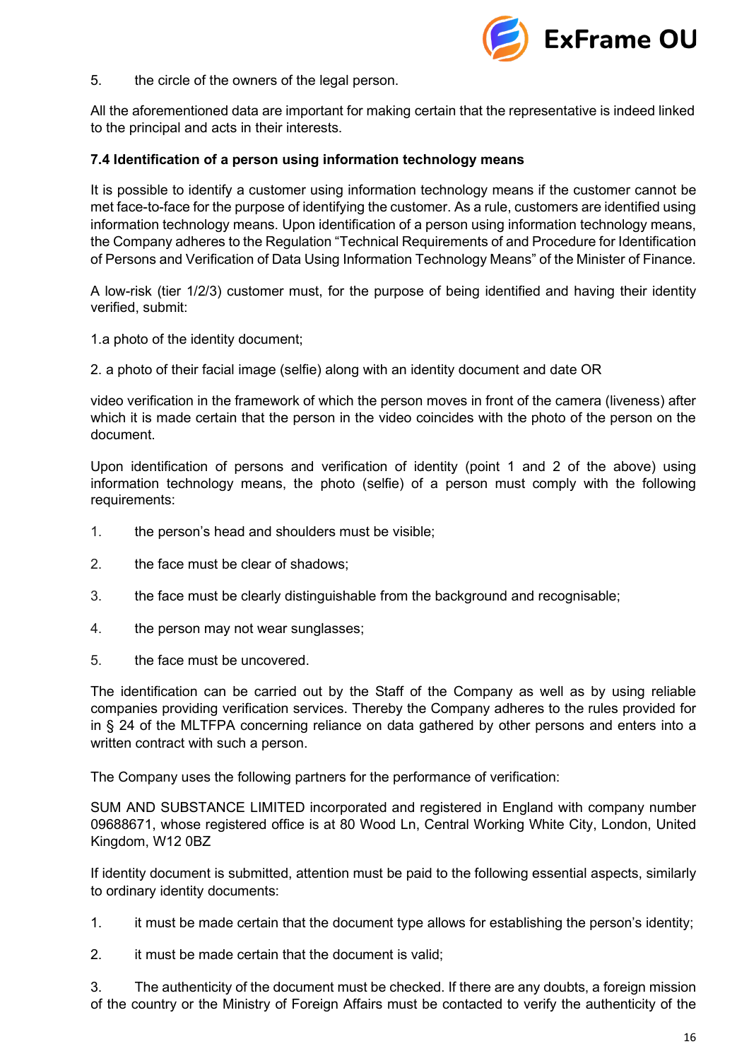5. the circle of the owners of the legal person.

All the aforementioned data are important for making certain that the representative is indeed linked to the principal and acts in their interests.

**7.4 Identification of a person using information technology means**

It is possible to identify a customer using information technology means if the customer cannot be met face-to-face for the purpose of identifying the customer. As a rule, customers are identified using information technology means. Upon identification of a person using information technology means, the Company adheres to the Regulation "Technical Requirements of and Procedure for Identification of Persons and Verification of Data Using Information Technology Means" of the Minister of Finance.

A low-risk (tier 1/2/3) customer must, for the purpose of being identified and having their identity verified, submit:

1.a photo of the identity document;

2. a photo of their facial image (selfie) along with an identity document and date OR

video verification in the framework of which the person moves in front of the camera (liveness) after which it is made certain that the person in the video coincides with the photo of the person on the document.

Upon identification of persons and verification of identity (point 1 and 2 of the above) using information technology means, the photo (selfie) of a person must comply with the following requirements:

1. the person's head and shoulders must be visible;
2. the face must be clear of shadows;
3. the face must be clearly distinguishable from the background and recognisable;
4. the person may not wear sunglasses;
5. the face must be uncovered.

The identification can be carried out by the Staff of the Company as well as by using reliable companies providing verification services. Thereby the Company adheres to the rules provided for in § 24 of the MLTFPA concerning reliance on data gathered by other persons and enters into a written contract with such a person.

The Company uses the following partners for the performance of verification:

SUM AND SUBSTANCE LIMITED incorporated and registered in England with company number 09688671, whose registered office is at 80 Wood Ln, Central Working White City, London, United Kingdom, W12 0BZ

If identity document is submitted, attention must be paid to the following essential aspects, similarly to ordinary identity documents:

1. it must be made certain that the document type allows for establishing the person's identity;
2. it must be made certain that the document is valid;
3. The authenticity of the document must be checked. If there are any doubts, a foreign mission of the country or the Ministry of Foreign Affairs must be contacted to verify the authenticity of the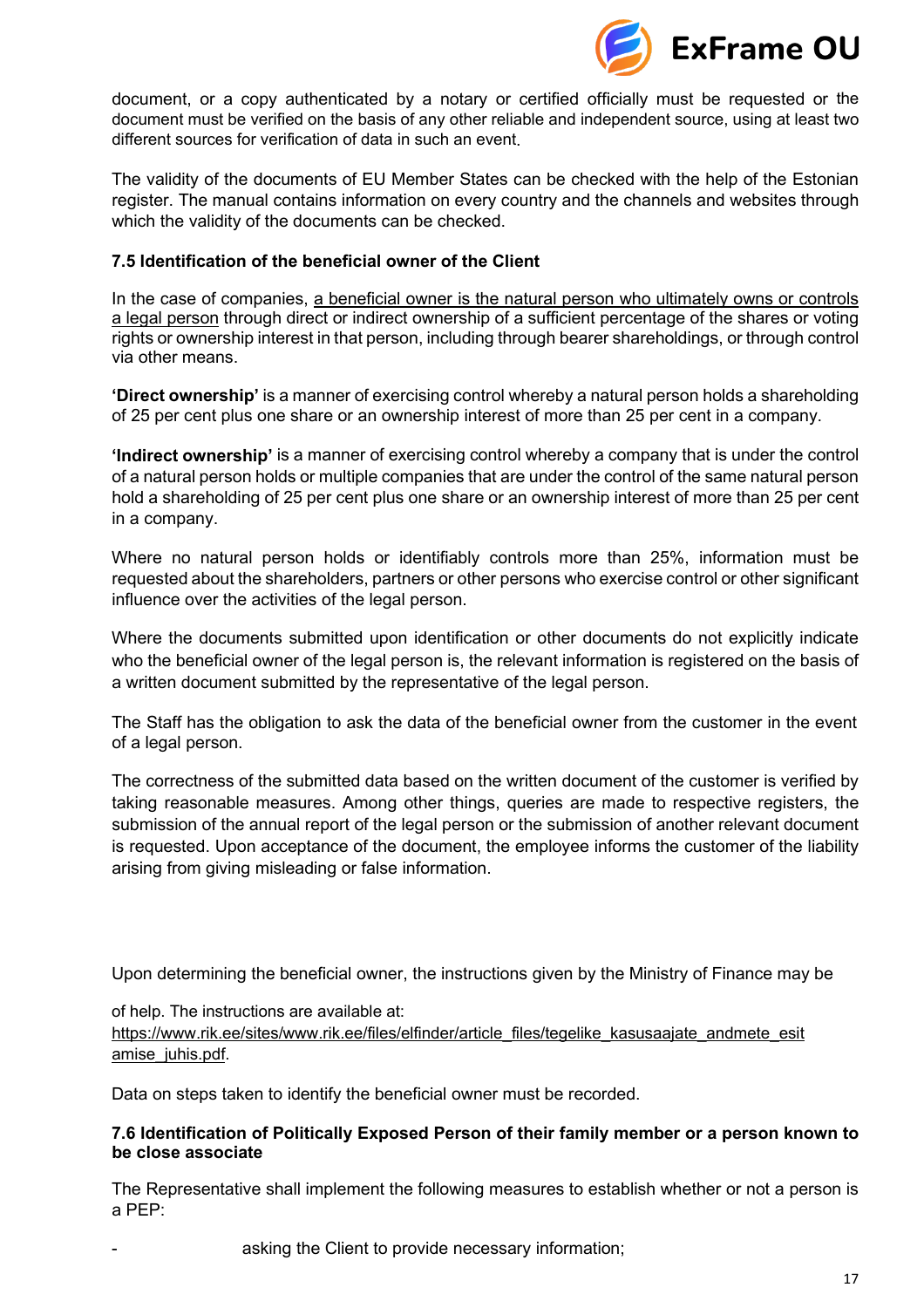document, or a copy authenticated by a notary or certified officially must be requested or the document must be verified on the basis of any other reliable and independent source, using at least two different sources for verification of data in such an event.

The validity of the documents of EU Member States can be checked with the help of the Estonian register. The manual contains information on every country and the channels and websites through which the validity of the documents can be checked.

### 7.5 Identification of the beneficial owner of the Client

In the case of companies, a beneficial owner is the natural person who ultimately owns or controls a legal person through direct or indirect ownership of a sufficient percentage of the shares or voting rights or ownership interest in that person, including through bearer shareholdings, or through control via other means.

**'Direct ownership'** is a manner of exercising control whereby a natural person holds a shareholding of 25 per cent plus one share or an ownership interest of more than 25 per cent in a company.

**'Indirect ownership'** is a manner of exercising control whereby a company that is under the control of a natural person holds or multiple companies that are under the control of the same natural person hold a shareholding of 25 per cent plus one share or an ownership interest of more than 25 per cent in a company.

Where no natural person holds or identifiably controls more than 25%, information must be requested about the shareholders, partners or other persons who exercise control or other significant influence over the activities of the legal person.

Where the documents submitted upon identification or other documents do not explicitly indicate who the beneficial owner of the legal person is, the relevant information is registered on the basis of a written document submitted by the representative of the legal person.

The Staff has the obligation to ask the data of the beneficial owner from the customer in the event of a legal person.

The correctness of the submitted data based on the written document of the customer is verified by taking reasonable measures. Among other things, queries are made to respective registers, the submission of the annual report of the legal person or the submission of another relevant document is requested. Upon acceptance of the document, the employee informs the customer of the liability arising from giving misleading or false information.

Upon determining the beneficial owner, the instructions given by the Ministry of Finance may be

of help. The instructions are available at: https://www.rik.ee/sites/www.rik.ee/files/elfinder/article_files/tegelike_kasusaajate_andmete_esitamise_juhis.pdf.

Data on steps taken to identify the beneficial owner must be recorded.

### 7.6 Identification of Politically Exposed Person of their family member or a person known to be close associate

The Representative shall implement the following measures to establish whether or not a person is a PEP:

- asking the Client to provide necessary information;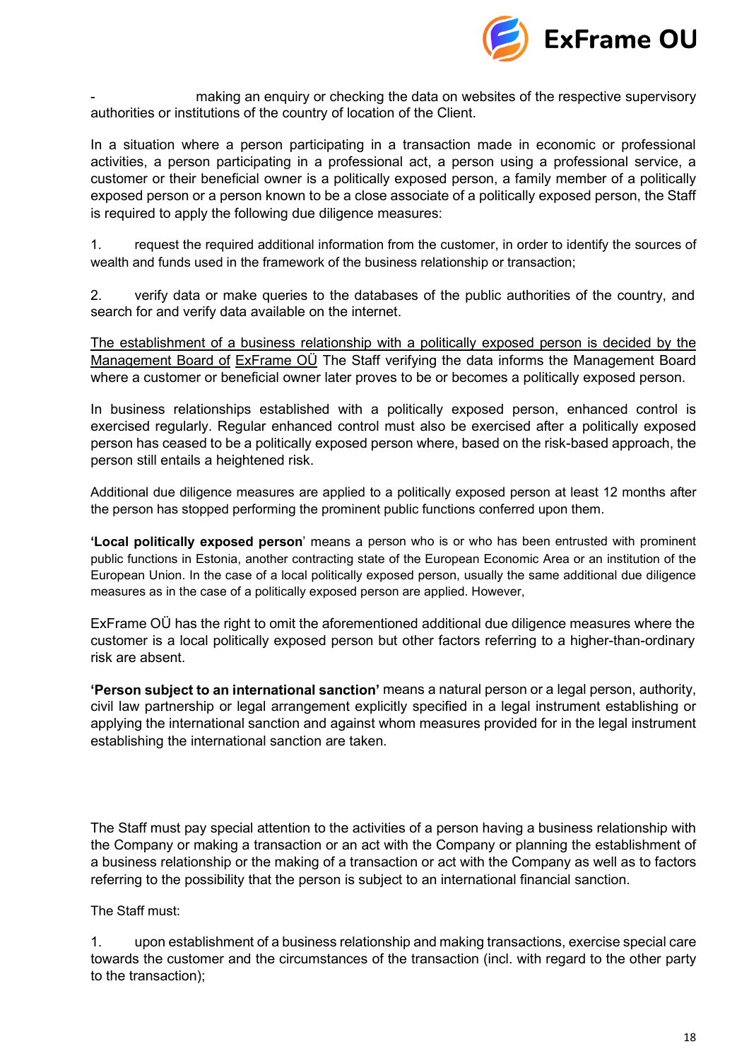- making an enquiry or checking the data on websites of the respective supervisory authorities or institutions of the country of location of the Client.

In a situation where a person participating in a transaction made in economic or professional activities, a person participating in a professional act, a person using a professional service, a customer or their beneficial owner is a politically exposed person, a family member of a politically exposed person or a person known to be a close associate of a politically exposed person, the Staff is required to apply the following due diligence measures:

1. request the required additional information from the customer, in order to identify the sources of wealth and funds used in the framework of the business relationship or transaction;

2. verify data or make queries to the databases of the public authorities of the country, and search for and verify data available on the internet.

<u>The establishment of a business relationship with a politically exposed person is decided by the Management Board of ExFrame OÜ</u> The Staff verifying the data informs the Management Board where a customer or beneficial owner later proves to be or becomes a politically exposed person.

In business relationships established with a politically exposed person, enhanced control is exercised regularly. Regular enhanced control must also be exercised after a politically exposed person has ceased to be a politically exposed person where, based on the risk-based approach, the person still entails a heightened risk.

Additional due diligence measures are applied to a politically exposed person at least 12 months after the person has stopped performing the prominent public functions conferred upon them.

**'Local politically exposed person**' means a person who is or who has been entrusted with prominent public functions in Estonia, another contracting state of the European Economic Area or an institution of the European Union. In the case of a local politically exposed person, usually the same additional due diligence measures as in the case of a politically exposed person are applied. However,

ExFrame OÜ has the right to omit the aforementioned additional due diligence measures where the customer is a local politically exposed person but other factors referring to a higher-than-ordinary risk are absent.

**'Person subject to an international sanction'** means a natural person or a legal person, authority, civil law partnership or legal arrangement explicitly specified in a legal instrument establishing or applying the international sanction and against whom measures provided for in the legal instrument establishing the international sanction are taken.

The Staff must pay special attention to the activities of a person having a business relationship with the Company or making a transaction or an act with the Company or planning the establishment of a business relationship or the making of a transaction or act with the Company as well as to factors referring to the possibility that the person is subject to an international financial sanction.

The Staff must:

1. upon establishment of a business relationship and making transactions, exercise special care towards the customer and the circumstances of the transaction (incl. with regard to the other party to the transaction);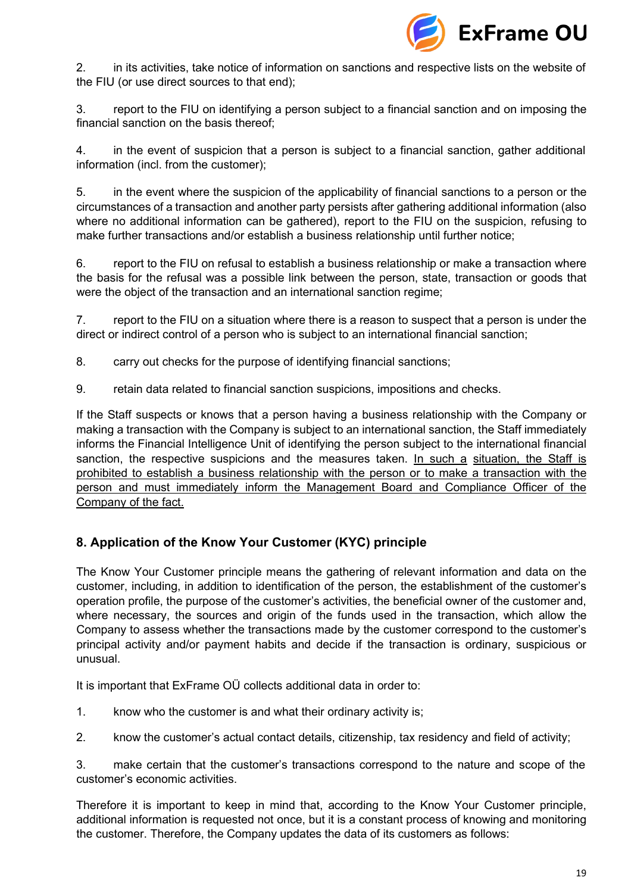2. in its activities, take notice of information on sanctions and respective lists on the website of the FIU (or use direct sources to that end);

3. report to the FIU on identifying a person subject to a financial sanction and on imposing the financial sanction on the basis thereof;

4. in the event of suspicion that a person is subject to a financial sanction, gather additional information (incl. from the customer);

5. in the event where the suspicion of the applicability of financial sanctions to a person or the circumstances of a transaction and another party persists after gathering additional information (also where no additional information can be gathered), report to the FIU on the suspicion, refusing to make further transactions and/or establish a business relationship until further notice;

6. report to the FIU on refusal to establish a business relationship or make a transaction where the basis for the refusal was a possible link between the person, state, transaction or goods that were the object of the transaction and an international sanction regime;

7. report to the FIU on a situation where there is a reason to suspect that a person is under the direct or indirect control of a person who is subject to an international financial sanction;

8. carry out checks for the purpose of identifying financial sanctions;

9. retain data related to financial sanction suspicions, impositions and checks.

If the Staff suspects or knows that a person having a business relationship with the Company or making a transaction with the Company is subject to an international sanction, the Staff immediately informs the Financial Intelligence Unit of identifying the person subject to the international financial sanction, the respective suspicions and the measures taken. <u>In such a situation, the Staff is prohibited to establish a business relationship with the person or to make a transaction with the person and must immediately inform the Management Board and Compliance Officer of the Company of the fact.</u>

## 8. Application of the Know Your Customer (KYC) principle

The Know Your Customer principle means the gathering of relevant information and data on the customer, including, in addition to identification of the person, the establishment of the customer's operation profile, the purpose of the customer's activities, the beneficial owner of the customer and, where necessary, the sources and origin of the funds used in the transaction, which allow the Company to assess whether the transactions made by the customer correspond to the customer's principal activity and/or payment habits and decide if the transaction is ordinary, suspicious or unusual.

It is important that ExFrame OÜ collects additional data in order to:

1. know who the customer is and what their ordinary activity is;

2. know the customer's actual contact details, citizenship, tax residency and field of activity;

3. make certain that the customer's transactions correspond to the nature and scope of the customer's economic activities.

Therefore it is important to keep in mind that, according to the Know Your Customer principle, additional information is requested not once, but it is a constant process of knowing and monitoring the customer. Therefore, the Company updates the data of its customers as follows: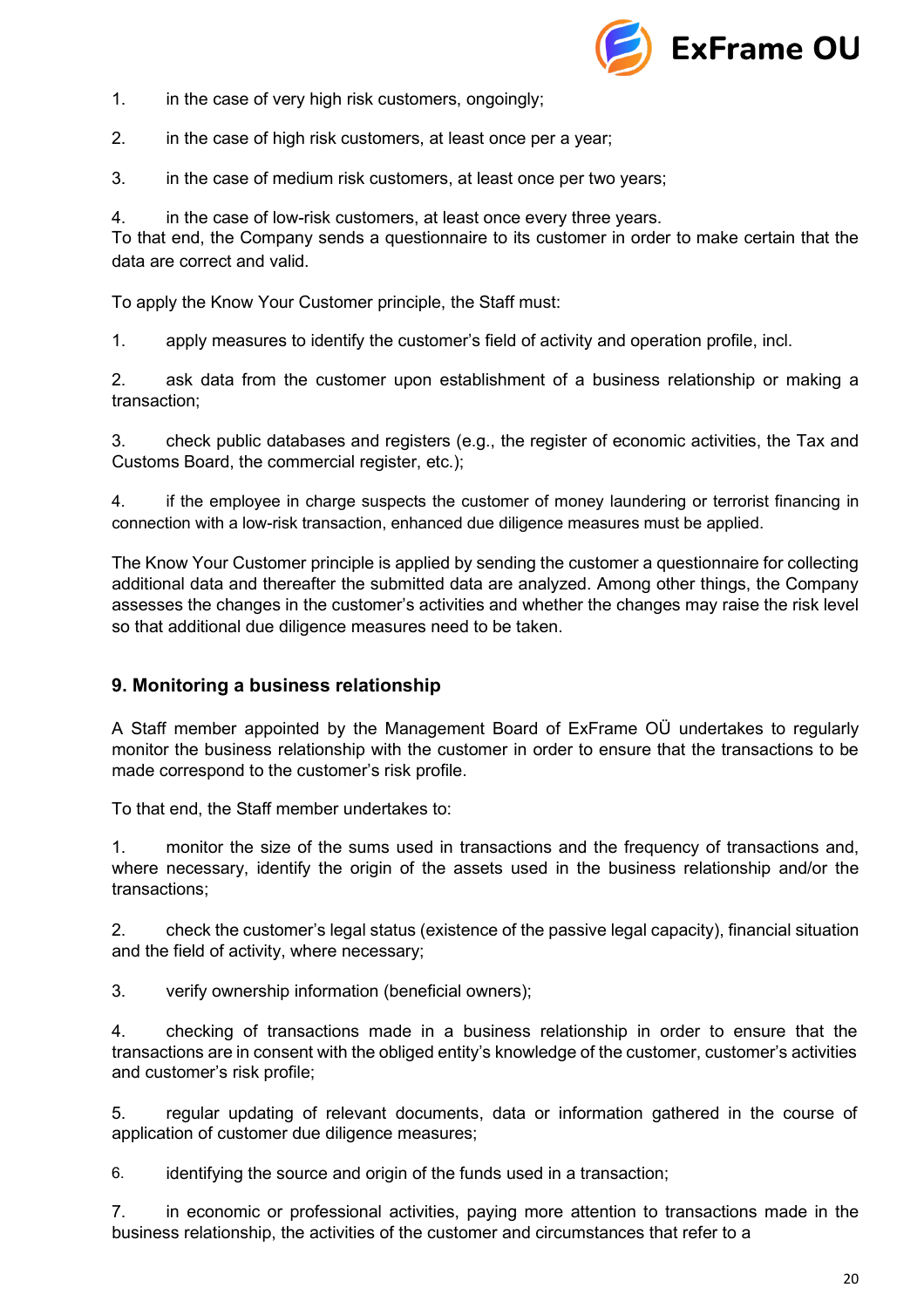1. in the case of very high risk customers, ongoingly;

2. in the case of high risk customers, at least once per a year;

3. in the case of medium risk customers, at least once per two years;

4. in the case of low-risk customers, at least once every three years.

To that end, the Company sends a questionnaire to its customer in order to make certain that the data are correct and valid.

To apply the Know Your Customer principle, the Staff must:

1. apply measures to identify the customer's field of activity and operation profile, incl.

2. ask data from the customer upon establishment of a business relationship or making a transaction;

3. check public databases and registers (e.g., the register of economic activities, the Tax and Customs Board, the commercial register, etc.);

4. if the employee in charge suspects the customer of money laundering or terrorist financing in connection with a low-risk transaction, enhanced due diligence measures must be applied.

The Know Your Customer principle is applied by sending the customer a questionnaire for collecting additional data and thereafter the submitted data are analyzed. Among other things, the Company assesses the changes in the customer's activities and whether the changes may raise the risk level so that additional due diligence measures need to be taken.

## 9. Monitoring a business relationship

A Staff member appointed by the Management Board of ExFrame OÜ undertakes to regularly monitor the business relationship with the customer in order to ensure that the transactions to be made correspond to the customer's risk profile.

To that end, the Staff member undertakes to:

1. monitor the size of the sums used in transactions and the frequency of transactions and, where necessary, identify the origin of the assets used in the business relationship and/or the transactions;

2. check the customer's legal status (existence of the passive legal capacity), financial situation and the field of activity, where necessary;

3. verify ownership information (beneficial owners);

4. checking of transactions made in a business relationship in order to ensure that the transactions are in consent with the obliged entity's knowledge of the customer, customer's activities and customer's risk profile;

5. regular updating of relevant documents, data or information gathered in the course of application of customer due diligence measures;

6. identifying the source and origin of the funds used in a transaction;

7. in economic or professional activities, paying more attention to transactions made in the business relationship, the activities of the customer and circumstances that refer to a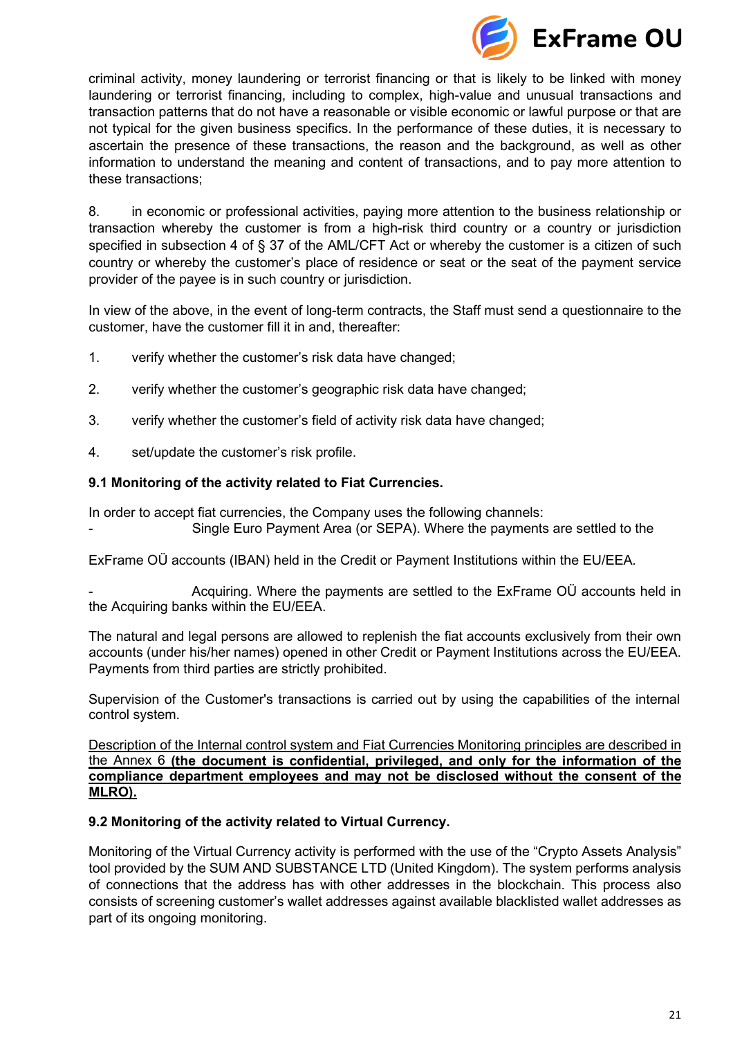criminal activity, money laundering or terrorist financing or that is likely to be linked with money laundering or terrorist financing, including to complex, high-value and unusual transactions and transaction patterns that do not have a reasonable or visible economic or lawful purpose or that are not typical for the given business specifics. In the performance of these duties, it is necessary to ascertain the presence of these transactions, the reason and the background, as well as other information to understand the meaning and content of transactions, and to pay more attention to these transactions;

8. in economic or professional activities, paying more attention to the business relationship or transaction whereby the customer is from a high-risk third country or a country or jurisdiction specified in subsection 4 of § 37 of the AML/CFT Act or whereby the customer is a citizen of such country or whereby the customer's place of residence or seat or the seat of the payment service provider of the payee is in such country or jurisdiction.

In view of the above, in the event of long-term contracts, the Staff must send a questionnaire to the customer, have the customer fill it in and, thereafter:

1. verify whether the customer's risk data have changed;
2. verify whether the customer's geographic risk data have changed;
3. verify whether the customer's field of activity risk data have changed;
4. set/update the customer's risk profile.

### 9.1 Monitoring of the activity related to Fiat Currencies.

In order to accept fiat currencies, the Company uses the following channels:

- Single Euro Payment Area (or SEPA). Where the payments are settled to the ExFrame OÜ accounts (IBAN) held in the Credit or Payment Institutions within the EU/EEA.
- Acquiring. Where the payments are settled to the ExFrame OÜ accounts held in the Acquiring banks within the EU/EEA.

The natural and legal persons are allowed to replenish the fiat accounts exclusively from their own accounts (under his/her names) opened in other Credit or Payment Institutions across the EU/EEA. Payments from third parties are strictly prohibited.

Supervision of the Customer's transactions is carried out by using the capabilities of the internal control system.

Description of the Internal control system and Fiat Currencies Monitoring principles are described in the Annex 6 **(the document is confidential, privileged, and only for the information of the compliance department employees and may not be disclosed without the consent of the MLRO).**

### 9.2 Monitoring of the activity related to Virtual Currency.

Monitoring of the Virtual Currency activity is performed with the use of the "Crypto Assets Analysis" tool provided by the SUM AND SUBSTANCE LTD (United Kingdom). The system performs analysis of connections that the address has with other addresses in the blockchain. This process also consists of screening customer's wallet addresses against available blacklisted wallet addresses as part of its ongoing monitoring.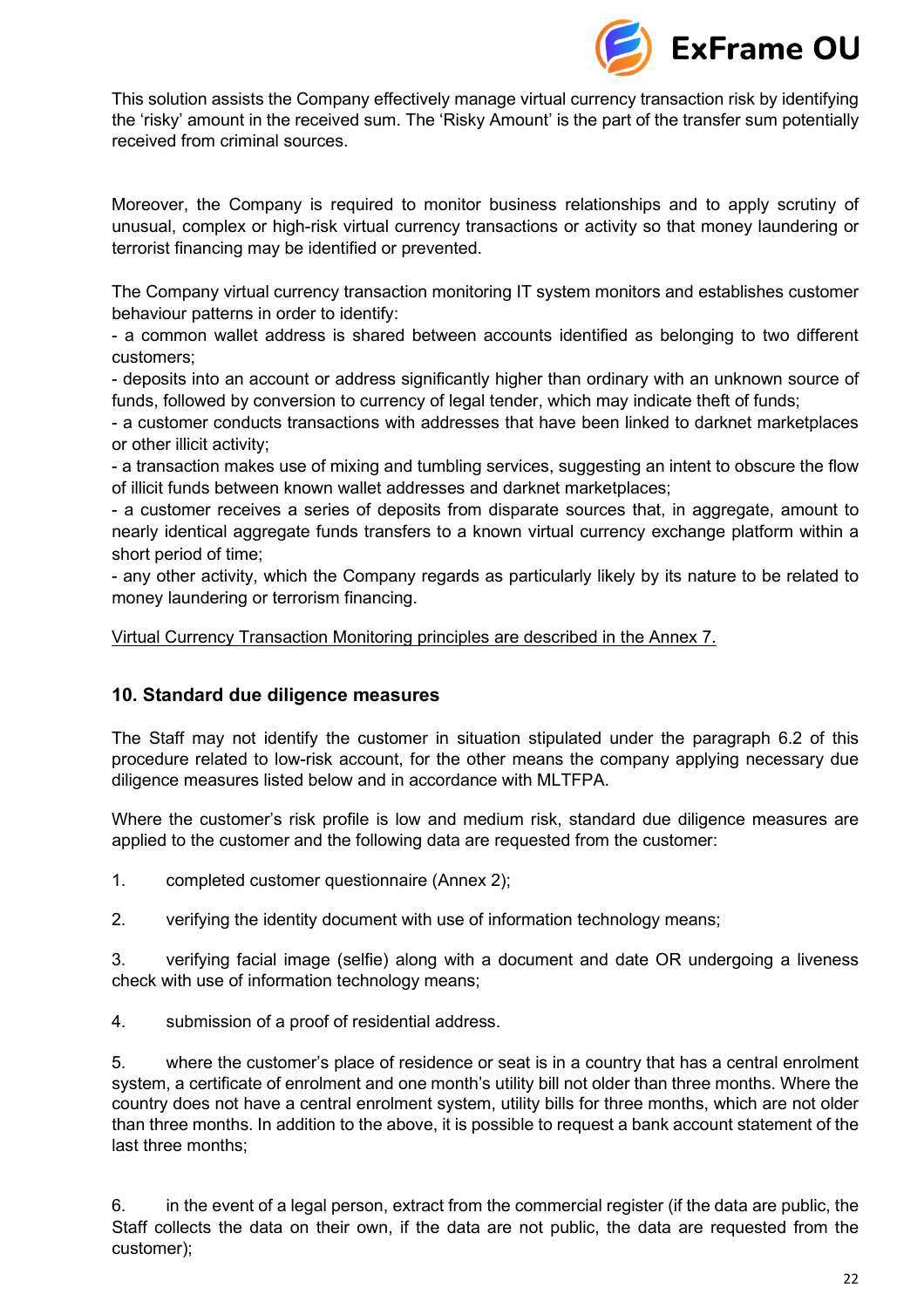This solution assists the Company effectively manage virtual currency transaction risk by identifying the 'risky' amount in the received sum. The 'Risky Amount' is the part of the transfer sum potentially received from criminal sources.

Moreover, the Company is required to monitor business relationships and to apply scrutiny of unusual, complex or high-risk virtual currency transactions or activity so that money laundering or terrorist financing may be identified or prevented.

The Company virtual currency transaction monitoring IT system monitors and establishes customer behaviour patterns in order to identify:

- a common wallet address is shared between accounts identified as belonging to two different customers;
- deposits into an account or address significantly higher than ordinary with an unknown source of funds, followed by conversion to currency of legal tender, which may indicate theft of funds;
- a customer conducts transactions with addresses that have been linked to darknet marketplaces or other illicit activity;
- a transaction makes use of mixing and tumbling services, suggesting an intent to obscure the flow of illicit funds between known wallet addresses and darknet marketplaces;
- a customer receives a series of deposits from disparate sources that, in aggregate, amount to nearly identical aggregate funds transfers to a known virtual currency exchange platform within a short period of time;
- any other activity, which the Company regards as particularly likely by its nature to be related to money laundering or terrorism financing.

Virtual Currency Transaction Monitoring principles are described in the Annex 7.

## 10. Standard due diligence measures

The Staff may not identify the customer in situation stipulated under the paragraph 6.2 of this procedure related to low-risk account, for the other means the company applying necessary due diligence measures listed below and in accordance with MLTFPA.

Where the customer's risk profile is low and medium risk, standard due diligence measures are applied to the customer and the following data are requested from the customer:

1. completed customer questionnaire (Annex 2);

2. verifying the identity document with use of information technology means;

3. verifying facial image (selfie) along with a document and date OR undergoing a liveness check with use of information technology means;

4. submission of a proof of residential address.

5. where the customer's place of residence or seat is in a country that has a central enrolment system, a certificate of enrolment and one month's utility bill not older than three months. Where the country does not have a central enrolment system, utility bills for three months, which are not older than three months. In addition to the above, it is possible to request a bank account statement of the last three months;

6. in the event of a legal person, extract from the commercial register (if the data are public, the Staff collects the data on their own, if the data are not public, the data are requested from the customer);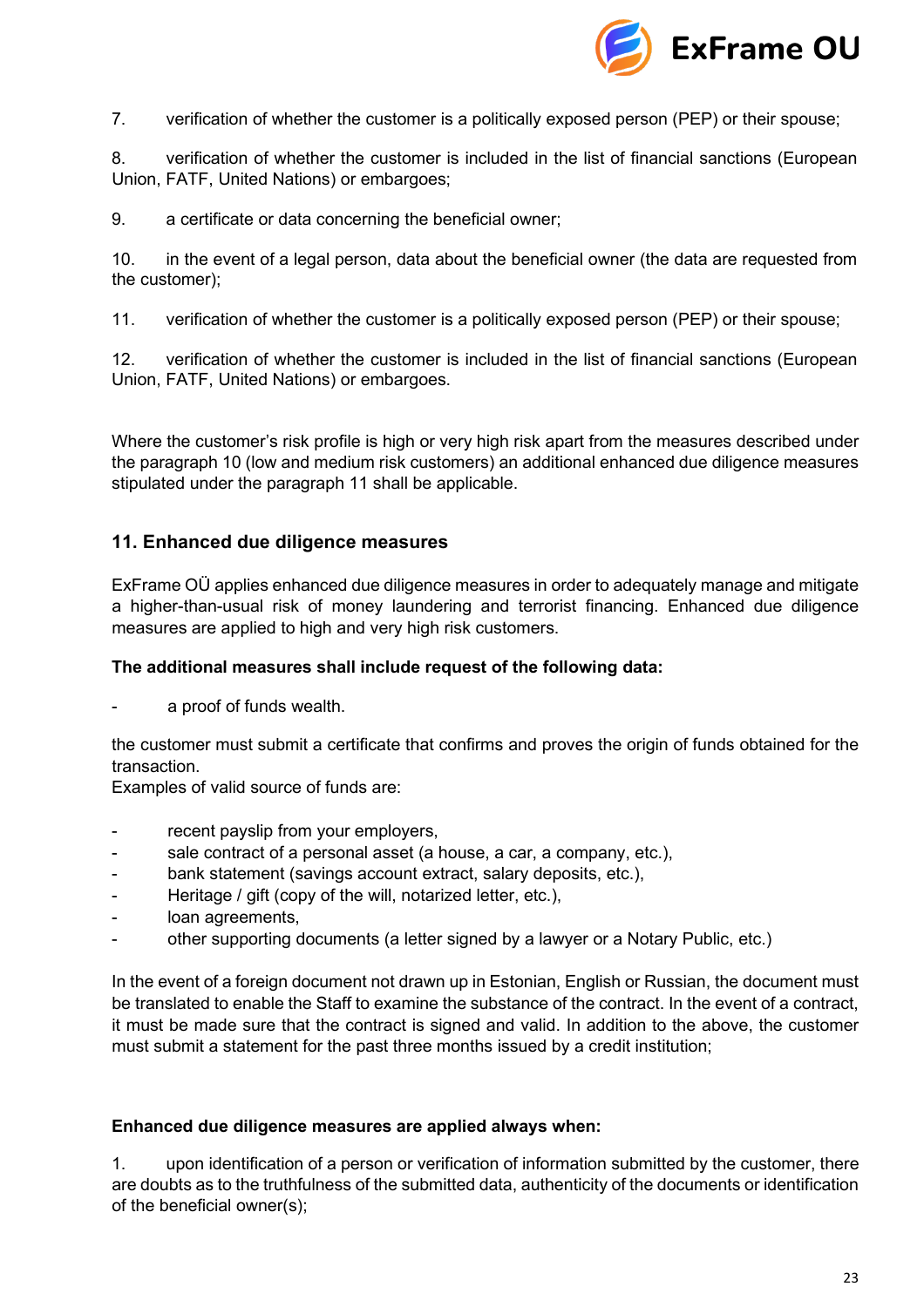7. verification of whether the customer is a politically exposed person (PEP) or their spouse;

8. verification of whether the customer is included in the list of financial sanctions (European Union, FATF, United Nations) or embargoes;

9. a certificate or data concerning the beneficial owner;

10. in the event of a legal person, data about the beneficial owner (the data are requested from the customer);

11. verification of whether the customer is a politically exposed person (PEP) or their spouse;

12. verification of whether the customer is included in the list of financial sanctions (European Union, FATF, United Nations) or embargoes.

Where the customer's risk profile is high or very high risk apart from the measures described under the paragraph 10 (low and medium risk customers) an additional enhanced due diligence measures stipulated under the paragraph 11 shall be applicable.

## 11. Enhanced due diligence measures

ExFrame OÜ applies enhanced due diligence measures in order to adequately manage and mitigate a higher-than-usual risk of money laundering and terrorist financing. Enhanced due diligence measures are applied to high and very high risk customers.

**The additional measures shall include request of the following data:**

- a proof of funds wealth.

the customer must submit a certificate that confirms and proves the origin of funds obtained for the transaction.
Examples of valid source of funds are:

- recent payslip from your employers,
- sale contract of a personal asset (a house, a car, a company, etc.),
- bank statement (savings account extract, salary deposits, etc.),
- Heritage / gift (copy of the will, notarized letter, etc.),
- loan agreements,
- other supporting documents (a letter signed by a lawyer or a Notary Public, etc.)

In the event of a foreign document not drawn up in Estonian, English or Russian, the document must be translated to enable the Staff to examine the substance of the contract. In the event of a contract, it must be made sure that the contract is signed and valid. In addition to the above, the customer must submit a statement for the past three months issued by a credit institution;

**Enhanced due diligence measures are applied always when:**

1. upon identification of a person or verification of information submitted by the customer, there are doubts as to the truthfulness of the submitted data, authenticity of the documents or identification of the beneficial owner(s);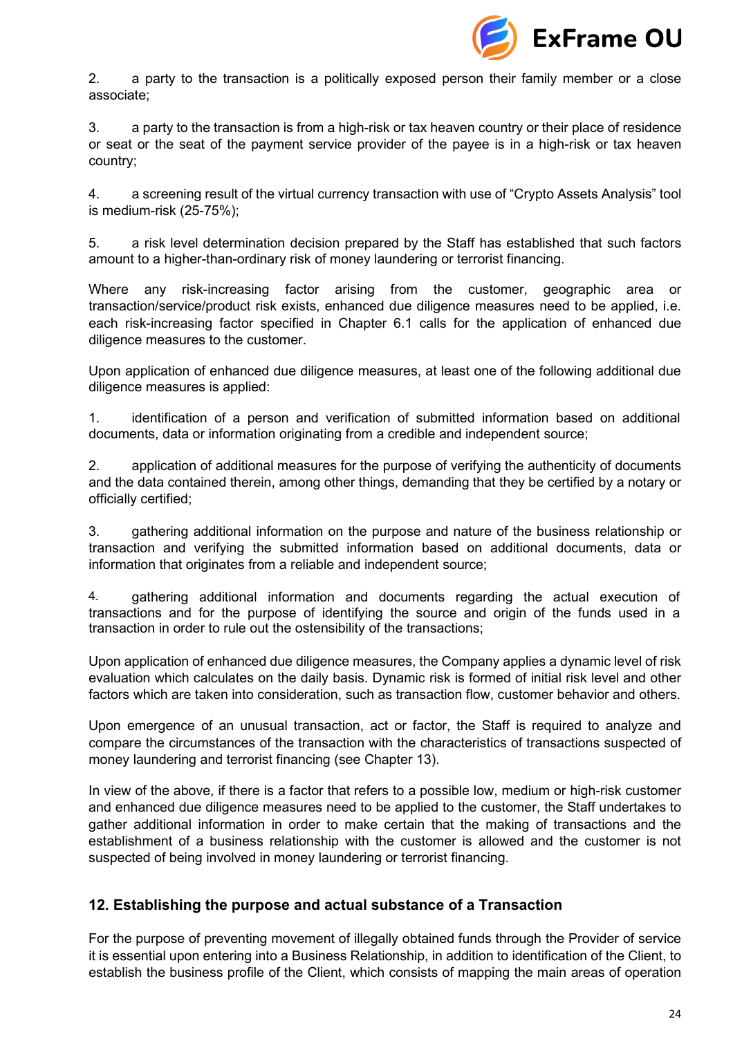2. a party to the transaction is a politically exposed person their family member or a close associate;

3. a party to the transaction is from a high-risk or tax heaven country or their place of residence or seat or the seat of the payment service provider of the payee is in a high-risk or tax heaven country;

4. a screening result of the virtual currency transaction with use of "Crypto Assets Analysis" tool is medium-risk (25-75%);

5. a risk level determination decision prepared by the Staff has established that such factors amount to a higher-than-ordinary risk of money laundering or terrorist financing.

Where any risk-increasing factor arising from the customer, geographic area or transaction/service/product risk exists, enhanced due diligence measures need to be applied, i.e. each risk-increasing factor specified in Chapter 6.1 calls for the application of enhanced due diligence measures to the customer.

Upon application of enhanced due diligence measures, at least one of the following additional due diligence measures is applied:

1. identification of a person and verification of submitted information based on additional documents, data or information originating from a credible and independent source;

2. application of additional measures for the purpose of verifying the authenticity of documents and the data contained therein, among other things, demanding that they be certified by a notary or officially certified;

3. gathering additional information on the purpose and nature of the business relationship or transaction and verifying the submitted information based on additional documents, data or information that originates from a reliable and independent source;

4. gathering additional information and documents regarding the actual execution of transactions and for the purpose of identifying the source and origin of the funds used in a transaction in order to rule out the ostensibility of the transactions;

Upon application of enhanced due diligence measures, the Company applies a dynamic level of risk evaluation which calculates on the daily basis. Dynamic risk is formed of initial risk level and other factors which are taken into consideration, such as transaction flow, customer behavior and others.

Upon emergence of an unusual transaction, act or factor, the Staff is required to analyze and compare the circumstances of the transaction with the characteristics of transactions suspected of money laundering and terrorist financing (see Chapter 13).

In view of the above, if there is a factor that refers to a possible low, medium or high-risk customer and enhanced due diligence measures need to be applied to the customer, the Staff undertakes to gather additional information in order to make certain that the making of transactions and the establishment of a business relationship with the customer is allowed and the customer is not suspected of being involved in money laundering or terrorist financing.

## 12. Establishing the purpose and actual substance of a Transaction

For the purpose of preventing movement of illegally obtained funds through the Provider of service it is essential upon entering into a Business Relationship, in addition to identification of the Client, to establish the business profile of the Client, which consists of mapping the main areas of operation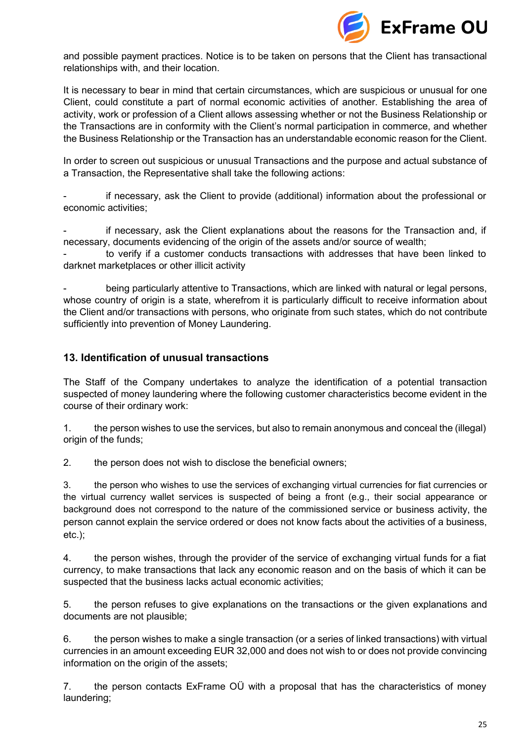and possible payment practices. Notice is to be taken on persons that the Client has transactional relationships with, and their location.

It is necessary to bear in mind that certain circumstances, which are suspicious or unusual for one Client, could constitute a part of normal economic activities of another. Establishing the area of activity, work or profession of a Client allows assessing whether or not the Business Relationship or the Transactions are in conformity with the Client's normal participation in commerce, and whether the Business Relationship or the Transaction has an understandable economic reason for the Client.

In order to screen out suspicious or unusual Transactions and the purpose and actual substance of a Transaction, the Representative shall take the following actions:

- if necessary, ask the Client to provide (additional) information about the professional or economic activities;
- if necessary, ask the Client explanations about the reasons for the Transaction and, if necessary, documents evidencing of the origin of the assets and/or source of wealth;
- to verify if a customer conducts transactions with addresses that have been linked to darknet marketplaces or other illicit activity
- being particularly attentive to Transactions, which are linked with natural or legal persons, whose country of origin is a state, wherefrom it is particularly difficult to receive information about the Client and/or transactions with persons, who originate from such states, which do not contribute sufficiently into prevention of Money Laundering.

## 13. Identification of unusual transactions

The Staff of the Company undertakes to analyze the identification of a potential transaction suspected of money laundering where the following customer characteristics become evident in the course of their ordinary work:

1. the person wishes to use the services, but also to remain anonymous and conceal the (illegal) origin of the funds;
2. the person does not wish to disclose the beneficial owners;
3. the person who wishes to use the services of exchanging virtual currencies for fiat currencies or the virtual currency wallet services is suspected of being a front (e.g., their social appearance or background does not correspond to the nature of the commissioned service or business activity, the person cannot explain the service ordered or does not know facts about the activities of a business, etc.);
4. the person wishes, through the provider of the service of exchanging virtual funds for a fiat currency, to make transactions that lack any economic reason and on the basis of which it can be suspected that the business lacks actual economic activities;
5. the person refuses to give explanations on the transactions or the given explanations and documents are not plausible;
6. the person wishes to make a single transaction (or a series of linked transactions) with virtual currencies in an amount exceeding EUR 32,000 and does not wish to or does not provide convincing information on the origin of the assets;
7. the person contacts ExFrame OÜ with a proposal that has the characteristics of money laundering;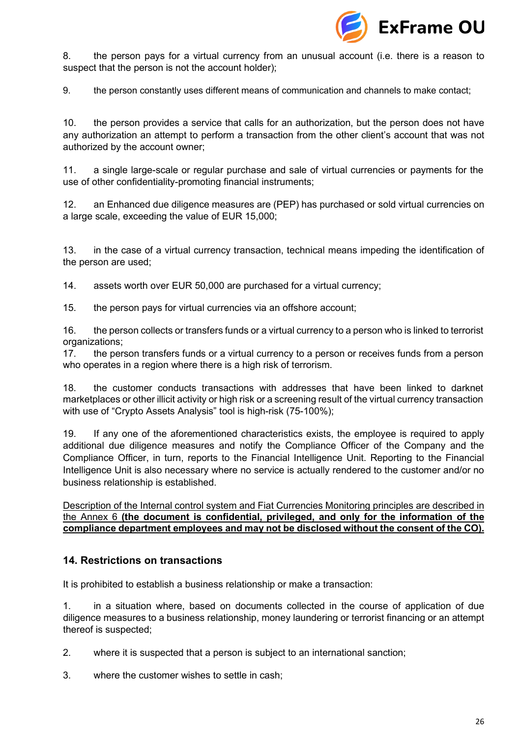8. the person pays for a virtual currency from an unusual account (i.e. there is a reason to suspect that the person is not the account holder);

9. the person constantly uses different means of communication and channels to make contact;

10. the person provides a service that calls for an authorization, but the person does not have any authorization an attempt to perform a transaction from the other client's account that was not authorized by the account owner;

11. a single large-scale or regular purchase and sale of virtual currencies or payments for the use of other confidentiality-promoting financial instruments;

12. an Enhanced due diligence measures are (PEP) has purchased or sold virtual currencies on a large scale, exceeding the value of EUR 15,000;

13. in the case of a virtual currency transaction, technical means impeding the identification of the person are used;

14. assets worth over EUR 50,000 are purchased for a virtual currency;

15. the person pays for virtual currencies via an offshore account;

16. the person collects or transfers funds or a virtual currency to a person who is linked to terrorist organizations;

17. the person transfers funds or a virtual currency to a person or receives funds from a person who operates in a region where there is a high risk of terrorism.

18. the customer conducts transactions with addresses that have been linked to darknet marketplaces or other illicit activity or high risk or a screening result of the virtual currency transaction with use of "Crypto Assets Analysis" tool is high-risk (75-100%);

19. If any one of the aforementioned characteristics exists, the employee is required to apply additional due diligence measures and notify the Compliance Officer of the Company and the Compliance Officer, in turn, reports to the Financial Intelligence Unit. Reporting to the Financial Intelligence Unit is also necessary where no service is actually rendered to the customer and/or no business relationship is established.

<u>Description of the Internal control system and Fiat Currencies Monitoring principles are described in the Annex 6 **(the document is confidential, privileged, and only for the information of the compliance department employees and may not be disclosed without the consent of the CO).**</u>

## 14. Restrictions on transactions

It is prohibited to establish a business relationship or make a transaction:

1. in a situation where, based on documents collected in the course of application of due diligence measures to a business relationship, money laundering or terrorist financing or an attempt thereof is suspected;

2. where it is suspected that a person is subject to an international sanction;

3. where the customer wishes to settle in cash;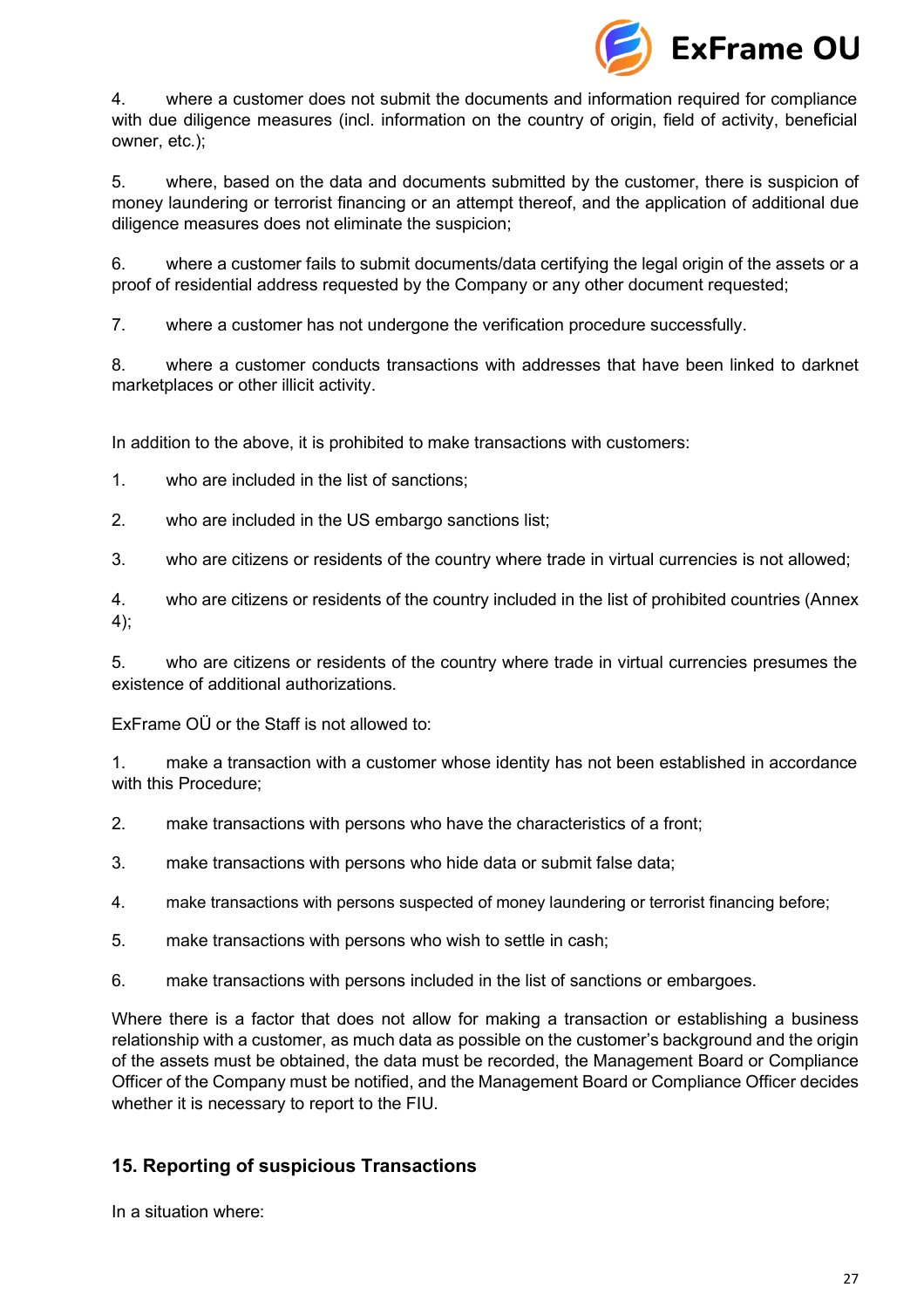4. where a customer does not submit the documents and information required for compliance with due diligence measures (incl. information on the country of origin, field of activity, beneficial owner, etc.);

5. where, based on the data and documents submitted by the customer, there is suspicion of money laundering or terrorist financing or an attempt thereof, and the application of additional due diligence measures does not eliminate the suspicion;

6. where a customer fails to submit documents/data certifying the legal origin of the assets or a proof of residential address requested by the Company or any other document requested;

7. where a customer has not undergone the verification procedure successfully.

8. where a customer conducts transactions with addresses that have been linked to darknet marketplaces or other illicit activity.

In addition to the above, it is prohibited to make transactions with customers:

1. who are included in the list of sanctions;

2. who are included in the US embargo sanctions list;

3. who are citizens or residents of the country where trade in virtual currencies is not allowed;

4. who are citizens or residents of the country included in the list of prohibited countries (Annex 4);

5. who are citizens or residents of the country where trade in virtual currencies presumes the existence of additional authorizations.

ExFrame OÜ or the Staff is not allowed to:

1. make a transaction with a customer whose identity has not been established in accordance with this Procedure;

2. make transactions with persons who have the characteristics of a front;

3. make transactions with persons who hide data or submit false data;

4. make transactions with persons suspected of money laundering or terrorist financing before;

5. make transactions with persons who wish to settle in cash;

6. make transactions with persons included in the list of sanctions or embargoes.

Where there is a factor that does not allow for making a transaction or establishing a business relationship with a customer, as much data as possible on the customer's background and the origin of the assets must be obtained, the data must be recorded, the Management Board or Compliance Officer of the Company must be notified, and the Management Board or Compliance Officer decides whether it is necessary to report to the FIU.

## 15. Reporting of suspicious Transactions

In a situation where: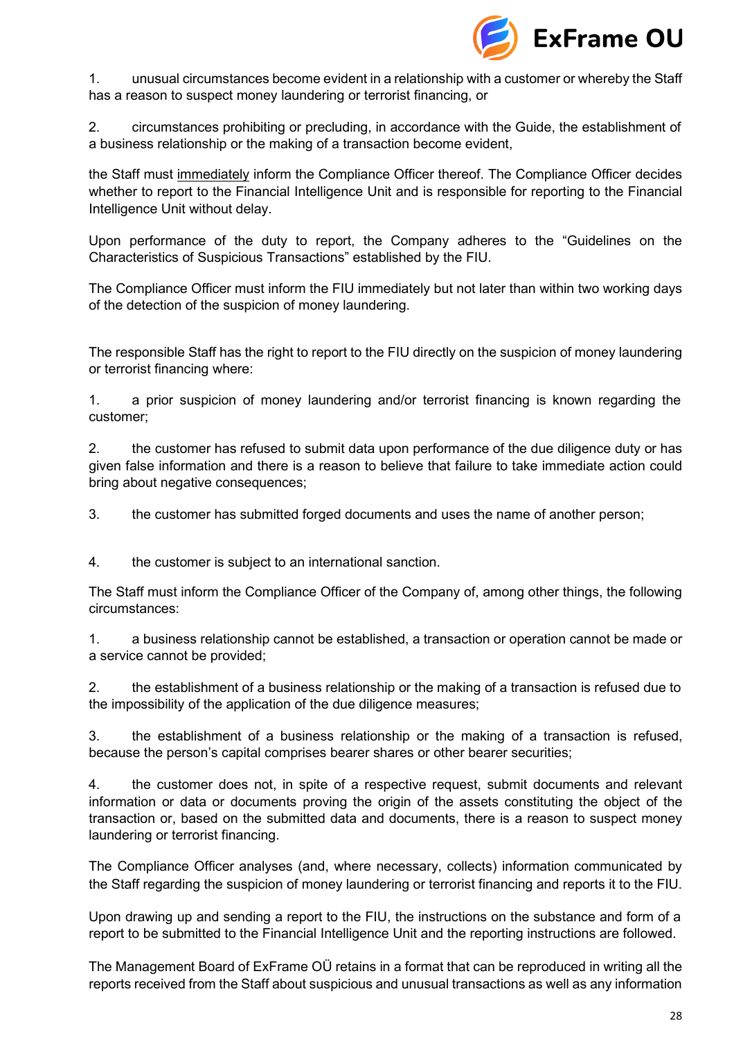1. unusual circumstances become evident in a relationship with a customer or whereby the Staff has a reason to suspect money laundering or terrorist financing, or

2. circumstances prohibiting or precluding, in accordance with the Guide, the establishment of a business relationship or the making of a transaction become evident,

the Staff must <u>immediately</u> inform the Compliance Officer thereof. The Compliance Officer decides whether to report to the Financial Intelligence Unit and is responsible for reporting to the Financial Intelligence Unit without delay.

Upon performance of the duty to report, the Company adheres to the "Guidelines on the Characteristics of Suspicious Transactions" established by the FIU.

The Compliance Officer must inform the FIU immediately but not later than within two working days of the detection of the suspicion of money laundering.

The responsible Staff has the right to report to the FIU directly on the suspicion of money laundering or terrorist financing where:

1. a prior suspicion of money laundering and/or terrorist financing is known regarding the customer;

2. the customer has refused to submit data upon performance of the due diligence duty or has given false information and there is a reason to believe that failure to take immediate action could bring about negative consequences;

3. the customer has submitted forged documents and uses the name of another person;

4. the customer is subject to an international sanction.

The Staff must inform the Compliance Officer of the Company of, among other things, the following circumstances:

1. a business relationship cannot be established, a transaction or operation cannot be made or a service cannot be provided;

2. the establishment of a business relationship or the making of a transaction is refused due to the impossibility of the application of the due diligence measures;

3. the establishment of a business relationship or the making of a transaction is refused, because the person's capital comprises bearer shares or other bearer securities;

4. the customer does not, in spite of a respective request, submit documents and relevant information or data or documents proving the origin of the assets constituting the object of the transaction or, based on the submitted data and documents, there is a reason to suspect money laundering or terrorist financing.

The Compliance Officer analyses (and, where necessary, collects) information communicated by the Staff regarding the suspicion of money laundering or terrorist financing and reports it to the FIU.

Upon drawing up and sending a report to the FIU, the instructions on the substance and form of a report to be submitted to the Financial Intelligence Unit and the reporting instructions are followed.

The Management Board of ExFrame OÜ retains in a format that can be reproduced in writing all the reports received from the Staff about suspicious and unusual transactions as well as any information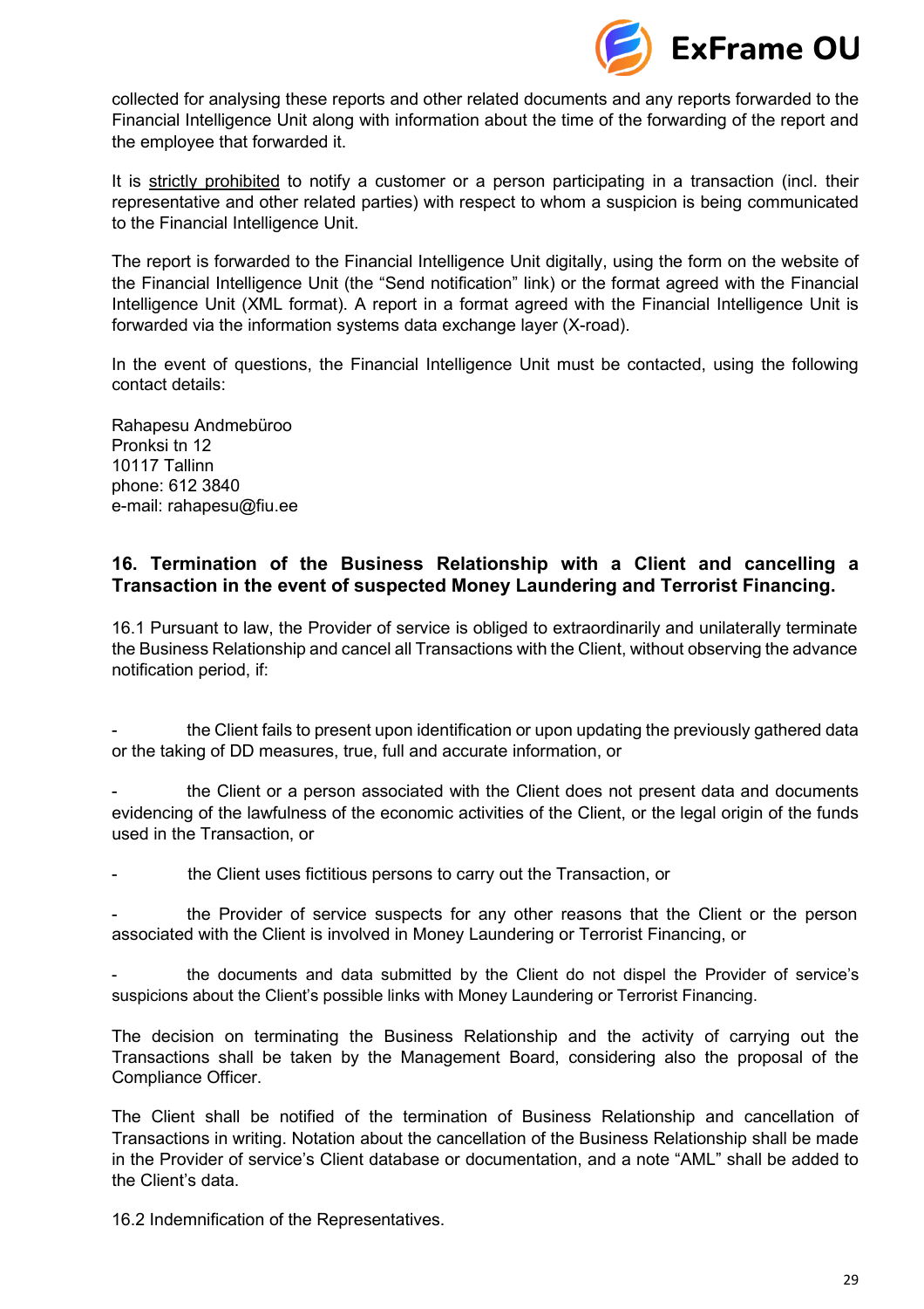collected for analysing these reports and other related documents and any reports forwarded to the Financial Intelligence Unit along with information about the time of the forwarding of the report and the employee that forwarded it.

It is strictly prohibited to notify a customer or a person participating in a transaction (incl. their representative and other related parties) with respect to whom a suspicion is being communicated to the Financial Intelligence Unit.

The report is forwarded to the Financial Intelligence Unit digitally, using the form on the website of the Financial Intelligence Unit (the "Send notification" link) or the format agreed with the Financial Intelligence Unit (XML format). A report in a format agreed with the Financial Intelligence Unit is forwarded via the information systems data exchange layer (X-road).

In the event of questions, the Financial Intelligence Unit must be contacted, using the following contact details:

Rahapesu Andmebüroo  
Pronksi tn 12  
10117 Tallinn  
phone: 612 3840  
e-mail: rahapesu@fiu.ee

## 16. Termination of the Business Relationship with a Client and cancelling a Transaction in the event of suspected Money Laundering and Terrorist Financing.

16.1 Pursuant to law, the Provider of service is obliged to extraordinarily and unilaterally terminate the Business Relationship and cancel all Transactions with the Client, without observing the advance notification period, if:

- the Client fails to present upon identification or upon updating the previously gathered data or the taking of DD measures, true, full and accurate information, or
- the Client or a person associated with the Client does not present data and documents evidencing of the lawfulness of the economic activities of the Client, or the legal origin of the funds used in the Transaction, or
- the Client uses fictitious persons to carry out the Transaction, or
- the Provider of service suspects for any other reasons that the Client or the person associated with the Client is involved in Money Laundering or Terrorist Financing, or
- the documents and data submitted by the Client do not dispel the Provider of service's suspicions about the Client's possible links with Money Laundering or Terrorist Financing.

The decision on terminating the Business Relationship and the activity of carrying out the Transactions shall be taken by the Management Board, considering also the proposal of the Compliance Officer.

The Client shall be notified of the termination of Business Relationship and cancellation of Transactions in writing. Notation about the cancellation of the Business Relationship shall be made in the Provider of service's Client database or documentation, and a note "AML" shall be added to the Client's data.

16.2 Indemnification of the Representatives.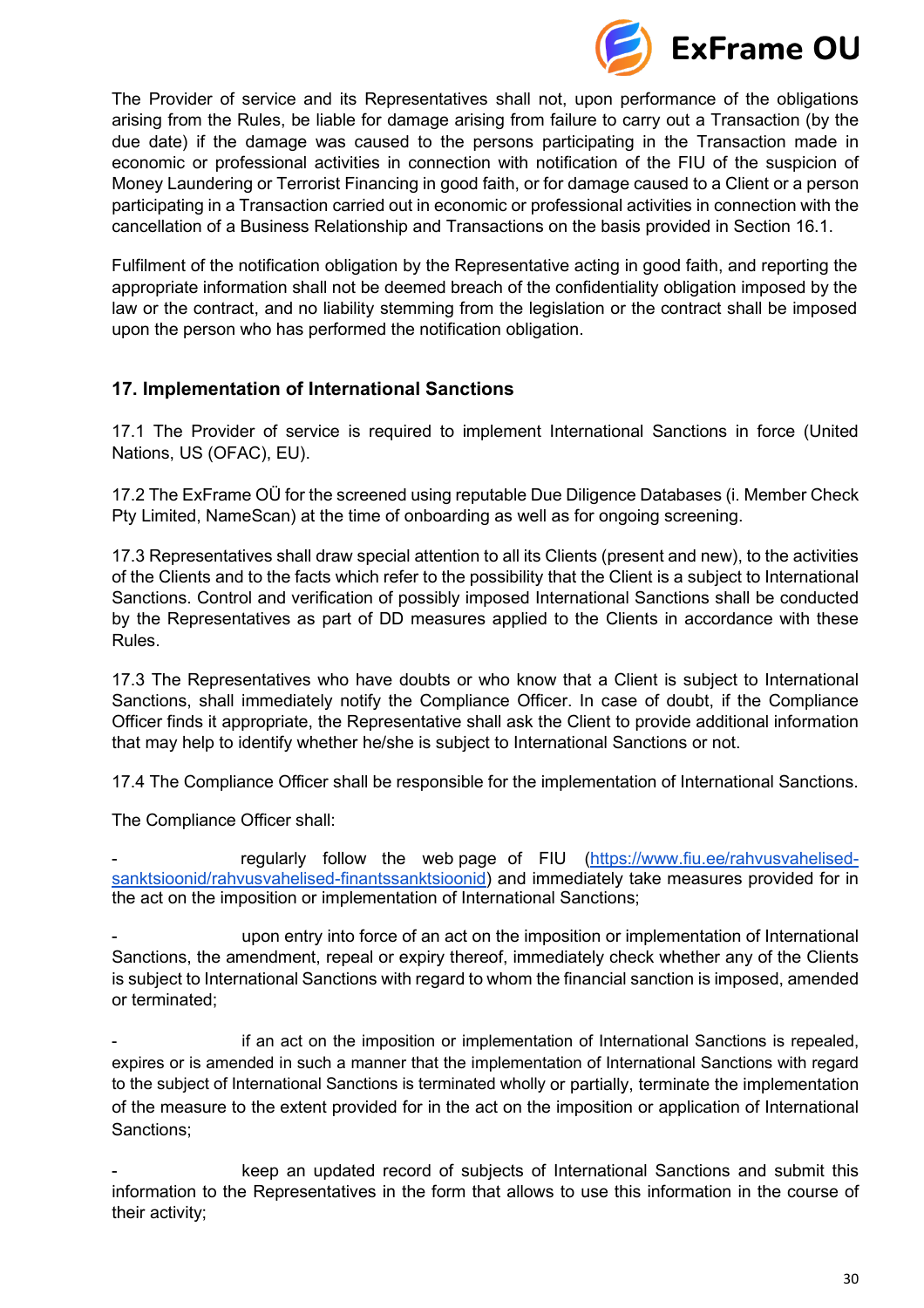The Provider of service and its Representatives shall not, upon performance of the obligations arising from the Rules, be liable for damage arising from failure to carry out a Transaction (by the due date) if the damage was caused to the persons participating in the Transaction made in economic or professional activities in connection with notification of the FIU of the suspicion of Money Laundering or Terrorist Financing in good faith, or for damage caused to a Client or a person participating in a Transaction carried out in economic or professional activities in connection with the cancellation of a Business Relationship and Transactions on the basis provided in Section 16.1.

Fulfilment of the notification obligation by the Representative acting in good faith, and reporting the appropriate information shall not be deemed breach of the confidentiality obligation imposed by the law or the contract, and no liability stemming from the legislation or the contract shall be imposed upon the person who has performed the notification obligation.

## 17. Implementation of International Sanctions

17.1 The Provider of service is required to implement International Sanctions in force (United Nations, US (OFAC), EU).

17.2 The ExFrame OÜ for the screened using reputable Due Diligence Databases (i. Member Check Pty Limited, NameScan) at the time of onboarding as well as for ongoing screening.

17.3 Representatives shall draw special attention to all its Clients (present and new), to the activities of the Clients and to the facts which refer to the possibility that the Client is a subject to International Sanctions. Control and verification of possibly imposed International Sanctions shall be conducted by the Representatives as part of DD measures applied to the Clients in accordance with these Rules.

17.3 The Representatives who have doubts or who know that a Client is subject to International Sanctions, shall immediately notify the Compliance Officer. In case of doubt, if the Compliance Officer finds it appropriate, the Representative shall ask the Client to provide additional information that may help to identify whether he/she is subject to International Sanctions or not.

17.4 The Compliance Officer shall be responsible for the implementation of International Sanctions.

The Compliance Officer shall:

- regularly follow the web page of FIU ([https://www.fiu.ee/rahvusvahelised-sanktsioonid/rahvusvahelised-finantssanktsioonid](https://www.fiu.ee/rahvusvahelised-sanktsioonid/rahvusvahelised-finantssanktsioonid)) and immediately take measures provided for in the act on the imposition or implementation of International Sanctions;

- upon entry into force of an act on the imposition or implementation of International Sanctions, the amendment, repeal or expiry thereof, immediately check whether any of the Clients is subject to International Sanctions with regard to whom the financial sanction is imposed, amended or terminated;

- if an act on the imposition or implementation of International Sanctions is repealed, expires or is amended in such a manner that the implementation of International Sanctions with regard to the subject of International Sanctions is terminated wholly or partially, terminate the implementation of the measure to the extent provided for in the act on the imposition or application of International Sanctions;

- keep an updated record of subjects of International Sanctions and submit this information to the Representatives in the form that allows to use this information in the course of their activity;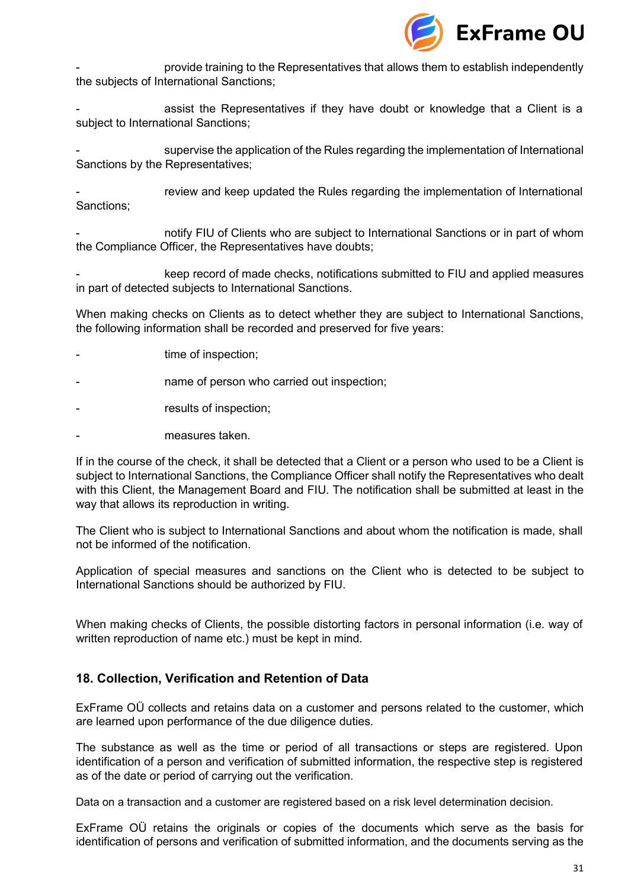- provide training to the Representatives that allows them to establish independently the subjects of International Sanctions;

- assist the Representatives if they have doubt or knowledge that a Client is a subject to International Sanctions;

- supervise the application of the Rules regarding the implementation of International Sanctions by the Representatives;

- review and keep updated the Rules regarding the implementation of International Sanctions;

- notify FIU of Clients who are subject to International Sanctions or in part of whom the Compliance Officer, the Representatives have doubts;

- keep record of made checks, notifications submitted to FIU and applied measures in part of detected subjects to International Sanctions.

When making checks on Clients as to detect whether they are subject to International Sanctions, the following information shall be recorded and preserved for five years:

- time of inspection;
- name of person who carried out inspection;
- results of inspection;
- measures taken.

If in the course of the check, it shall be detected that a Client or a person who used to be a Client is subject to International Sanctions, the Compliance Officer shall notify the Representatives who dealt with this Client, the Management Board and FIU. The notification shall be submitted at least in the way that allows its reproduction in writing.

The Client who is subject to International Sanctions and about whom the notification is made, shall not be informed of the notification.

Application of special measures and sanctions on the Client who is detected to be subject to International Sanctions should be authorized by FIU.

When making checks of Clients, the possible distorting factors in personal information (i.e. way of written reproduction of name etc.) must be kept in mind.

## 18. Collection, Verification and Retention of Data

ExFrame OÜ collects and retains data on a customer and persons related to the customer, which are learned upon performance of the due diligence duties.

The substance as well as the time or period of all transactions or steps are registered. Upon identification of a person and verification of submitted information, the respective step is registered as of the date or period of carrying out the verification.

Data on a transaction and a customer are registered based on a risk level determination decision.

ExFrame OÜ retains the originals or copies of the documents which serve as the basis for identification of persons and verification of submitted information, and the documents serving as the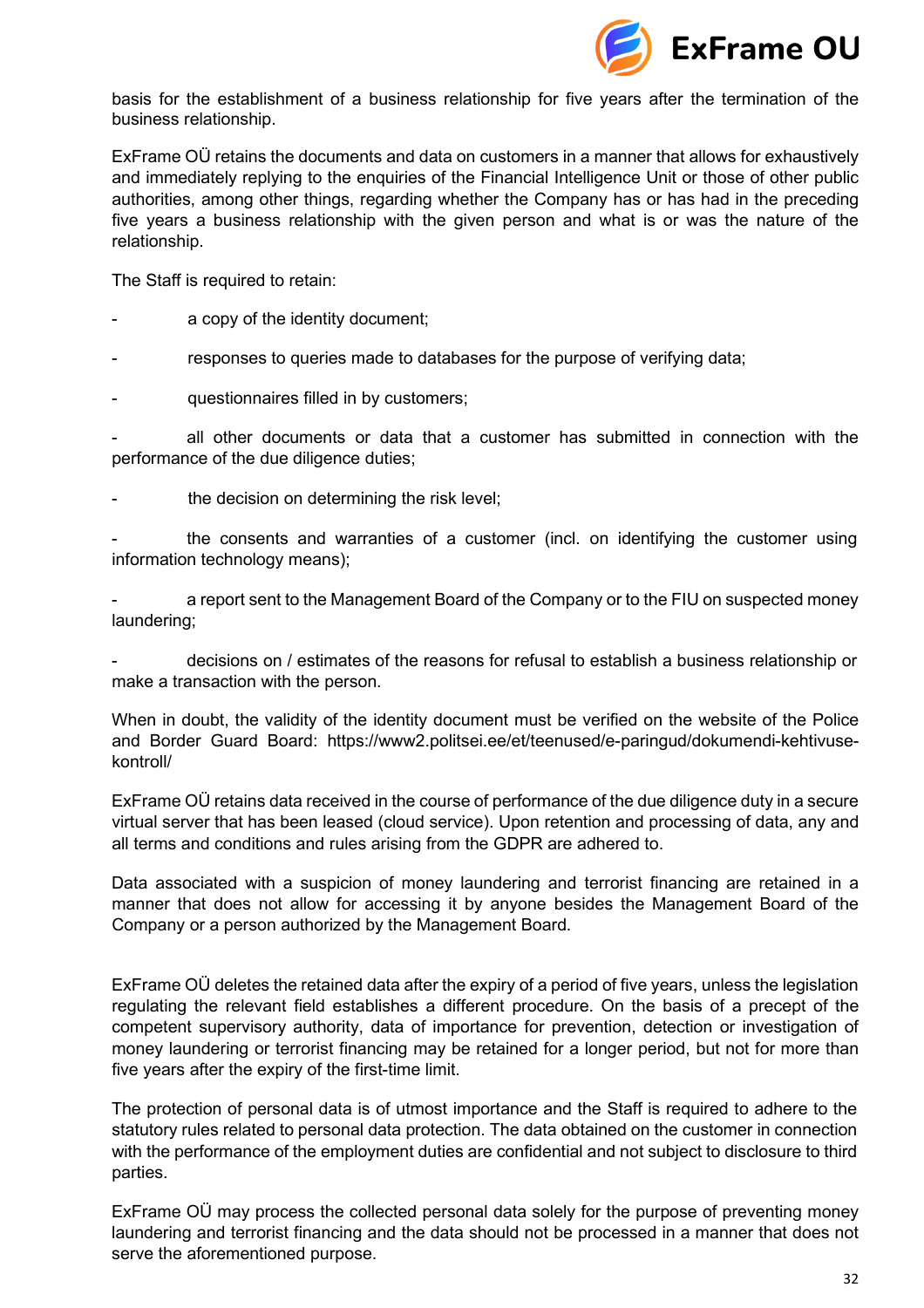basis for the establishment of a business relationship for five years after the termination of the business relationship.

ExFrame OÜ retains the documents and data on customers in a manner that allows for exhaustively and immediately replying to the enquiries of the Financial Intelligence Unit or those of other public authorities, among other things, regarding whether the Company has or has had in the preceding five years a business relationship with the given person and what is or was the nature of the relationship.

The Staff is required to retain:

- a copy of the identity document;
- responses to queries made to databases for the purpose of verifying data;
- questionnaires filled in by customers;
- all other documents or data that a customer has submitted in connection with the performance of the due diligence duties;
- the decision on determining the risk level;
- the consents and warranties of a customer (incl. on identifying the customer using information technology means);
- a report sent to the Management Board of the Company or to the FIU on suspected money laundering;
- decisions on / estimates of the reasons for refusal to establish a business relationship or make a transaction with the person.

When in doubt, the validity of the identity document must be verified on the website of the Police and Border Guard Board: https://www2.politsei.ee/et/teenused/e-paringud/dokumendi-kehtivuse-kontroll/

ExFrame OÜ retains data received in the course of performance of the due diligence duty in a secure virtual server that has been leased (cloud service). Upon retention and processing of data, any and all terms and conditions and rules arising from the GDPR are adhered to.

Data associated with a suspicion of money laundering and terrorist financing are retained in a manner that does not allow for accessing it by anyone besides the Management Board of the Company or a person authorized by the Management Board.

ExFrame OÜ deletes the retained data after the expiry of a period of five years, unless the legislation regulating the relevant field establishes a different procedure. On the basis of a precept of the competent supervisory authority, data of importance for prevention, detection or investigation of money laundering or terrorist financing may be retained for a longer period, but not for more than five years after the expiry of the first-time limit.

The protection of personal data is of utmost importance and the Staff is required to adhere to the statutory rules related to personal data protection. The data obtained on the customer in connection with the performance of the employment duties are confidential and not subject to disclosure to third parties.

ExFrame OÜ may process the collected personal data solely for the purpose of preventing money laundering and terrorist financing and the data should not be processed in a manner that does not serve the aforementioned purpose.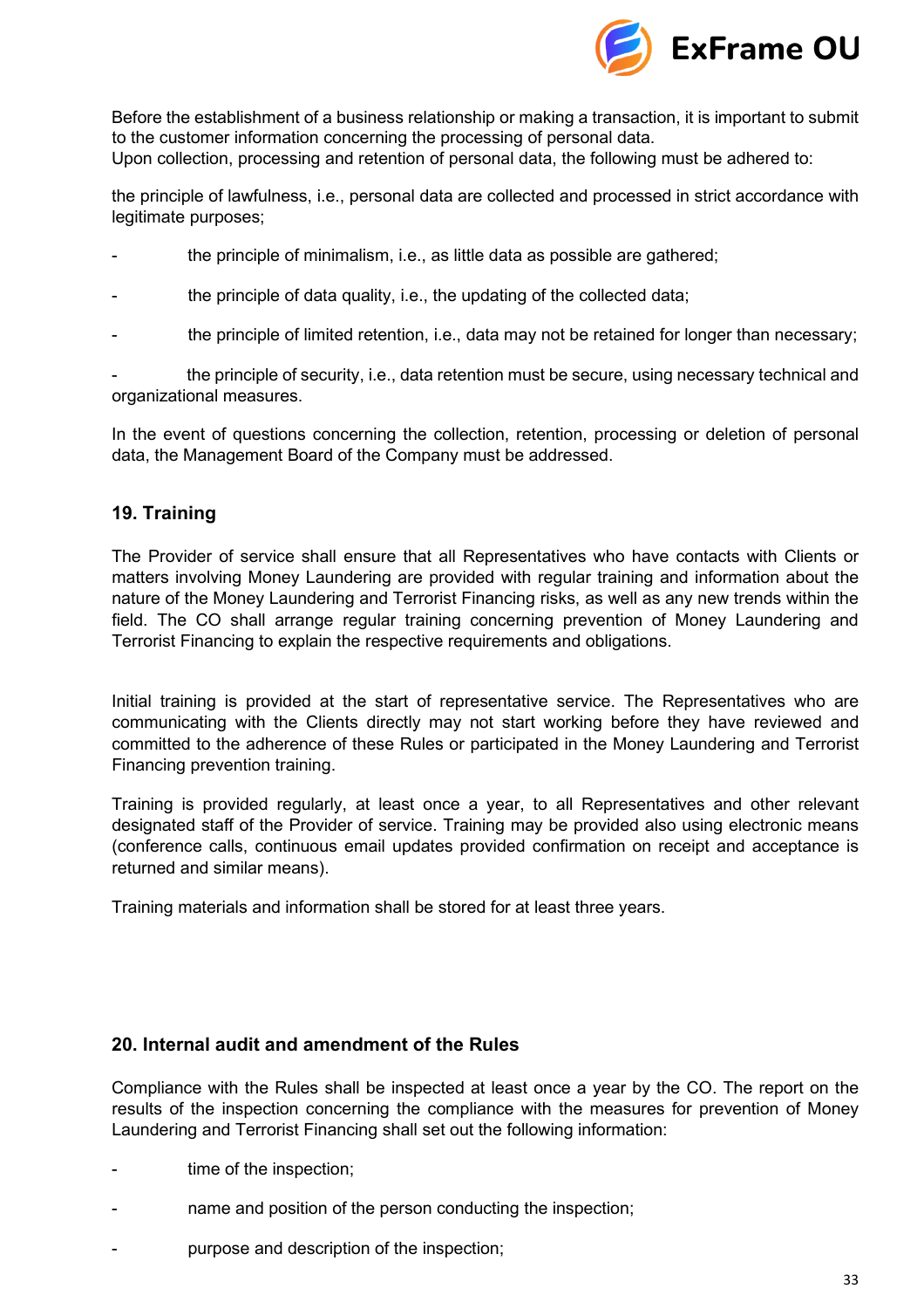Before the establishment of a business relationship or making a transaction, it is important to submit to the customer information concerning the processing of personal data.
Upon collection, processing and retention of personal data, the following must be adhered to:

the principle of lawfulness, i.e., personal data are collected and processed in strict accordance with legitimate purposes;

- the principle of minimalism, i.e., as little data as possible are gathered;
- the principle of data quality, i.e., the updating of the collected data;
- the principle of limited retention, i.e., data may not be retained for longer than necessary;
- the principle of security, i.e., data retention must be secure, using necessary technical and organizational measures.

In the event of questions concerning the collection, retention, processing or deletion of personal data, the Management Board of the Company must be addressed.

## 19. Training

The Provider of service shall ensure that all Representatives who have contacts with Clients or matters involving Money Laundering are provided with regular training and information about the nature of the Money Laundering and Terrorist Financing risks, as well as any new trends within the field. The CO shall arrange regular training concerning prevention of Money Laundering and Terrorist Financing to explain the respective requirements and obligations.

Initial training is provided at the start of representative service. The Representatives who are communicating with the Clients directly may not start working before they have reviewed and committed to the adherence of these Rules or participated in the Money Laundering and Terrorist Financing prevention training.

Training is provided regularly, at least once a year, to all Representatives and other relevant designated staff of the Provider of service. Training may be provided also using electronic means (conference calls, continuous email updates provided confirmation on receipt and acceptance is returned and similar means).

Training materials and information shall be stored for at least three years.

## 20. Internal audit and amendment of the Rules

Compliance with the Rules shall be inspected at least once a year by the CO. The report on the results of the inspection concerning the compliance with the measures for prevention of Money Laundering and Terrorist Financing shall set out the following information:

- time of the inspection;
- name and position of the person conducting the inspection;
- purpose and description of the inspection;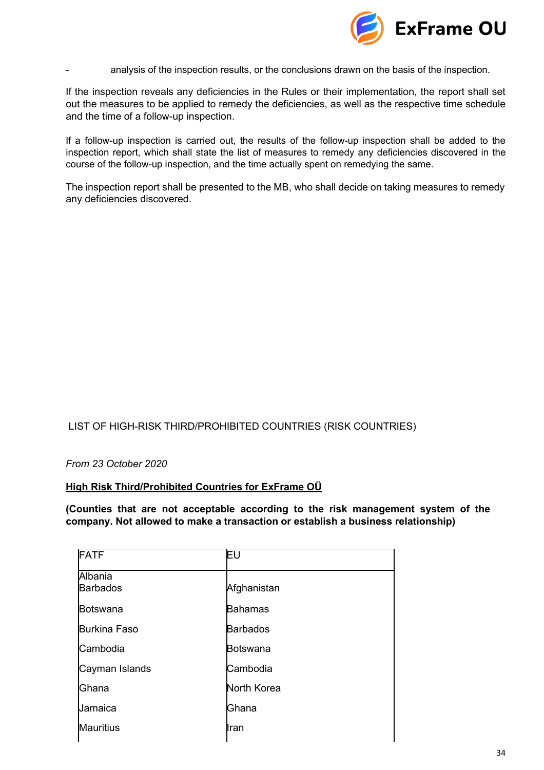- analysis of the inspection results, or the conclusions drawn on the basis of the inspection.

If the inspection reveals any deficiencies in the Rules or their implementation, the report shall set out the measures to be applied to remedy the deficiencies, as well as the respective time schedule and the time of a follow-up inspection.

If a follow-up inspection is carried out, the results of the follow-up inspection shall be added to the inspection report, which shall state the list of measures to remedy any deficiencies discovered in the course of the follow-up inspection, and the time actually spent on remedying the same.

The inspection report shall be presented to the MB, who shall decide on taking measures to remedy any deficiencies discovered.

LIST OF HIGH-RISK THIRD/PROHIBITED COUNTRIES (RISK COUNTRIES)

*From 23 October 2020*

**<u>High Risk Third/Prohibited Countries for ExFrame OÜ</u>**

**(Counties that are not acceptable according to the risk management system of the company. Not allowed to make a transaction or establish a business relationship)**

| FATF | EU |
|---|---|
| Albania<br>Barbados | Afghanistan |
| Botswana | Bahamas |
| Burkina Faso | Barbados |
| Cambodia | Botswana |
| Cayman Islands | Cambodia |
| Ghana | North Korea |
| Jamaica | Ghana |
| Mauritius | Iran |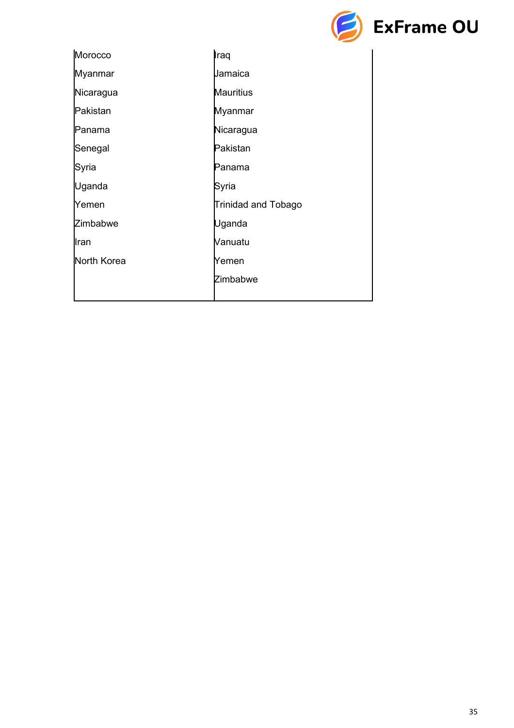| | |
|---|---|
| Morocco | Iraq |
| Myanmar | Jamaica |
| Nicaragua | Mauritius |
| Pakistan | Myanmar |
| Panama | Nicaragua |
| Senegal | Pakistan |
| Syria | Panama |
| Uganda | Syria |
| Yemen | Trinidad and Tobago |
| Zimbabwe | Uganda |
| Iran | Vanuatu |
| North Korea | Yemen |
| | Zimbabwe |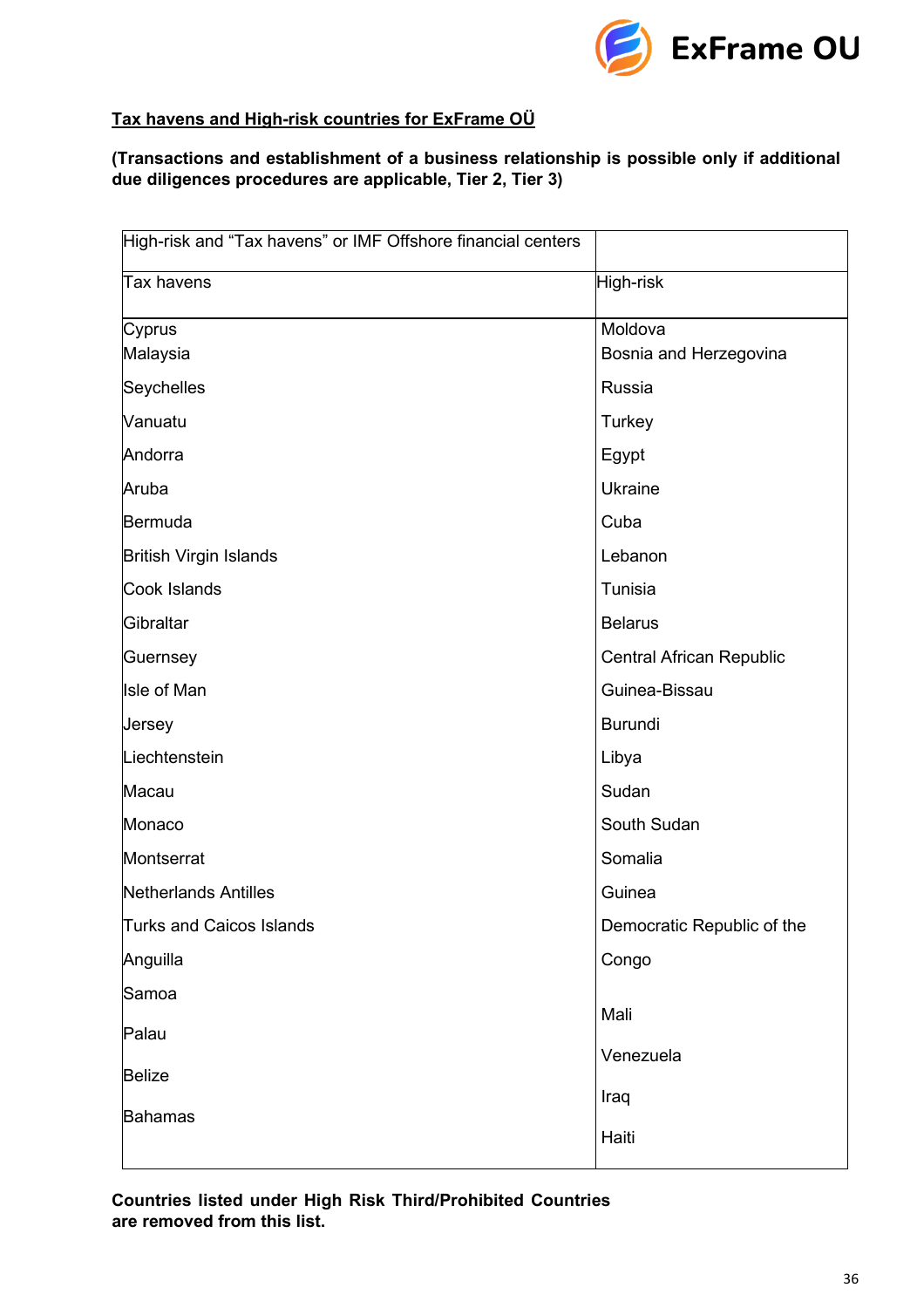**Tax havens and High-risk countries for ExFrame OÜ**

**(Transactions and establishment of a business relationship is possible only if additional due diligences procedures are applicable, Tier 2, Tier 3)**

| High-risk and “Tax havens” or IMF Offshore financial centers | |
|---|---|
| Tax havens | High-risk |
| Cyprus | Moldova |
| Malaysia | Bosnia and Herzegovina |
| Seychelles | Russia |
| Vanuatu | Turkey |
| Andorra | Egypt |
| Aruba | Ukraine |
| Bermuda | Cuba |
| British Virgin Islands | Lebanon |
| Cook Islands | Tunisia |
| Gibraltar | Belarus |
| Guernsey | Central African Republic |
| Isle of Man | Guinea-Bissau |
| Jersey | Burundi |
| Liechtenstein | Libya |
| Macau | Sudan |
| Monaco | South Sudan |
| Montserrat | Somalia |
| Netherlands Antilles | Guinea |
| Turks and Caicos Islands | Democratic Republic of the Congo |
| Anguilla | Mali |
| Samoa | Venezuela |
| Palau | Iraq |
| Belize | Haiti |
| Bahamas | |

**Countries listed under High Risk Third/Prohibited Countries are removed from this list.**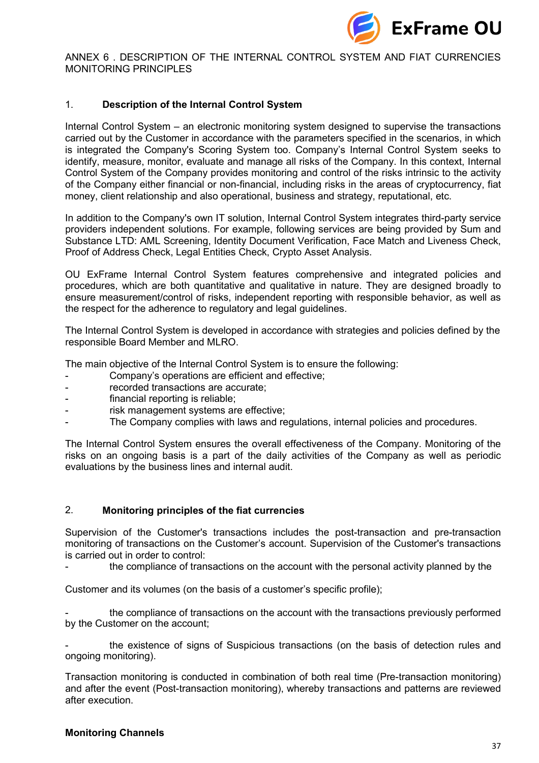ANNEX 6 . DESCRIPTION OF THE INTERNAL CONTROL SYSTEM AND FIAT CURRENCIES MONITORING PRINCIPLES

## 1. Description of the Internal Control System

Internal Control System – an electronic monitoring system designed to supervise the transactions carried out by the Customer in accordance with the parameters specified in the scenarios, in which is integrated the Company's Scoring System too. Company's Internal Control System seeks to identify, measure, monitor, evaluate and manage all risks of the Company. In this context, Internal Control System of the Company provides monitoring and control of the risks intrinsic to the activity of the Company either financial or non-financial, including risks in the areas of cryptocurrency, fiat money, client relationship and also operational, business and strategy, reputational, etc.

In addition to the Company's own IT solution, Internal Control System integrates third-party service providers independent solutions. For example, following services are being provided by Sum and Substance LTD: AML Screening, Identity Document Verification, Face Match and Liveness Check, Proof of Address Check, Legal Entities Check, Crypto Asset Analysis.

OU ExFrame Internal Control System features comprehensive and integrated policies and procedures, which are both quantitative and qualitative in nature. They are designed broadly to ensure measurement/control of risks, independent reporting with responsible behavior, as well as the respect for the adherence to regulatory and legal guidelines.

The Internal Control System is developed in accordance with strategies and policies defined by the responsible Board Member and MLRO.

The main objective of the Internal Control System is to ensure the following:

- Company's operations are efficient and effective;
- recorded transactions are accurate;
- financial reporting is reliable;
- risk management systems are effective;
- The Company complies with laws and regulations, internal policies and procedures.

The Internal Control System ensures the overall effectiveness of the Company. Monitoring of the risks on an ongoing basis is a part of the daily activities of the Company as well as periodic evaluations by the business lines and internal audit.

## 2. Monitoring principles of the fiat currencies

Supervision of the Customer's transactions includes the post-transaction and pre-transaction monitoring of transactions on the Customer's account. Supervision of the Customer's transactions is carried out in order to control:

- the compliance of transactions on the account with the personal activity planned by the Customer and its volumes (on the basis of a customer's specific profile);
- the compliance of transactions on the account with the transactions previously performed by the Customer on the account;
- the existence of signs of Suspicious transactions (on the basis of detection rules and ongoing monitoring).

Transaction monitoring is conducted in combination of both real time (Pre-transaction monitoring) and after the event (Post-transaction monitoring), whereby transactions and patterns are reviewed after execution.

**Monitoring Channels**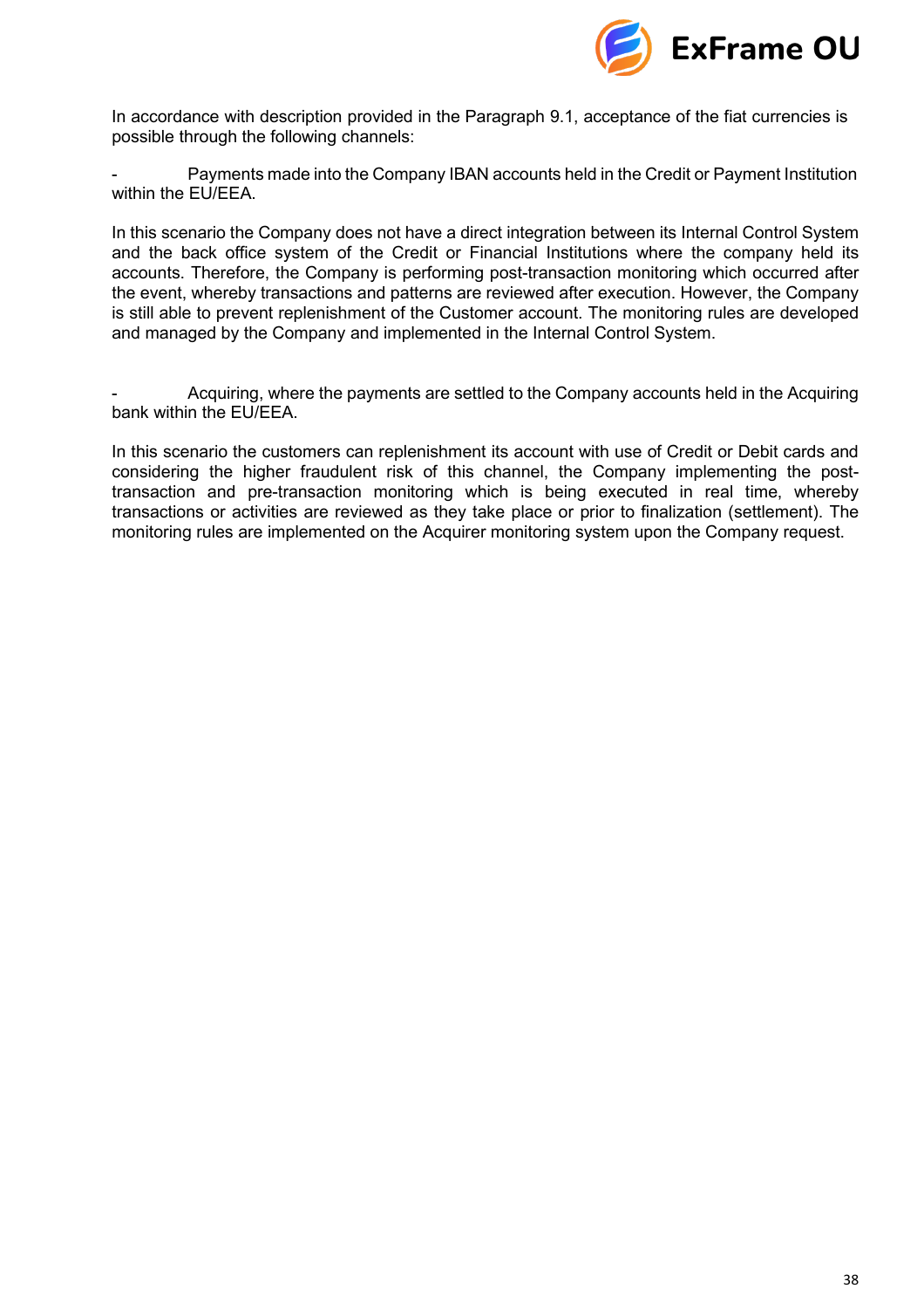In accordance with description provided in the Paragraph 9.1, acceptance of the fiat currencies is possible through the following channels:

- Payments made into the Company IBAN accounts held in the Credit or Payment Institution within the EU/EEA.

In this scenario the Company does not have a direct integration between its Internal Control System and the back office system of the Credit or Financial Institutions where the company held its accounts. Therefore, the Company is performing post-transaction monitoring which occurred after the event, whereby transactions and patterns are reviewed after execution. However, the Company is still able to prevent replenishment of the Customer account. The monitoring rules are developed and managed by the Company and implemented in the Internal Control System.

- Acquiring, where the payments are settled to the Company accounts held in the Acquiring bank within the EU/EEA.

In this scenario the customers can replenishment its account with use of Credit or Debit cards and considering the higher fraudulent risk of this channel, the Company implementing the post-transaction and pre-transaction monitoring which is being executed in real time, whereby transactions or activities are reviewed as they take place or prior to finalization (settlement). The monitoring rules are implemented on the Acquirer monitoring system upon the Company request.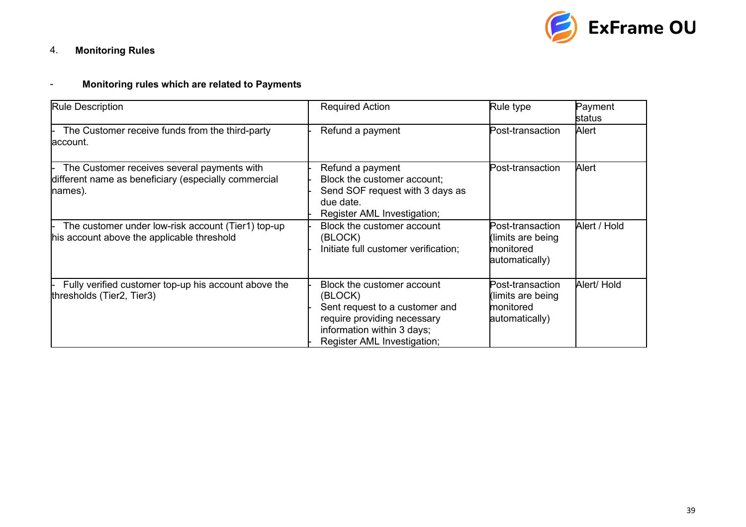## 4. Monitoring Rules

- **Monitoring rules which are related to Payments**

| Rule Description | Required Action | Rule type | Payment status |
|---|---|---|---|
| - The Customer receive funds from the third-party account. | - Refund a payment | Post-transaction | Alert |
| - The Customer receives several payments with different name as beneficiary (especially commercial names). | - Refund a payment<br>- Block the customer account;<br>- Send SOF request with 3 days as due date.<br>- Register AML Investigation; | Post-transaction | Alert |
| - The customer under low-risk account (Tier1) top-up his account above the applicable threshold | - Block the customer account (BLOCK)<br>Initiate full customer verification; | Post-transaction (limits are being monitored automatically) | Alert / Hold |
| - Fully verified customer top-up his account above the thresholds (Tier2, Tier3) | - Block the customer account (BLOCK)<br>Sent request to a customer and require providing necessary information within 3 days;<br>- Register AML Investigation; | Post-transaction (limits are being monitored automatically) | Alert/ Hold |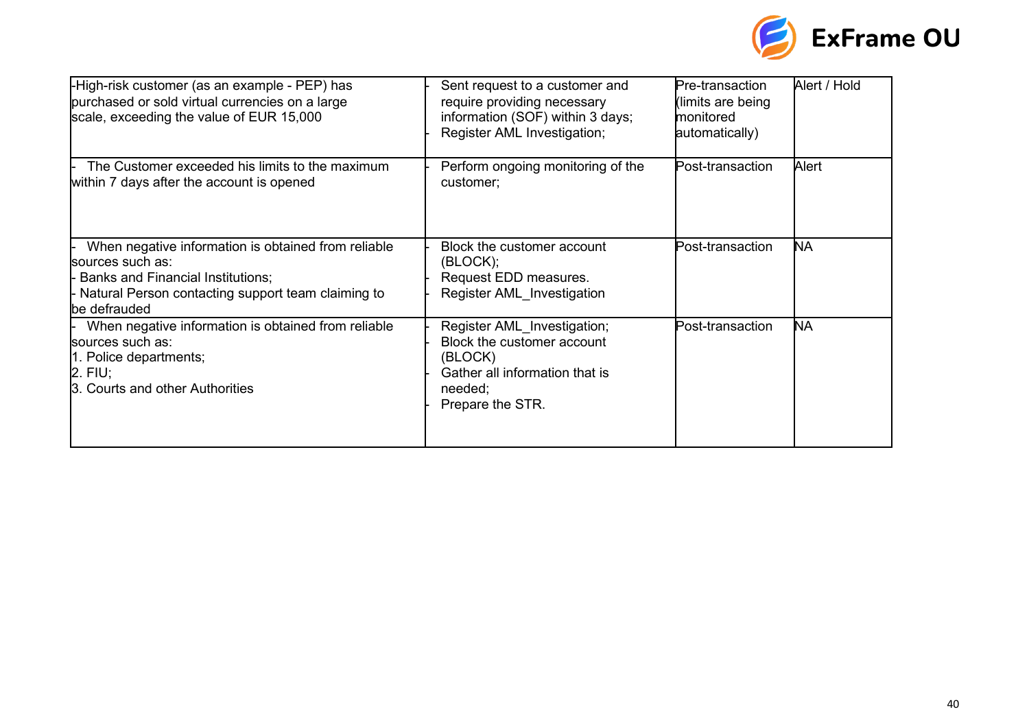| | | | |
|---|---|---|---|
| -High-risk customer (as an example - PEP) has purchased or sold virtual currencies on a large scale, exceeding the value of EUR 15,000 | - Sent request to a customer and require providing necessary information (SOF) within 3 days;<br>- Register AML Investigation; | Pre-transaction (limits are being monitored automatically) | Alert / Hold |
| - The Customer exceeded his limits to the maximum within 7 days after the account is opened | - Perform ongoing monitoring of the customer; | Post-transaction | Alert |
| - When negative information is obtained from reliable sources such as:<br>- Banks and Financial Institutions;<br>- Natural Person contacting support team claiming to be defrauded | - Block the customer account (BLOCK);<br>- Request EDD measures.<br>- Register AML_Investigation | Post-transaction | NA |
| - When negative information is obtained from reliable sources such as:<br>1. Police departments;<br>2. FIU;<br>3. Courts and other Authorities | - Register AML_Investigation;<br>- Block the customer account (BLOCK)<br>- Gather all information that is needed;<br>- Prepare the STR. | Post-transaction | NA |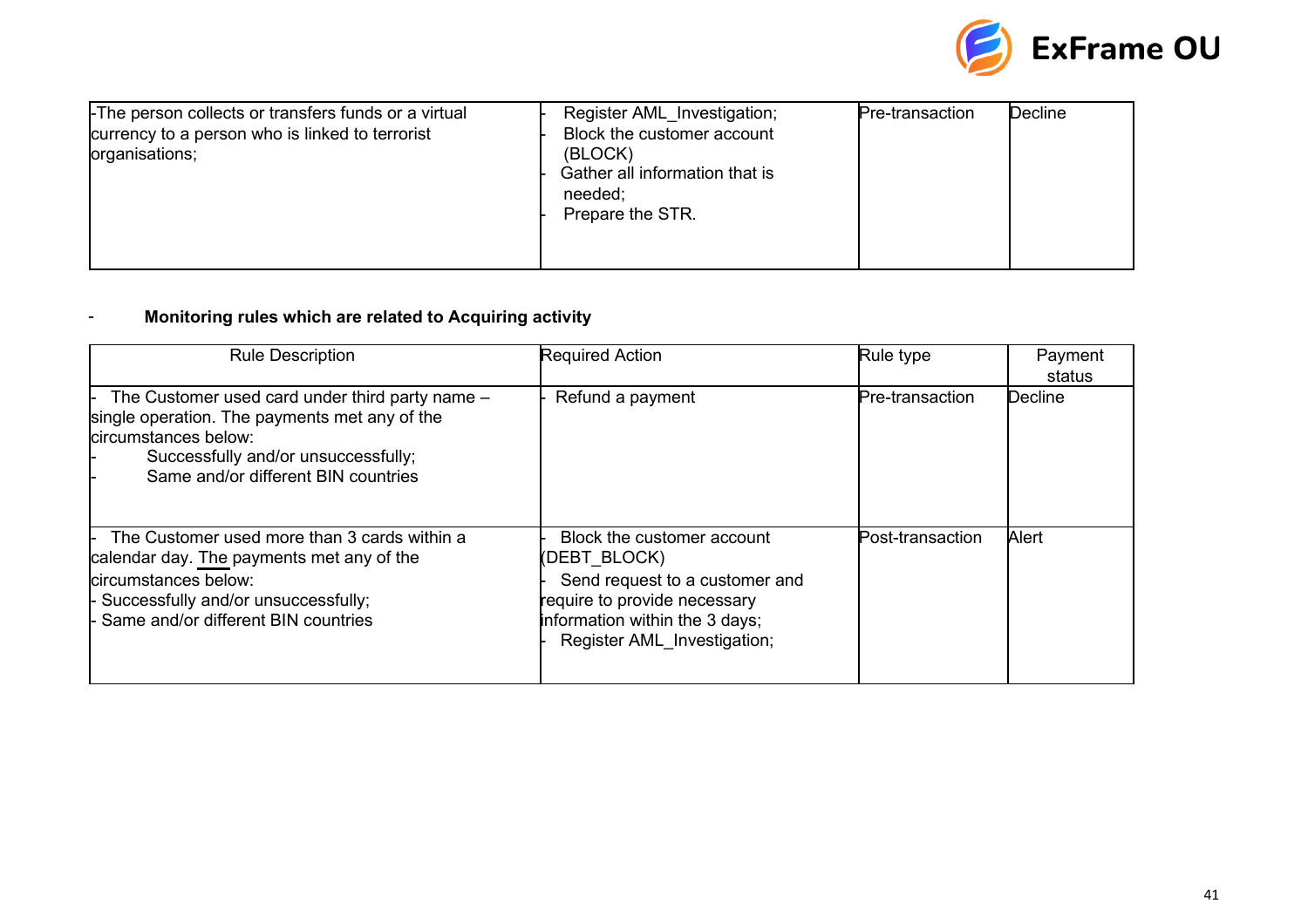| | | | |
|---|---|---|---|
| -The person collects or transfers funds or a virtual currency to a person who is linked to terrorist organisations; | - Register AML_Investigation;<br>- Block the customer account (BLOCK)<br>- Gather all information that is needed;<br>- Prepare the STR. | Pre-transaction | Decline |

- **Monitoring rules which are related to Acquiring activity**

| Rule Description | Required Action | Rule type | Payment status |
|---|---|---|---|
| - The Customer used card under third party name – single operation. The payments met any of the circumstances below:<br>- Successfully and/or unsuccessfully;<br>- Same and/or different BIN countries | - Refund a payment | Pre-transaction | Decline |
| - The Customer used more than 3 cards within a calendar day. The payments met any of the circumstances below:<br>- Successfully and/or unsuccessfully;<br>- Same and/or different BIN countries | - Block the customer account (DEBT_BLOCK)<br>- Send request to a customer and require to provide necessary information within the 3 days;<br>- Register AML_Investigation; | Post-transaction | Alert |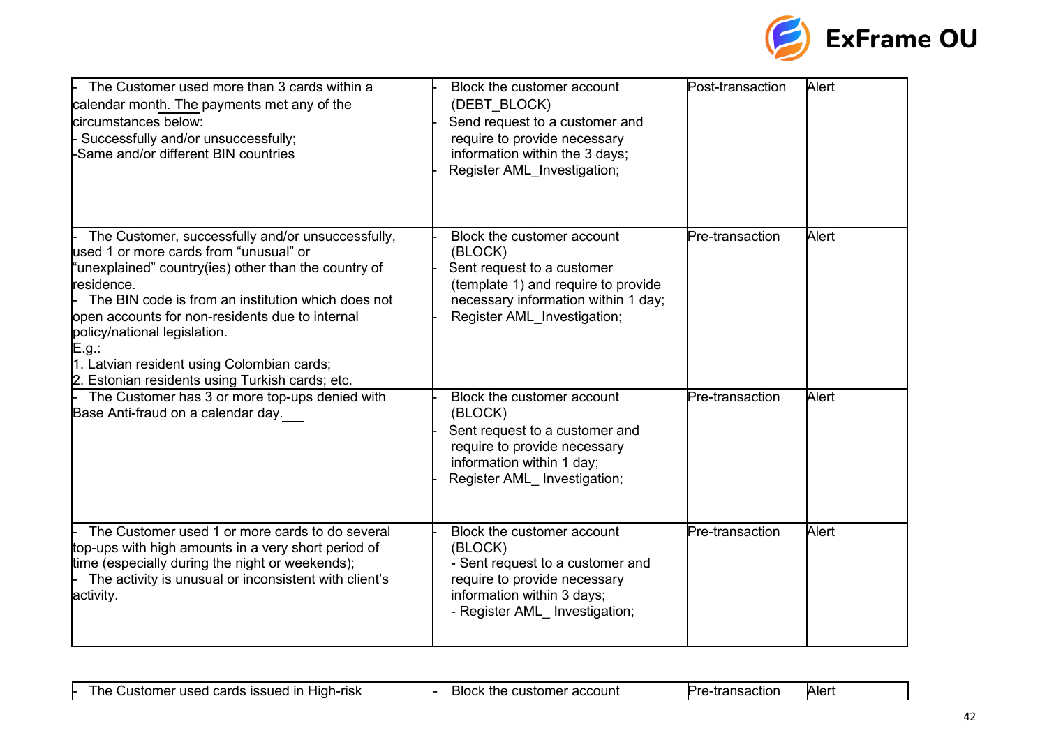| | | | |
|---|---|---|---|
| - The Customer used more than 3 cards within a calendar month. The payments met any of the circumstances below:<br>- Successfully and/or unsuccessfully;<br>-Same and/or different BIN countries | - Block the customer account (DEBT_BLOCK)<br>- Send request to a customer and require to provide necessary information within the 3 days;<br>- Register AML_Investigation; | Post-transaction | Alert |
| - The Customer, successfully and/or unsuccessfully, used 1 or more cards from "unusual" or "unexplained" country(ies) other than the country of residence.<br>- The BIN code is from an institution which does not open accounts for non-residents due to internal policy/national legislation.<br>E.g.:<br>1. Latvian resident using Colombian cards;<br>2. Estonian residents using Turkish cards; etc. | - Block the customer account (BLOCK)<br>- Sent request to a customer (template 1) and require to provide necessary information within 1 day;<br>- Register AML_Investigation; | Pre-transaction | Alert |
| - The Customer has 3 or more top-ups denied with Base Anti-fraud on a calendar day. | - Block the customer account (BLOCK)<br>- Sent request to a customer and require to provide necessary information within 1 day;<br>- Register AML_ Investigation; | Pre-transaction | Alert |
| - The Customer used 1 or more cards to do several top-ups with high amounts in a very short period of time (especially during the night or weekends);<br>- The activity is unusual or inconsistent with client's activity. | - Block the customer account (BLOCK)<br>- Sent request to a customer and require to provide necessary information within 3 days;<br>- Register AML_ Investigation; | Pre-transaction | Alert |
| - The Customer used cards issued in High-risk | - Block the customer account | Pre-transaction | Alert |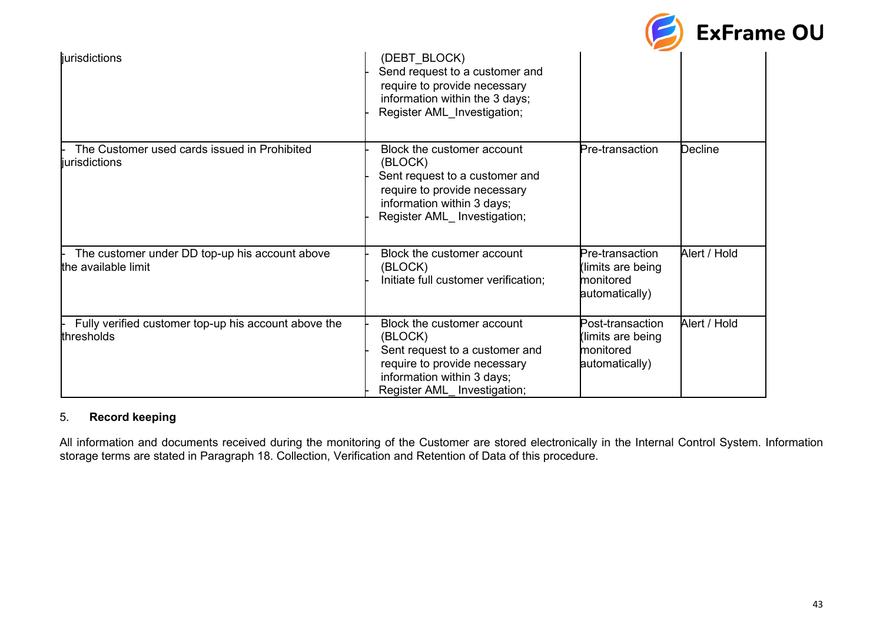| | | | |
|---|---|---|---|
| jurisdictions | (DEBT_BLOCK)<br>- Send request to a customer and require to provide necessary information within the 3 days;<br>- Register AML_Investigation; | | |
| - The Customer used cards issued in Prohibited jurisdictions | - Block the customer account (BLOCK)<br>- Sent request to a customer and require to provide necessary information within 3 days;<br>- Register AML_ Investigation; | Pre-transaction | Decline |
| - The customer under DD top-up his account above the available limit | - Block the customer account (BLOCK)<br>- Initiate full customer verification; | Pre-transaction (limits are being monitored automatically) | Alert / Hold |
| - Fully verified customer top-up his account above the thresholds | - Block the customer account (BLOCK)<br>- Sent request to a customer and require to provide necessary information within 3 days;<br>- Register AML_ Investigation; | Post-transaction (limits are being monitored automatically) | Alert / Hold |

5. **Record keeping**

All information and documents received during the monitoring of the Customer are stored electronically in the Internal Control System. Information storage terms are stated in Paragraph 18. Collection, Verification and Retention of Data of this procedure.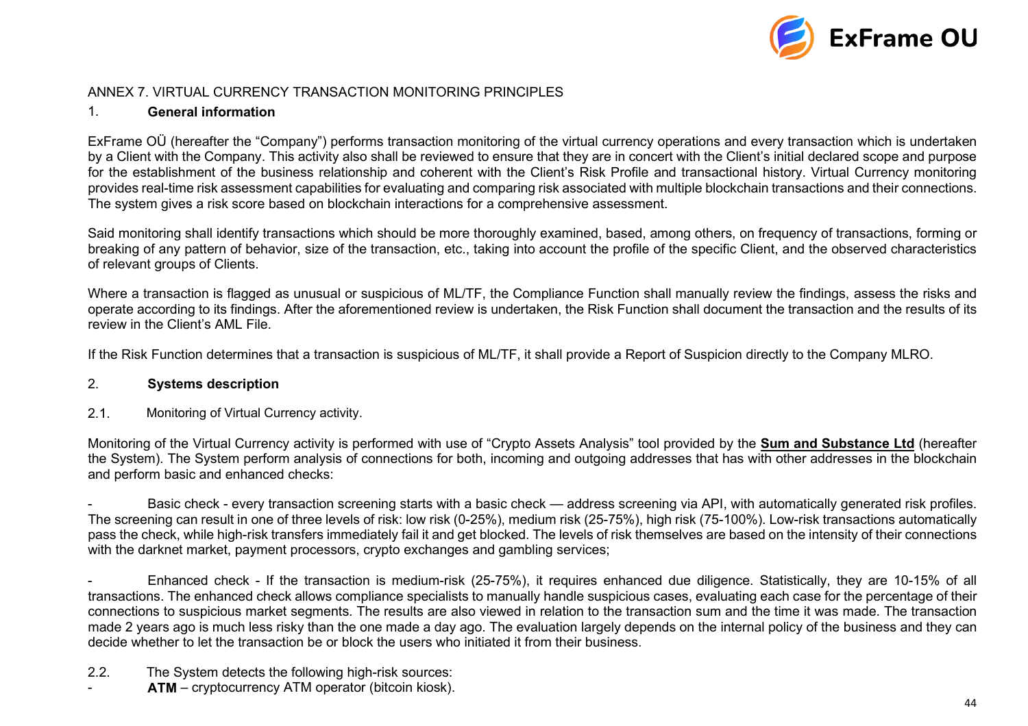ANNEX 7. VIRTUAL CURRENCY TRANSACTION MONITORING PRINCIPLES

1. **General information**

ExFrame OÜ (hereafter the “Company”) performs transaction monitoring of the virtual currency operations and every transaction which is undertaken by a Client with the Company. This activity also shall be reviewed to ensure that they are in concert with the Client’s initial declared scope and purpose for the establishment of the business relationship and coherent with the Client’s Risk Profile and transactional history. Virtual Currency monitoring provides real-time risk assessment capabilities for evaluating and comparing risk associated with multiple blockchain transactions and their connections. The system gives a risk score based on blockchain interactions for a comprehensive assessment.

Said monitoring shall identify transactions which should be more thoroughly examined, based, among others, on frequency of transactions, forming or breaking of any pattern of behavior, size of the transaction, etc., taking into account the profile of the specific Client, and the observed characteristics of relevant groups of Clients.

Where a transaction is flagged as unusual or suspicious of ML/TF, the Compliance Function shall manually review the findings, assess the risks and operate according to its findings. After the aforementioned review is undertaken, the Risk Function shall document the transaction and the results of its review in the Client’s AML File.

If the Risk Function determines that a transaction is suspicious of ML/TF, it shall provide a Report of Suspicion directly to the Company MLRO.

2. **Systems description**

2.1. Monitoring of Virtual Currency activity.

Monitoring of the Virtual Currency activity is performed with use of “Crypto Assets Analysis” tool provided by the **Sum and Substance Ltd** (hereafter the System). The System perform analysis of connections for both, incoming and outgoing addresses that has with other addresses in the blockchain and perform basic and enhanced checks:

- Basic check - every transaction screening starts with a basic check — address screening via API, with automatically generated risk profiles. The screening can result in one of three levels of risk: low risk (0-25%), medium risk (25-75%), high risk (75-100%). Low-risk transactions automatically pass the check, while high-risk transfers immediately fail it and get blocked. The levels of risk themselves are based on the intensity of their connections with the darknet market, payment processors, crypto exchanges and gambling services;

- Enhanced check - If the transaction is medium-risk (25-75%), it requires enhanced due diligence. Statistically, they are 10-15% of all transactions. The enhanced check allows compliance specialists to manually handle suspicious cases, evaluating each case for the percentage of their connections to suspicious market segments. The results are also viewed in relation to the transaction sum and the time it was made. The transaction made 2 years ago is much less risky than the one made a day ago. The evaluation largely depends on the internal policy of the business and they can decide whether to let the transaction be or block the users who initiated it from their business.

2.2. The System detects the following high-risk sources:

- **ATM** – cryptocurrency ATM operator (bitcoin kiosk).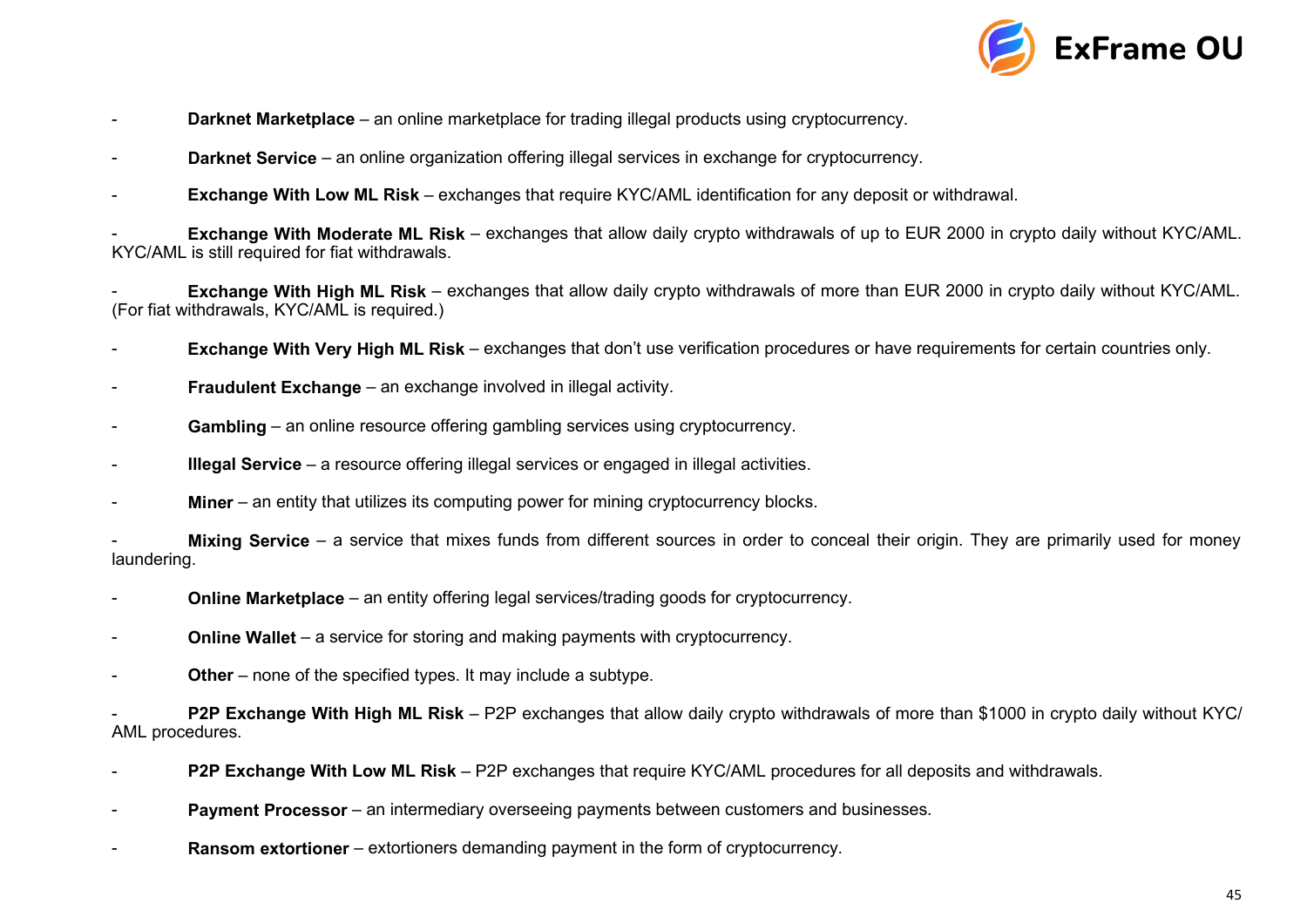- **Darknet Marketplace** – an online marketplace for trading illegal products using cryptocurrency.
- **Darknet Service** – an online organization offering illegal services in exchange for cryptocurrency.
- **Exchange With Low ML Risk** – exchanges that require KYC/AML identification for any deposit or withdrawal.
- **Exchange With Moderate ML Risk** – exchanges that allow daily crypto withdrawals of up to EUR 2000 in crypto daily without KYC/AML. KYC/AML is still required for fiat withdrawals.
- **Exchange With High ML Risk** – exchanges that allow daily crypto withdrawals of more than EUR 2000 in crypto daily without KYC/AML. (For fiat withdrawals, KYC/AML is required.)
- **Exchange With Very High ML Risk** – exchanges that don't use verification procedures or have requirements for certain countries only.
- **Fraudulent Exchange** – an exchange involved in illegal activity.
- **Gambling** – an online resource offering gambling services using cryptocurrency.
- **Illegal Service** – a resource offering illegal services or engaged in illegal activities.
- **Miner** – an entity that utilizes its computing power for mining cryptocurrency blocks.
- **Mixing Service** – a service that mixes funds from different sources in order to conceal their origin. They are primarily used for money laundering.
- **Online Marketplace** – an entity offering legal services/trading goods for cryptocurrency.
- **Online Wallet** – a service for storing and making payments with cryptocurrency.
- **Other** – none of the specified types. It may include a subtype.
- **P2P Exchange With High ML Risk** – P2P exchanges that allow daily crypto withdrawals of more than $1000 in crypto daily without KYC/AML procedures.
- **P2P Exchange With Low ML Risk** – P2P exchanges that require KYC/AML procedures for all deposits and withdrawals.
- **Payment Processor** – an intermediary overseeing payments between customers and businesses.
- **Ransom extortioner** – extortioners demanding payment in the form of cryptocurrency.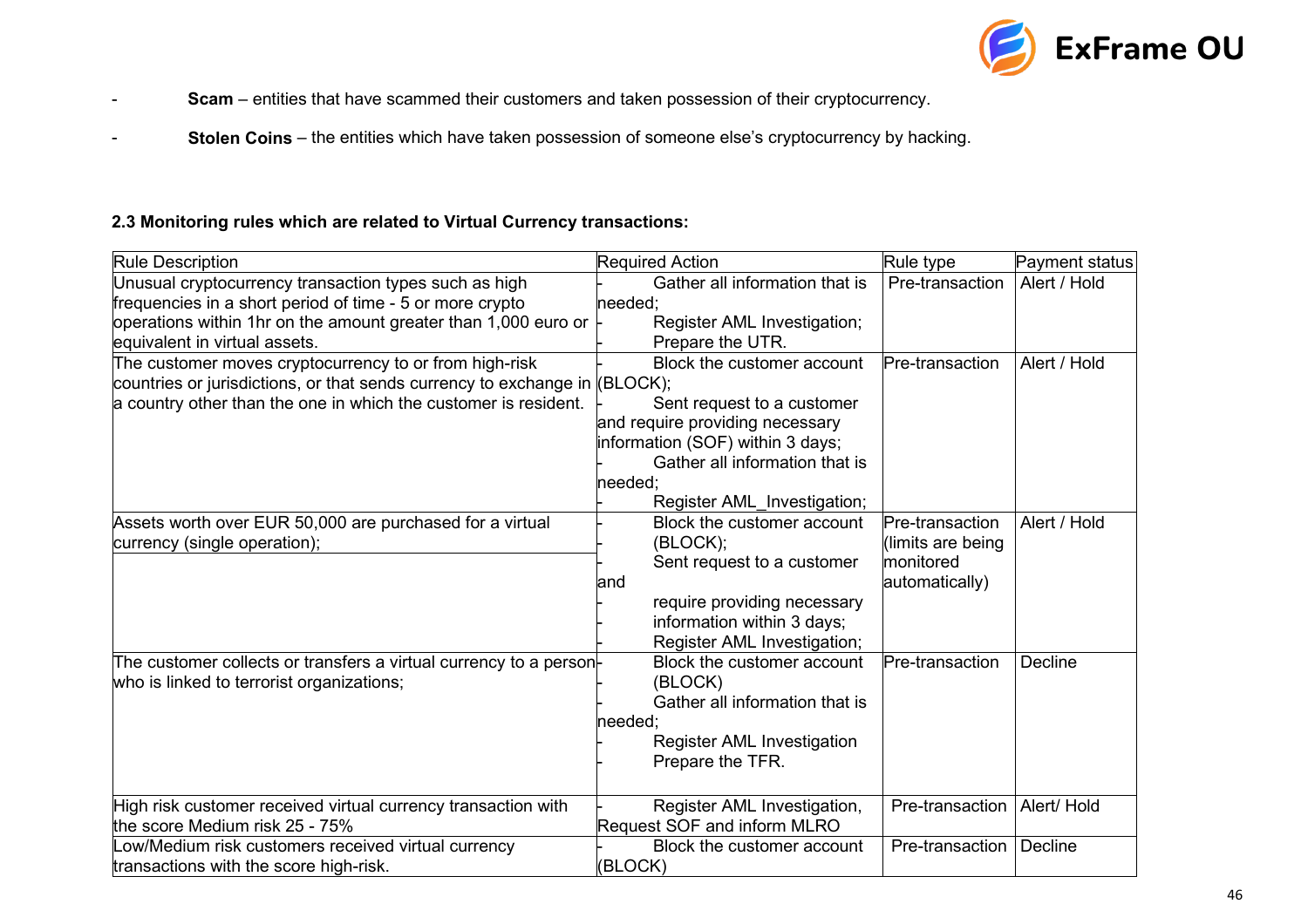- **Scam** – entities that have scammed their customers and taken possession of their cryptocurrency.
- **Stolen Coins** – the entities which have taken possession of someone else's cryptocurrency by hacking.

**2.3 Monitoring rules which are related to Virtual Currency transactions:**

| Rule Description | Required Action | Rule type | Payment status |
|---|---|---|---|
| Unusual cryptocurrency transaction types such as high frequencies in a short period of time - 5 or more crypto operations within 1hr on the amount greater than 1,000 euro or equivalent in virtual assets. | - Gather all information that is needed;<br>- Register AML Investigation;<br>- Prepare the UTR. | Pre-transaction | Alert / Hold |
| The customer moves cryptocurrency to or from high-risk countries or jurisdictions, or that sends currency to exchange in a country other than the one in which the customer is resident. | - Block the customer account (BLOCK);<br>- Sent request to a customer and require providing necessary information (SOF) within 3 days;<br>- Gather all information that is needed;<br>- Register AML_Investigation; | Pre-transaction | Alert / Hold |
| Assets worth over EUR 50,000 are purchased for a virtual currency (single operation); | - Block the customer account (BLOCK);<br>- Sent request to a customer and<br>- require providing necessary information within 3 days;<br>- Register AML Investigation; | Pre-transaction (limits are being monitored automatically) | Alert / Hold |
| The customer collects or transfers a virtual currency to a person who is linked to terrorist organizations; | - Block the customer account (BLOCK)<br>- Gather all information that is needed;<br>- Register AML Investigation<br>- Prepare the TFR. | Pre-transaction | Decline |
| High risk customer received virtual currency transaction with the score Medium risk 25 - 75% | - Register AML Investigation, Request SOF and inform MLRO | Pre-transaction | Alert/ Hold |
| Low/Medium risk customers received virtual currency transactions with the score high-risk. | - Block the customer account (BLOCK) | Pre-transaction | Decline |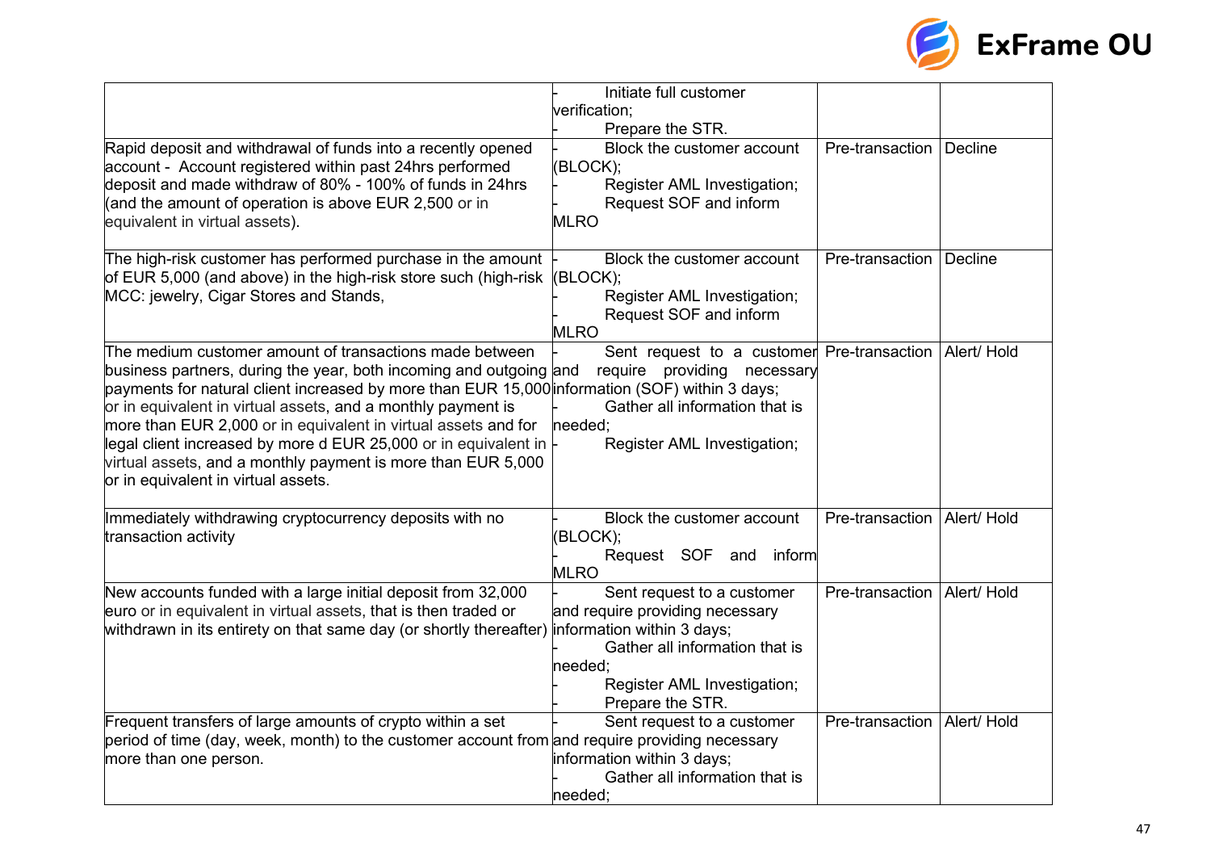| | | | |
|---|---|---|---|
| | - Initiate full customer verification;<br>- Prepare the STR. | | |
| Rapid deposit and withdrawal of funds into a recently opened account - Account registered within past 24hrs performed deposit and made withdraw of 80% - 100% of funds in 24hrs (and the amount of operation is above EUR 2,500 or in equivalent in virtual assets). | - Block the customer account (BLOCK);<br>- Register AML Investigation;<br>- Request SOF and inform MLRO | Pre-transaction | Decline |
| The high-risk customer has performed purchase in the amount of EUR 5,000 (and above) in the high-risk store such (high-risk MCC: jewelry, Cigar Stores and Stands, | - Block the customer account (BLOCK);<br>- Register AML Investigation;<br>- Request SOF and inform MLRO | Pre-transaction | Decline |
| The medium customer amount of transactions made between business partners, during the year, both incoming and outgoing payments for natural client increased by more than EUR 15,000 or in equivalent in virtual assets, and a monthly payment is more than EUR 2,000 or in equivalent in virtual assets and for legal client increased by more d EUR 25,000 or in equivalent in virtual assets, and a monthly payment is more than EUR 5,000 or in equivalent in virtual assets. | - Sent request to a customer and require providing necessary information (SOF) within 3 days;<br>- Gather all information that is needed;<br>- Register AML Investigation; | Pre-transaction | Alert/ Hold |
| Immediately withdrawing cryptocurrency deposits with no transaction activity | - Block the customer account (BLOCK);<br>- Request SOF and inform MLRO | Pre-transaction | Alert/ Hold |
| New accounts funded with a large initial deposit from 32,000 euro or in equivalent in virtual assets, that is then traded or withdrawn in its entirety on that same day (or shortly thereafter) | - Sent request to a customer and require providing necessary information within 3 days;<br>- Gather all information that is needed;<br>- Register AML Investigation;<br>- Prepare the STR. | Pre-transaction | Alert/ Hold |
| Frequent transfers of large amounts of crypto within a set period of time (day, week, month) to the customer account from more than one person. | - Sent request to a customer and require providing necessary information within 3 days;<br>- Gather all information that is needed; | Pre-transaction | Alert/ Hold |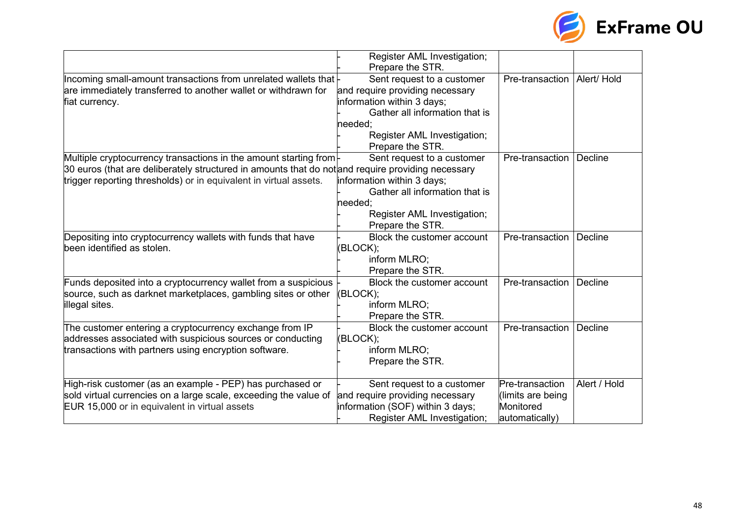| | | | |
|---|---|---|---|
| | - Register AML Investigation;<br>- Prepare the STR. | | |
| Incoming small-amount transactions from unrelated wallets that are immediately transferred to another wallet or withdrawn for fiat currency. | - Sent request to a customer and require providing necessary information within 3 days;<br>- Gather all information that is needed;<br>- Register AML Investigation;<br>- Prepare the STR. | Pre-transaction | Alert/ Hold |
| Multiple cryptocurrency transactions in the amount starting from 30 euros (that are deliberately structured in amounts that do not trigger reporting thresholds) or in equivalent in virtual assets. | - Sent request to a customer and require providing necessary information within 3 days;<br>- Gather all information that is needed;<br>- Register AML Investigation;<br>- Prepare the STR. | Pre-transaction | Decline |
| Depositing into cryptocurrency wallets with funds that have been identified as stolen. | - Block the customer account (BLOCK);<br>- inform MLRO;<br>- Prepare the STR. | Pre-transaction | Decline |
| Funds deposited into a cryptocurrency wallet from a suspicious source, such as darknet marketplaces, gambling sites or other illegal sites. | - Block the customer account (BLOCK);<br>- inform MLRO;<br>- Prepare the STR. | Pre-transaction | Decline |
| The customer entering a cryptocurrency exchange from IP addresses associated with suspicious sources or conducting transactions with partners using encryption software. | - Block the customer account (BLOCK);<br>- inform MLRO;<br>- Prepare the STR. | Pre-transaction | Decline |
| High-risk customer (as an example - PEP) has purchased or sold virtual currencies on a large scale, exceeding the value of EUR 15,000 or in equivalent in virtual assets | - Sent request to a customer and require providing necessary information (SOF) within 3 days;<br>- Register AML Investigation; | Pre-transaction (limits are being Monitored automatically) | Alert / Hold |